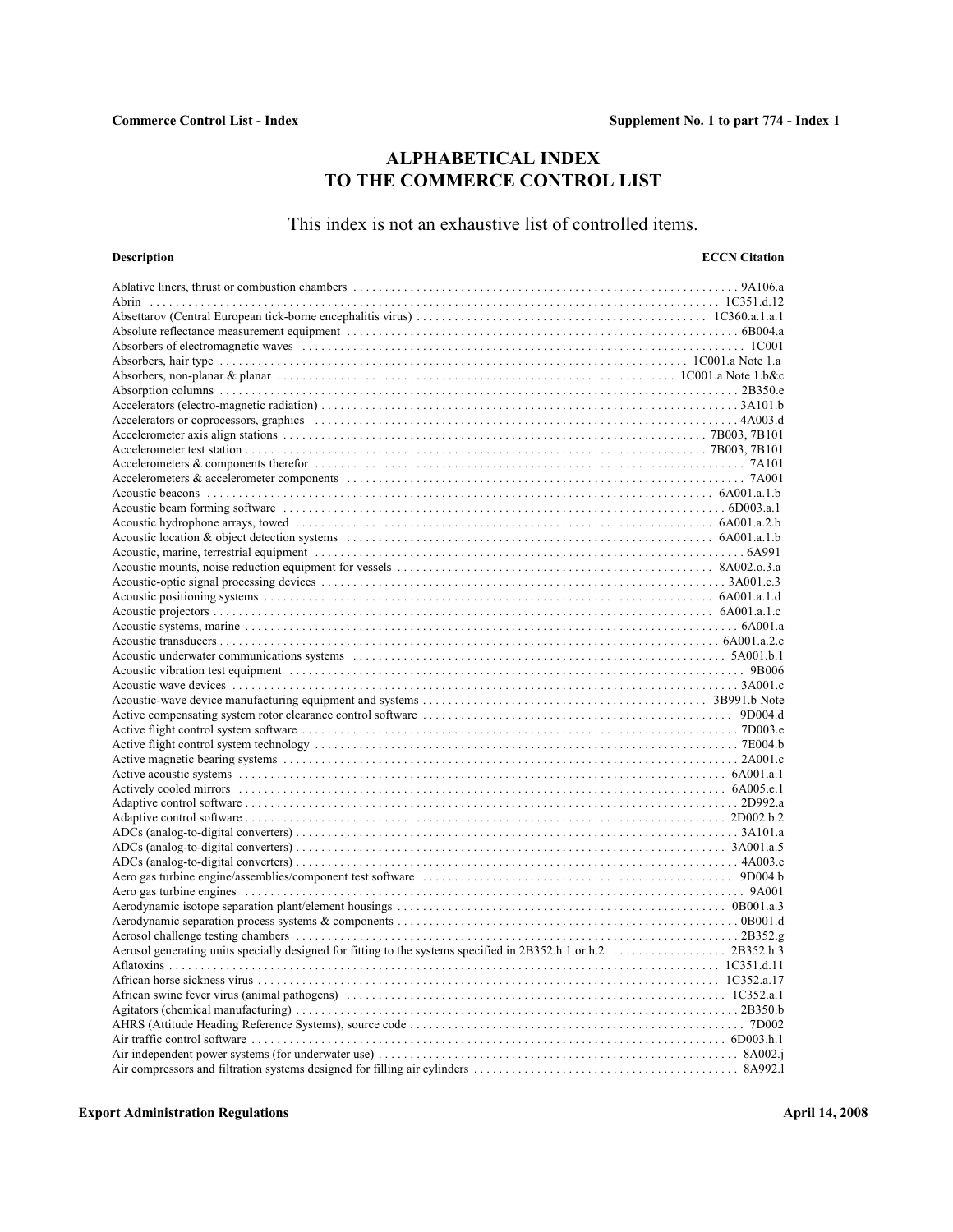# ALPHABETICAL INDEX TO THE COMMERCE CONTROL LIST

This index is not an exhaustive list of controlled items.

| Description | ECCN Citation |
|---|---|
| Ablative liners, thrust or combustion chambers | 9A106.a |
| Abrin | 1C351.d.12 |
| Absettarov (Central European tick-borne encephalitis virus) | 1C360.a.1.a.1 |
| Absolute reflectance measurement equipment | 6B004.a |
| Absorbers of electromagnetic waves | 1C001 |
| Absorbers, hair type | 1C001.a Note 1.a |
| Absorbers, non-planar & planar | 1C001.a Note 1.b&c |
| Absorption columns | 2B350.e |
| Accelerators (electro-magnetic radiation) | 3A101.b |
| Accelerators or coprocessors, graphics | 4A003.d |
| Accelerometer axis align stations | 7B003, 7B101 |
| Accelerometer test station | 7B003, 7B101 |
| Accelerometers & components therefor | 7A101 |
| Accelerometers & accelerometer components | 7A001 |
| Acoustic beacons | 6A001.a.1.b |
| Acoustic beam forming software | 6D003.a.1 |
| Acoustic hydrophone arrays, towed | 6A001.a.2.b |
| Acoustic location & object detection systems | 6A001.a.1.b |
| Acoustic, marine, terrestrial equipment | 6A991 |
| Acoustic mounts, noise reduction equipment for vessels | 8A002.o.3.a |
| Acoustic-optic signal processing devices | 3A001.c.3 |
| Acoustic positioning systems | 6A001.a.1.d |
| Acoustic projectors | 6A001.a.1.c |
| Acoustic systems, marine | 6A001.a |
| Acoustic transducers | 6A001.a.2.c |
| Acoustic underwater communications systems | 5A001.b.1 |
| Acoustic vibration test equipment | 9B006 |
| Acoustic wave devices | 3A001.c |
| Acoustic-wave device manufacturing equipment and systems | 3B991.b Note |
| Active compensating system rotor clearance control software | 9D004.d |
| Active flight control system software | 7D003.e |
| Active flight control system technology | 7E004.b |
| Active magnetic bearing systems | 2A001.c |
| Active acoustic systems | 6A001.a.1 |
| Actively cooled mirrors | 6A005.e.1 |
| Adaptive control software | 2D992.a |
| Adaptive control software | 2D002.b.2 |
| ADCs (analog-to-digital converters) | 3A101.a |
| ADCs (analog-to-digital converters) | 3A001.a.5 |
| ADCs (analog-to-digital converters) | 4A003.e |
| Aero gas turbine engine/assemblies/component test software | 9D004.b |
| Aero gas turbine engines | 9A001 |
| Aerodynamic isotope separation plant/element housings | 0B001.a.3 |
| Aerodynamic separation process systems & components | 0B001.d |
| Aerosol challenge testing chambers | 2B352.g |
| Aerosol generating units specially designed for fitting to the systems specified in 2B352.h.1 or h.2 | 2B352.h.3 |
| Aflatoxins | 1C351.d.11 |
| African horse sickness virus | 1C352.a.17 |
| African swine fever virus (animal pathogens) | 1C352.a.1 |
| Agitators (chemical manufacturing) | 2B350.b |
| AHRS (Attitude Heading Reference Systems), source code | 7D002 |
| Air traffic control software | 6D003.h.1 |
| Air independent power systems (for underwater use) | 8A002.j |
| Air compressors and filtration systems designed for filling air cylinders | 8A992.l |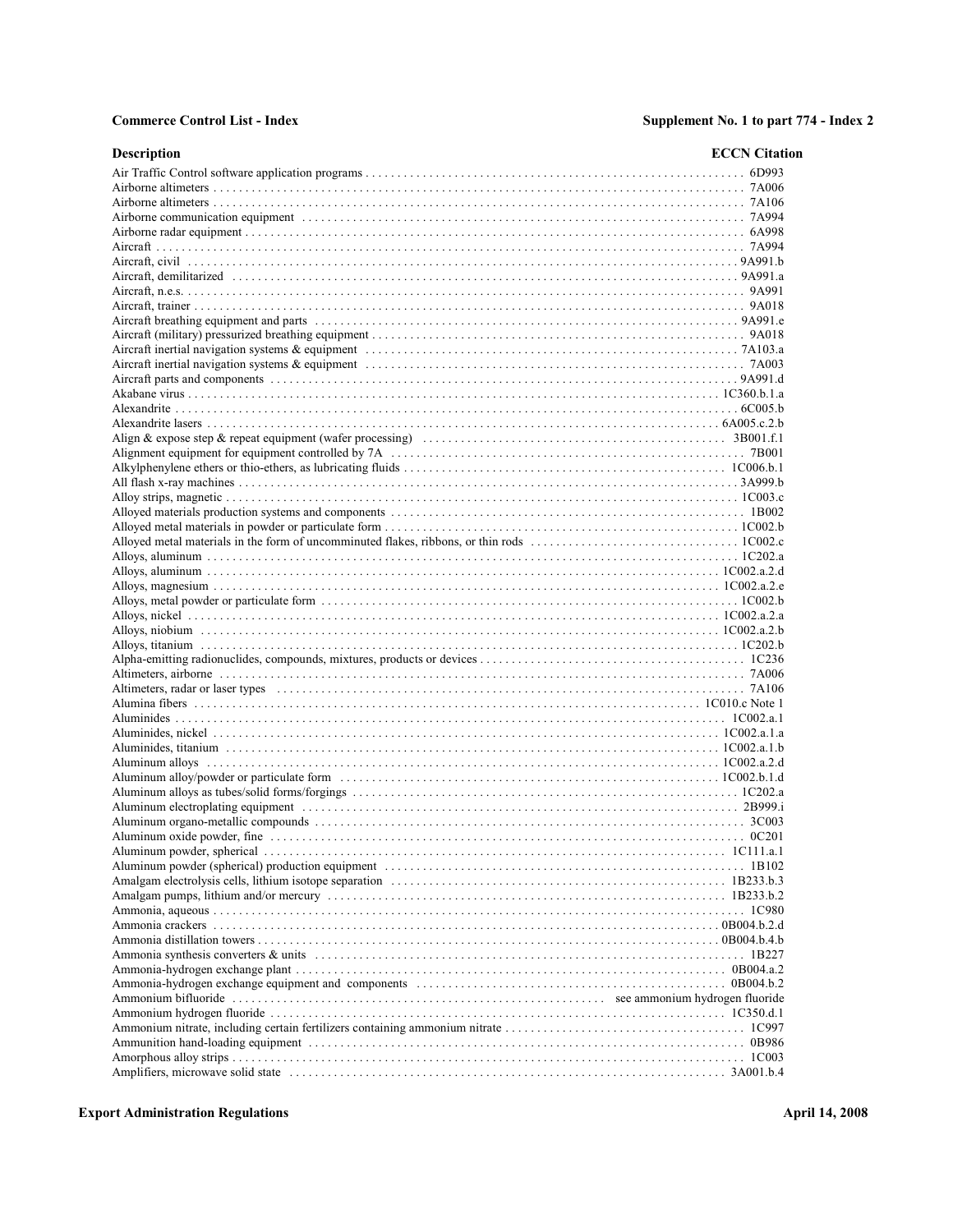| Description | ECCN Citation |
|---|---|
| Air Traffic Control software application programs | 6D993 |
| Airborne altimeters | 7A006 |
| Airborne altimeters | 7A106 |
| Airborne communication equipment | 7A994 |
| Airborne radar equipment | 6A998 |
| Aircraft | 7A994 |
| Aircraft, civil | 9A991.b |
| Aircraft, demilitarized | 9A991.a |
| Aircraft, n.e.s. | 9A991 |
| Aircraft, trainer | 9A018 |
| Aircraft breathing equipment and parts | 9A991.e |
| Aircraft (military) pressurized breathing equipment | 9A018 |
| Aircraft inertial navigation systems & equipment | 7A103.a |
| Aircraft inertial navigation systems & equipment | 7A003 |
| Aircraft parts and components | 9A991.d |
| Akabane virus | 1C360.b.1.a |
| Alexandrite | 6C005.b |
| Alexandrite lasers | 6A005.c.2.b |
| Align & expose step & repeat equipment (wafer processing) | 3B001.f.1 |
| Alignment equipment for equipment controlled by 7A | 7B001 |
| Alkylphenylene ethers or thio-ethers, as lubricating fluids | 1C006.b.1 |
| All flash x-ray machines | 3A999.b |
| Alloy strips, magnetic | 1C003.c |
| Alloyed materials production systems and components | 1B002 |
| Alloyed metal materials in powder or particulate form | 1C002.b |
| Alloyed metal materials in the form of uncomminuted flakes, ribbons, or thin rods | 1C002.c |
| Alloys, aluminum | 1C202.a |
| Alloys, aluminum | 1C002.a.2.d |
| Alloys, magnesium | 1C002.a.2.e |
| Alloys, metal powder or particulate form | 1C002.b |
| Alloys, nickel | 1C002.a.2.a |
| Alloys, niobium | 1C002.a.2.b |
| Alloys, titanium | 1C202.b |
| Alpha-emitting radionuclides, compounds, mixtures, products or devices | 1C236 |
| Altimeters, airborne | 7A006 |
| Altimeters, radar or laser types | 7A106 |
| Alumina fibers | 1C010.c Note 1 |
| Aluminides | 1C002.a.1 |
| Aluminides, nickel | 1C002.a.1.a |
| Aluminides, titanium | 1C002.a.1.b |
| Aluminum alloys | 1C002.a.2.d |
| Aluminum alloy/powder or particulate form | 1C002.b.1.d |
| Aluminum alloys as tubes/solid forms/forgings | 1C202.a |
| Aluminum electroplating equipment | 2B999.i |
| Aluminum organo-metallic compounds | 3C003 |
| Aluminum oxide powder, fine | 0C201 |
| Aluminum powder, spherical | 1C111.a.1 |
| Aluminum powder (spherical) production equipment | 1B102 |
| Amalgam electrolysis cells, lithium isotope separation | 1B233.b.3 |
| Amalgam pumps, lithium and/or mercury | 1B233.b.2 |
| Ammonia, aqueous | 1C980 |
| Ammonia crackers | 0B004.b.2.d |
| Ammonia distillation towers | 0B004.b.4.b |
| Ammonia synthesis converters & units | 1B227 |
| Ammonia-hydrogen exchange plant | 0B004.a.2 |
| Ammonia-hydrogen exchange equipment and components | 0B004.b.2 |
| Ammonium bifluoride | see ammonium hydrogen fluoride |
| Ammonium hydrogen fluoride | 1C350.d.1 |
| Ammonium nitrate, including certain fertilizers containing ammonium nitrate | 1C997 |
| Ammunition hand-loading equipment | 0B986 |
| Amorphous alloy strips | 1C003 |
| Amplifiers, microwave solid state | 3A001.b.4 |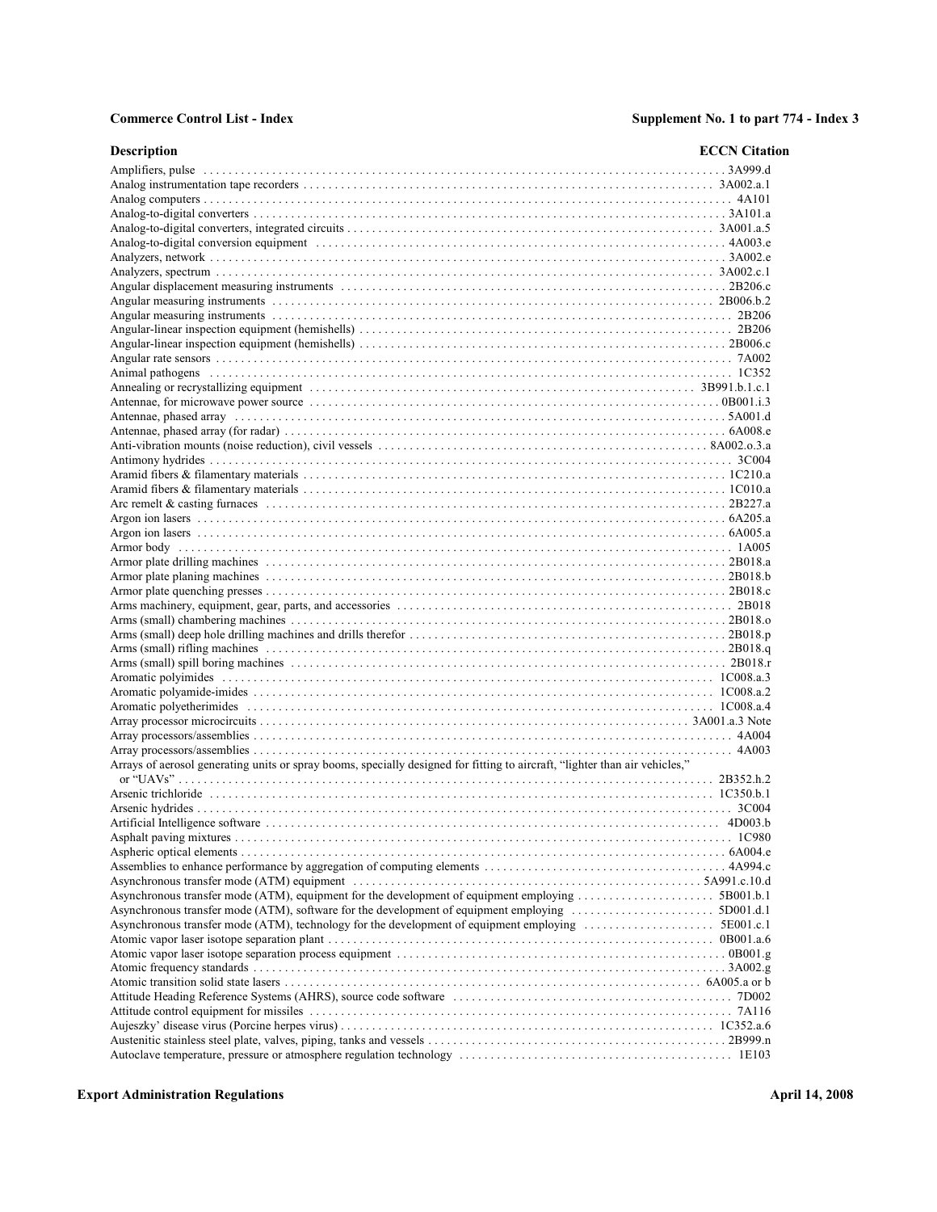| Description | ECCN Citation |
| --- | --- |
| Amplifiers, pulse | 3A999.d |
| Analog instrumentation tape recorders | 3A002.a.1 |
| Analog computers | 4A101 |
| Analog-to-digital converters | 3A101.a |
| Analog-to-digital converters, integrated circuits | 3A001.a.5 |
| Analog-to-digital conversion equipment | 4A003.e |
| Analyzers, network | 3A002.e |
| Analyzers, spectrum | 3A002.c.1 |
| Angular displacement measuring instruments | 2B206.c |
| Angular measuring instruments | 2B006.b.2 |
| Angular measuring instruments | 2B206 |
| Angular-linear inspection equipment (hemishells) | 2B206 |
| Angular-linear inspection equipment (hemishells) | 2B006.c |
| Angular rate sensors | 7A002 |
| Animal pathogens | 1C352 |
| Annealing or recrystallizing equipment | 3B991.b.1.c.1 |
| Antennae, for microwave power source | 0B001.i.3 |
| Antennae, phased array | 5A001.d |
| Antennae, phased array (for radar) | 6A008.e |
| Anti-vibration mounts (noise reduction), civil vessels | 8A002.o.3.a |
| Antimony hydrides | 3C004 |
| Aramid fibers & filamentary materials | 1C210.a |
| Aramid fibers & filamentary materials | 1C010.a |
| Arc remelt & casting furnaces | 2B227.a |
| Argon ion lasers | 6A205.a |
| Argon ion lasers | 6A005.a |
| Armor body | 1A005 |
| Armor plate drilling machines | 2B018.a |
| Armor plate planing machines | 2B018.b |
| Armor plate quenching presses | 2B018.c |
| Arms machinery, equipment, gear, parts, and accessories | 2B018 |
| Arms (small) chambering machines | 2B018.o |
| Arms (small) deep hole drilling machines and drills therefor | 2B018.p |
| Arms (small) rifling machines | 2B018.q |
| Arms (small) spill boring machines | 2B018.r |
| Aromatic polyimides | 1C008.a.3 |
| Aromatic polyamide-imides | 1C008.a.2 |
| Aromatic polyetherimides | 1C008.a.4 |
| Array processor microcircuits | 3A001.a.3 Note |
| Array processors/assemblies | 4A004 |
| Array processors/assemblies | 4A003 |
| Arrays of aerosol generating units or spray booms, specially designed for fitting to aircraft, "lighter than air vehicles," or "UAVs" | 2B352.h.2 |
| Arsenic trichloride | 1C350.b.1 |
| Arsenic hydrides | 3C004 |
| Artificial Intelligence software | 4D003.b |
| Asphalt paving mixtures | 1C980 |
| Aspheric optical elements | 6A004.e |
| Assemblies to enhance performance by aggregation of computing elements | 4A994.c |
| Asynchronous transfer mode (ATM) equipment | 5A991.c.10.d |
| Asynchronous transfer mode (ATM), equipment for the development of equipment employing | 5B001.b.1 |
| Asynchronous transfer mode (ATM), software for the development of equipment employing | 5D001.d.1 |
| Asynchronous transfer mode (ATM), technology for the development of equipment employing | 5E001.c.1 |
| Atomic vapor laser isotope separation plant | 0B001.a.6 |
| Atomic vapor laser isotope separation process equipment | 0B001.g |
| Atomic frequency standards | 3A002.g |
| Atomic transition solid state lasers | 6A005.a or b |
| Attitude Heading Reference Systems (AHRS), source code software | 7D002 |
| Attitude control equipment for missiles | 7A116 |
| Aujeszky' disease virus (Porcine herpes virus) | 1C352.a.6 |
| Austenitic stainless steel plate, valves, piping, tanks and vessels | 2B999.n |
| Autoclave temperature, pressure or atmosphere regulation technology | 1E103 |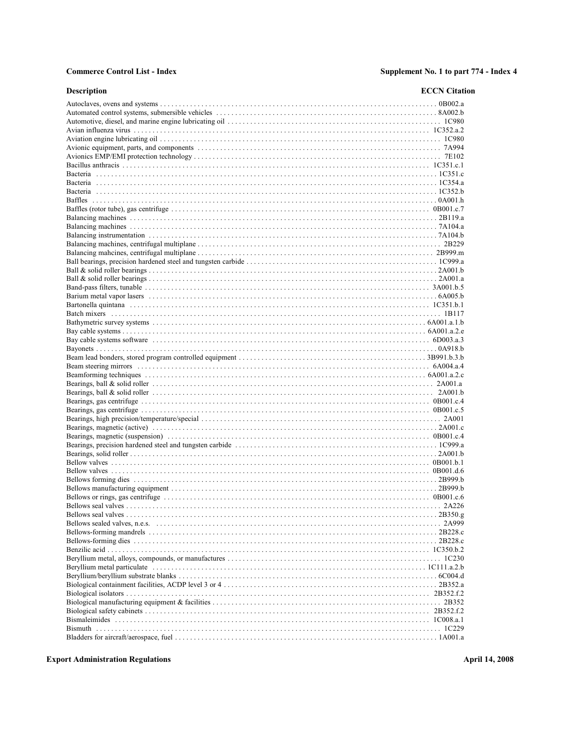| Description | ECCN Citation |
| --- | --- |
| Autoclaves, ovens and systems | 0B002.a |
| Automated control systems, submersible vehicles | 8A002.b |
| Automotive, diesel, and marine engine lubricating oil | 1C980 |
| Avian influenza virus | 1C352.a.2 |
| Aviation engine lubricating oil | 1C980 |
| Avionic equipment, parts, and components | 7A994 |
| Avionics EMP/EMI protection technology | 7E102 |
| Bacillus anthracis | 1C351.c.1 |
| Bacteria | 1C351.c |
| Bacteria | 1C354.a |
| Bacteria | 1C352.b |
| Baffles | 0A001.h |
| Baffles (rotor tube), gas centrifuge | 0B001.c.7 |
| Balancing machines | 2B119.a |
| Balancing machines | 7A104.a |
| Balancing instrumentation | 7A104.b |
| Balancing machines, centrifugal multiplane | 2B229 |
| Balancing mahcines, centrifugal multiplane | 2B999.m |
| Ball bearings, precision hardened steel and tungsten carbide | 1C999.a |
| Ball & solid roller bearings | 2A001.b |
| Ball & solid roller bearings | 2A001.a |
| Band-pass filters, tunable | 3A001.b.5 |
| Barium metal vapor lasers | 6A005.b |
| Bartonella quintana | 1C351.b.1 |
| Batch mixers | 1B117 |
| Bathymetric survey systems | 6A001.a.1.b |
| Bay cable systems | 6A001.a.2.e |
| Bay cable systems software | 6D003.a.3 |
| Bayonets | 0A918.b |
| Beam lead bonders, stored program controlled equipment | 3B991.b.3.b |
| Beam steering mirrors | 6A004.a.4 |
| Beamforming techniques | 6A001.a.2.c |
| Bearings, ball & solid roller | 2A001.a |
| Bearings, ball & solid roller | 2A001.b |
| Bearings, gas centrifuge | 0B001.c.4 |
| Bearings, gas centrifuge | 0B001.c.5 |
| Bearings, high precision/temperature/special | 2A001 |
| Bearings, magnetic (active) | 2A001.c |
| Bearings, magnetic (suspension) | 0B001.c.4 |
| Bearings, precision hardened steel and tungsten carbide | 1C999.a |
| Bearings, solid roller | 2A001.b |
| Bellow valves | 0B001.b.1 |
| Bellow valves | 0B001.d.6 |
| Bellows forming dies | 2B999.b |
| Bellows manufacturing equipment | 2B999.b |
| Bellows or rings, gas centrifuge | 0B001.c.6 |
| Bellows seal valves | 2A226 |
| Bellows seal valves | 2B350.g |
| Bellows sealed valves, n.e.s. | 2A999 |
| Bellows-forming mandrels | 2B228.c |
| Bellows-forming dies | 2B228.c |
| Benzilic acid | 1C350.b.2 |
| Beryllium metal, alloys, compounds, or manufactures | 1C230 |
| Beryllium metal particulate | 1C111.a.2.b |
| Beryllium/beryllium substrate blanks | 6C004.d |
| Biological containment facilities, ACDP level 3 or 4 | 2B352.a |
| Biological isolators | 2B352.f.2 |
| Biological manufacturing equipment & facilities | 2B352 |
| Biological safety cabinets | 2B352.f.2 |
| Bismaleimides | 1C008.a.1 |
| Bismuth | 1C229 |
| Bladders for aircraft/aerospace, fuel | 1A001.a |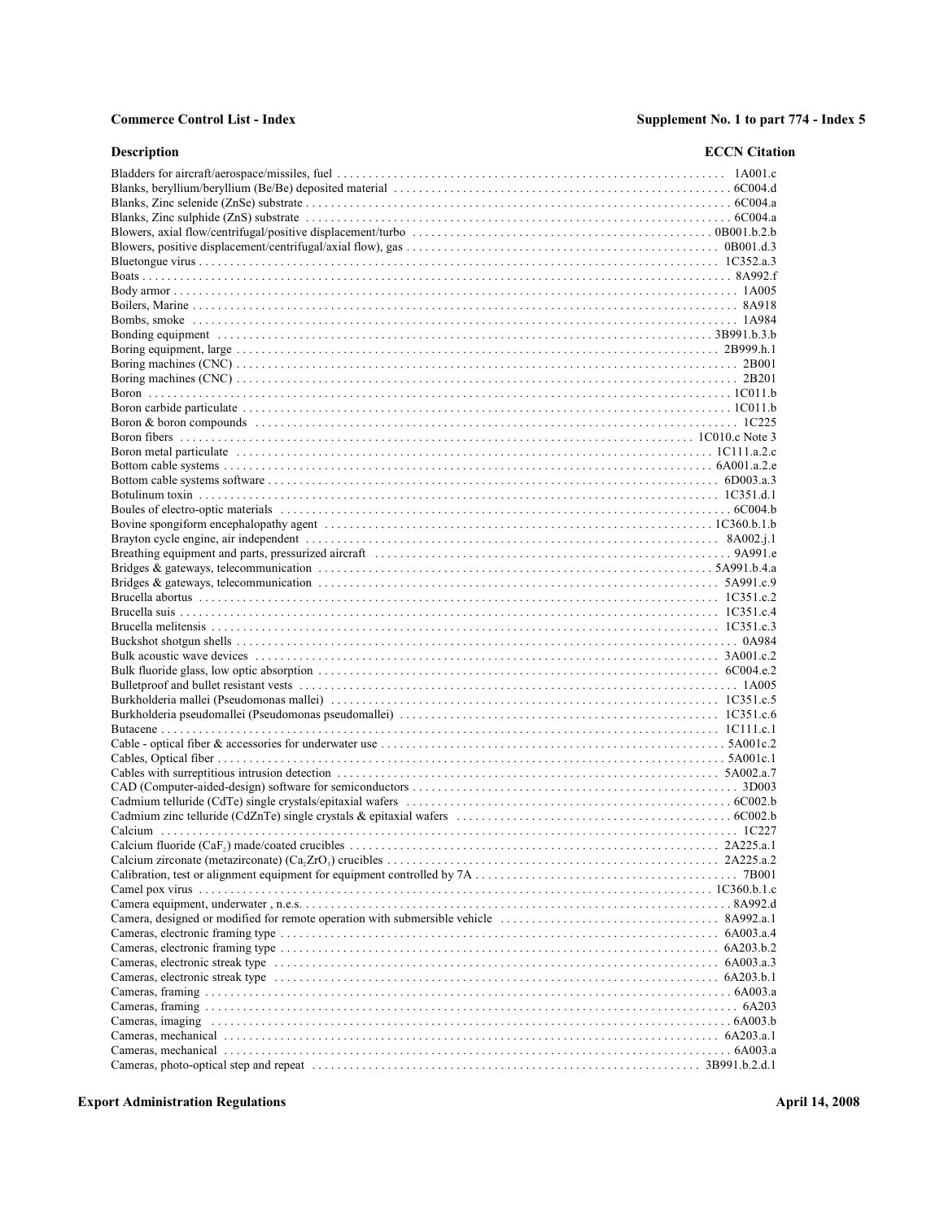| Description | ECCN Citation |
|---|---|
| Bladders for aircraft/aerospace/missiles, fuel | 1A001.c |
| Blanks, beryllium/beryllium (Be/Be) deposited material | 6C004.d |
| Blanks, Zinc selenide (ZnSe) substrate | 6C004.a |
| Blanks, Zinc sulphide (ZnS) substrate | 6C004.a |
| Blowers, axial flow/centrifugal/positive displacement/turbo | 0B001.b.2.b |
| Blowers, positive displacement/centrifugal/axial flow), gas | 0B001.d.3 |
| Bluetongue virus | 1C352.a.3 |
| Boats | 8A992.f |
| Body armor | 1A005 |
| Boilers, Marine | 8A918 |
| Bombs, smoke | 1A984 |
| Bonding equipment | 3B991.b.3.b |
| Boring equipment, large | 2B999.h.1 |
| Boring machines (CNC) | 2B001 |
| Boring machines (CNC) | 2B201 |
| Boron | 1C011.b |
| Boron carbide particulate | 1C011.b |
| Boron & boron compounds | 1C225 |
| Boron fibers | 1C010.c Note 3 |
| Boron metal particulate | 1C111.a.2.c |
| Bottom cable systems | 6A001.a.2.e |
| Bottom cable systems software | 6D003.a.3 |
| Botulinum toxin | 1C351.d.1 |
| Boules of electro-optic materials | 6C004.b |
| Bovine spongiform encephalopathy agent | 1C360.b.1.b |
| Brayton cycle engine, air independent | 8A002.j.1 |
| Breathing equipment and parts, pressurized aircraft | 9A991.e |
| Bridges & gateways, telecommunication | 5A991.b.4.a |
| Bridges & gateways, telecommunication | 5A991.c.9 |
| Brucella abortus | 1C351.c.2 |
| Brucella suis | 1C351.c.4 |
| Brucella melitensis | 1C351.c.3 |
| Buckshot shotgun shells | 0A984 |
| Bulk acoustic wave devices | 3A001.c.2 |
| Bulk fluoride glass, low optic absorption | 6C004.e.2 |
| Bulletproof and bullet resistant vests | 1A005 |
| Burkholderia mallei (Pseudomonas mallei) | 1C351.c.5 |
| Burkholderia pseudomallei (Pseudomonas pseudomallei) | 1C351.c.6 |
| Butacene | 1C111.c.1 |
| Cable - optical fiber & accessories for underwater use | 5A001c.2 |
| Cables, Optical fiber | 5A001c.1 |
| Cables with surreptitious intrusion detection | 5A002.a.7 |
| CAD (Computer-aided-design) software for semiconductors | 3D003 |
| Cadmium telluride (CdTe) single crystals/epitaxial wafers | 6C002.b |
| Cadmium zinc telluride (CdZnTe) single crystals & epitaxial wafers | 6C002.b |
| Calcium | 1C227 |
| Calcium fluoride ($CaF_2$) made/coated crucibles | 2A225.a.1 |
| Calcium zirconate (metazirconate) ($Ca_2ZrO_3$) crucibles | 2A225.a.2 |
| Calibration, test or alignment equipment for equipment controlled by 7A | 7B001 |
| Camel pox virus | 1C360.b.1.c |
| Camera equipment, underwater , n.e.s. | 8A992.d |
| Camera, designed or modified for remote operation with submersible vehicle | 8A992.a.1 |
| Cameras, electronic framing type | 6A003.a.4 |
| Cameras, electronic framing type | 6A203.b.2 |
| Cameras, electronic streak type | 6A003.a.3 |
| Cameras, electronic streak type | 6A203.b.1 |
| Cameras, framing | 6A003.a |
| Cameras, framing | 6A203 |
| Cameras, imaging | 6A003.b |
| Cameras, mechanical | 6A203.a.1 |
| Cameras, mechanical | 6A003.a |
| Cameras, photo-optical step and repeat | 3B991.b.2.d.1 |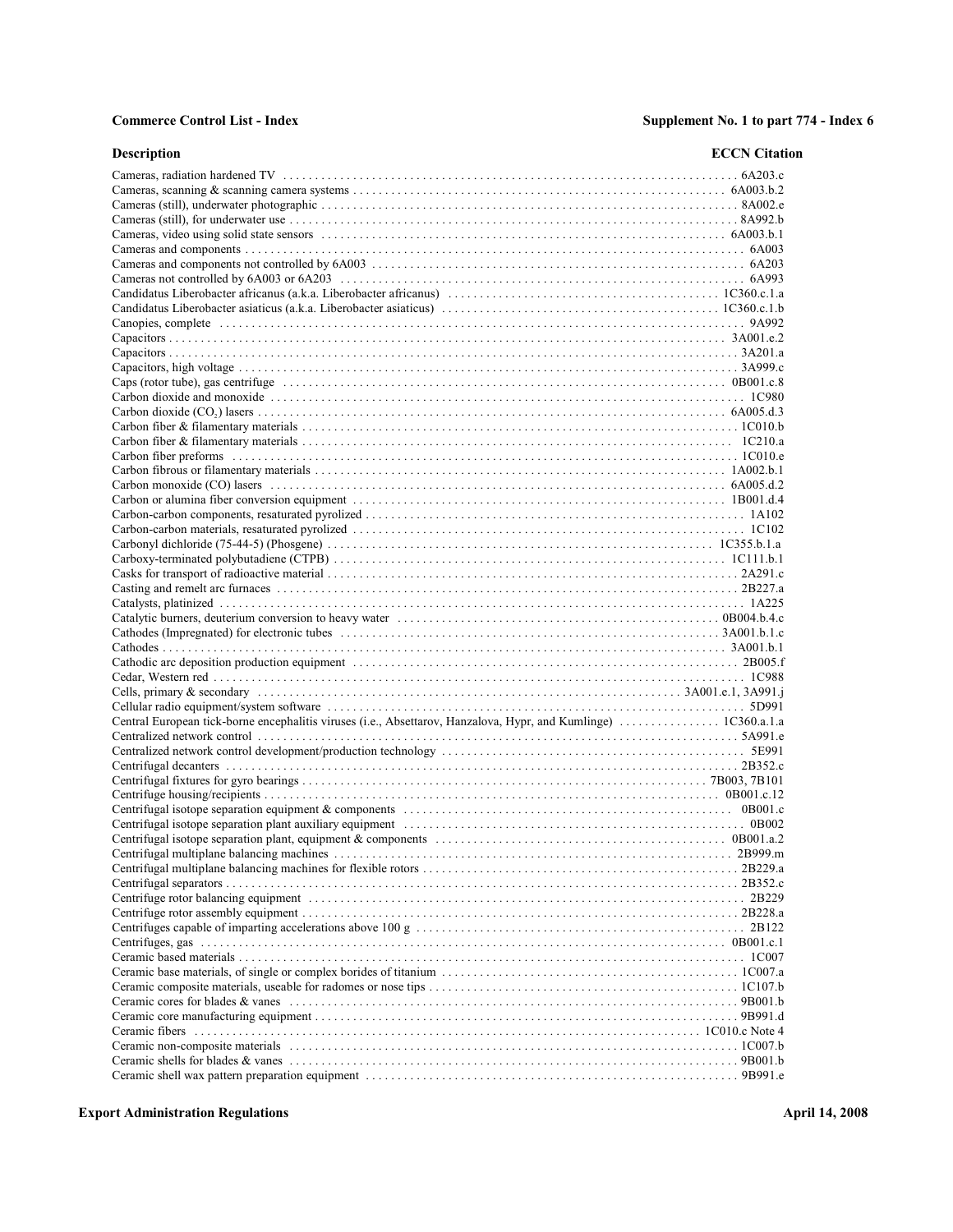| Description | ECCN Citation |
| --- | --- |
| Cameras, radiation hardened TV | 6A203.c |
| Cameras, scanning & scanning camera systems | 6A003.b.2 |
| Cameras (still), underwater photographic | 8A002.e |
| Cameras (still), for underwater use | 8A992.b |
| Cameras, video using solid state sensors | 6A003.b.1 |
| Cameras and components | 6A003 |
| Cameras and components not controlled by 6A003 | 6A203 |
| Cameras not controlled by 6A003 or 6A203 | 6A993 |
| Candidatus Liberobacter africanus (a.k.a. Liberobacter africanus) | 1C360.c.1.a |
| Candidatus Liberobacter asiaticus (a.k.a. Liberobacter asiaticus) | 1C360.c.1.b |
| Canopies, complete | 9A992 |
| Capacitors | 3A001.e.2 |
| Capacitors | 3A201.a |
| Capacitors, high voltage | 3A999.c |
| Caps (rotor tube), gas centrifuge | 0B001.c.8 |
| Carbon dioxide and monoxide | 1C980 |
| Carbon dioxide ($CO_2$) lasers | 6A005.d.3 |
| Carbon fiber & filamentary materials | 1C010.b |
| Carbon fiber & filamentary materials | 1C210.a |
| Carbon fiber preforms | 1C010.e |
| Carbon fibrous or filamentary materials | 1A002.b.1 |
| Carbon monoxide (CO) lasers | 6A005.d.2 |
| Carbon or alumina fiber conversion equipment | 1B001.d.4 |
| Carbon-carbon components, resaturated pyrolized | 1A102 |
| Carbon-carbon materials, resaturated pyrolized | 1C102 |
| Carbonyl dichloride (75-44-5) (Phosgene) | 1C355.b.1.a |
| Carboxy-terminated polybutadiene (CTPB) | 1C111.b.1 |
| Casks for transport of radioactive material | 2A291.c |
| Casting and remelt arc furnaces | 2B227.a |
| Catalysts, platinized | 1A225 |
| Catalytic burners, deuterium conversion to heavy water | 0B004.b.4.c |
| Cathodes (Impregnated) for electronic tubes | 3A001.b.1.c |
| Cathodes | 3A001.b.1 |
| Cathodic arc deposition production equipment | 2B005.f |
| Cedar, Western red | 1C988 |
| Cells, primary & secondary | 3A001.e.1, 3A991.j |
| Cellular radio equipment/system software | 5D991 |
| Central European tick-borne encephalitis viruses (i.e., Absettarov, Hanzalova, Hypr, and Kumlinge) | 1C360.a.1.a |
| Centralized network control | 5A991.e |
| Centralized network control development/production technology | 5E991 |
| Centrifugal decanters | 2B352.c |
| Centrifugal fixtures for gyro bearings | 7B003, 7B101 |
| Centrifuge housing/recipients | 0B001.c.12 |
| Centrifugal isotope separation equipment & components | 0B001.c |
| Centrifugal isotope separation plant auxiliary equipment | 0B002 |
| Centrifugal isotope separation plant, equipment & components | 0B001.a.2 |
| Centrifugal multiplane balancing machines | 2B999.m |
| Centrifugal multiplane balancing machines for flexible rotors | 2B229.a |
| Centrifugal separators | 2B352.c |
| Centrifuge rotor balancing equipment | 2B229 |
| Centrifuge rotor assembly equipment | 2B228.a |
| Centrifuges capable of imparting accelerations above 100 g | 2B122 |
| Centrifuges, gas | 0B001.c.1 |
| Ceramic based materials | 1C007 |
| Ceramic base materials, of single or complex borides of titanium | 1C007.a |
| Ceramic composite materials, useable for radomes or nose tips | 1C107.b |
| Ceramic cores for blades & vanes | 9B001.b |
| Ceramic core manufacturing equipment | 9B991.d |
| Ceramic fibers | 1C010.c Note 4 |
| Ceramic non-composite materials | 1C007.b |
| Ceramic shells for blades & vanes | 9B001.b |
| Ceramic shell wax pattern preparation equipment | 9B991.e |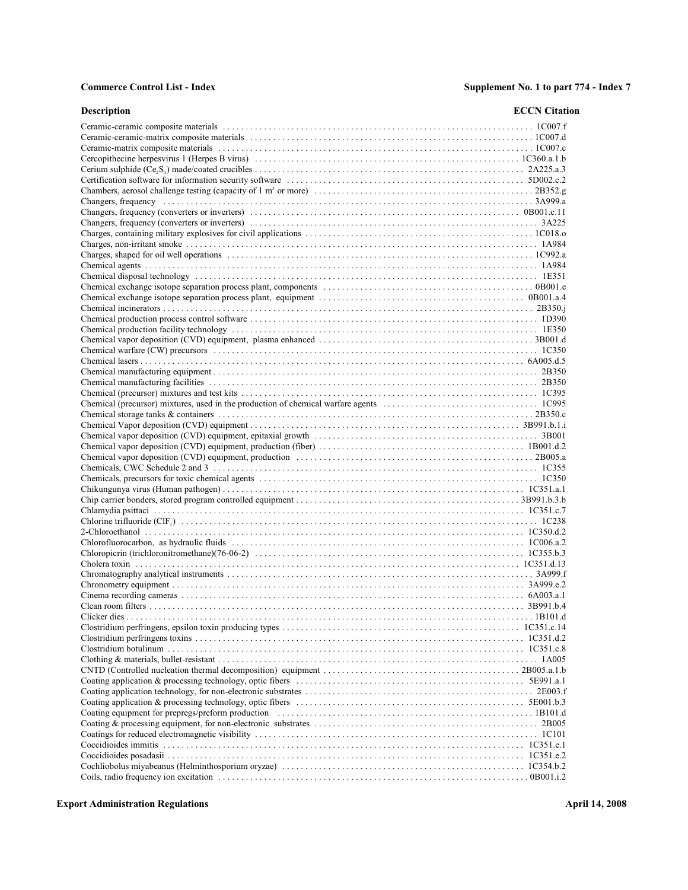| Description | ECCN Citation |
|---|---|
| Ceramic-ceramic composite materials | 1C007.f |
| Ceramic-ceramic-matrix composite materials | 1C007.d |
| Ceramic-matrix composite materials | 1C007.c |
| Cercopithecine herpesvirus 1 (Herpes B virus) | 1C360.a.1.b |
| Cerium sulphide ($Ce_2S_3$) made/coated crucibles | 2A225.a.3 |
| Certification software for information security software | 5D002.c.2 |
| Chambers, aerosol challenge testing (capacity of 1 $m^3$ or more) | 2B352.g |
| Changers, frequency | 3A999.a |
| Changers, frequency (converters or inverters) | 0B001.c.11 |
| Changers, frequency (converters or inverters) | 3A225 |
| Charges, containing military explosives for civil applications | 1C018.o |
| Charges, non-irritant smoke | 1A984 |
| Charges, shaped for oil well operations | 1C992.a |
| Chemical agents | 1A984 |
| Chemical disposal technology | 1E351 |
| Chemical exchange isotope separation process plant, components | 0B001.e |
| Chemical exchange isotope separation process plant, equipment | 0B001.a.4 |
| Chemical incinerators | 2B350.j |
| Chemical production process control software | 1D390 |
| Chemical production facility technology | 1E350 |
| Chemical vapor deposition (CVD) equipment, plasma enhanced | 3B001.d |
| Chemical warfare (CW) precursors | 1C350 |
| Chemical lasers | 6A005.d.5 |
| Chemical manufacturing equipment | 2B350 |
| Chemical manufacturing facilities | 2B350 |
| Chemical (precursor) mixtures and test kits | 1C395 |
| Chemical (precursor) mixtures, used in the production of chemical warfare agents | 1C995 |
| Chemical storage tanks & containers | 2B350.c |
| Chemical Vapor deposition (CVD) equipment | 3B991.b.1.i |
| Chemical vapor deposition (CVD) equipment, epitaxial growth | 3B001 |
| Chemical vapor deposition (CVD) equipment, production (fiber) | 1B001.d.2 |
| Chemical vapor deposition (CVD) equipment, production | 2B005.a |
| Chemicals, CWC Schedule 2 and 3 | 1C355 |
| Chemicals, precursors for toxic chemical agents | 1C350 |
| Chikungunya virus (Human pathogen) | 1C351.a.1 |
| Chip carrier bonders, stored program controlled equipment | 3B991.b.3.b |
| Chlamydia psittaci | 1C351.c.7 |
| Chlorine trifluoride ($ClF_3$) | 1C238 |
| 2-Chloroethanol | 1C350.d.2 |
| Chlorofluorocarbon, as hydraulic fluids | 1C006.a.2 |
| Chloropicrin (trichloronitromethane)(76-06-2) | 1C355.b.3 |
| Cholera toxin | 1C351.d.13 |
| Chromatography analytical instruments | 3A999.f |
| Chronometry equipment | 3A999.e.2 |
| Cinema recording cameras | 6A003.a.1 |
| Clean room filters | 3B991.b.4 |
| Clicker dies | 1B101.d |
| Clostridium perfringens, epsilon toxin producing types | 1C351.c.14 |
| Clostridium perfringens toxins | 1C351.d.2 |
| Clostridium botulinum | 1C351.c.8 |
| Clothing & materials, bullet-resistant | 1A005 |
| CNTD (Controlled nucleation thermal decomposition) equipment | 2B005.a.1.b |
| Coating application & processing technology, optic fibers | 5E991.a.1 |
| Coating application technology, for non-electronic substrates | 2E003.f |
| Coating application & processing technology, optic fibers | 5E001.b.3 |
| Coating equipment for prepregs/preform production | 1B101.d |
| Coating & processing equipment, for non-electronic substrates | 2B005 |
| Coatings for reduced electromagnetic visibility | 1C101 |
| Coccidioides immitis | 1C351.e.1 |
| Coccidioides posadasii | 1C351.e.2 |
| Cochliobolus miyabeanus (Helminthosporium oryzae) | 1C354.b.2 |
| Coils, radio frequency ion excitation | 0B001.i.2 |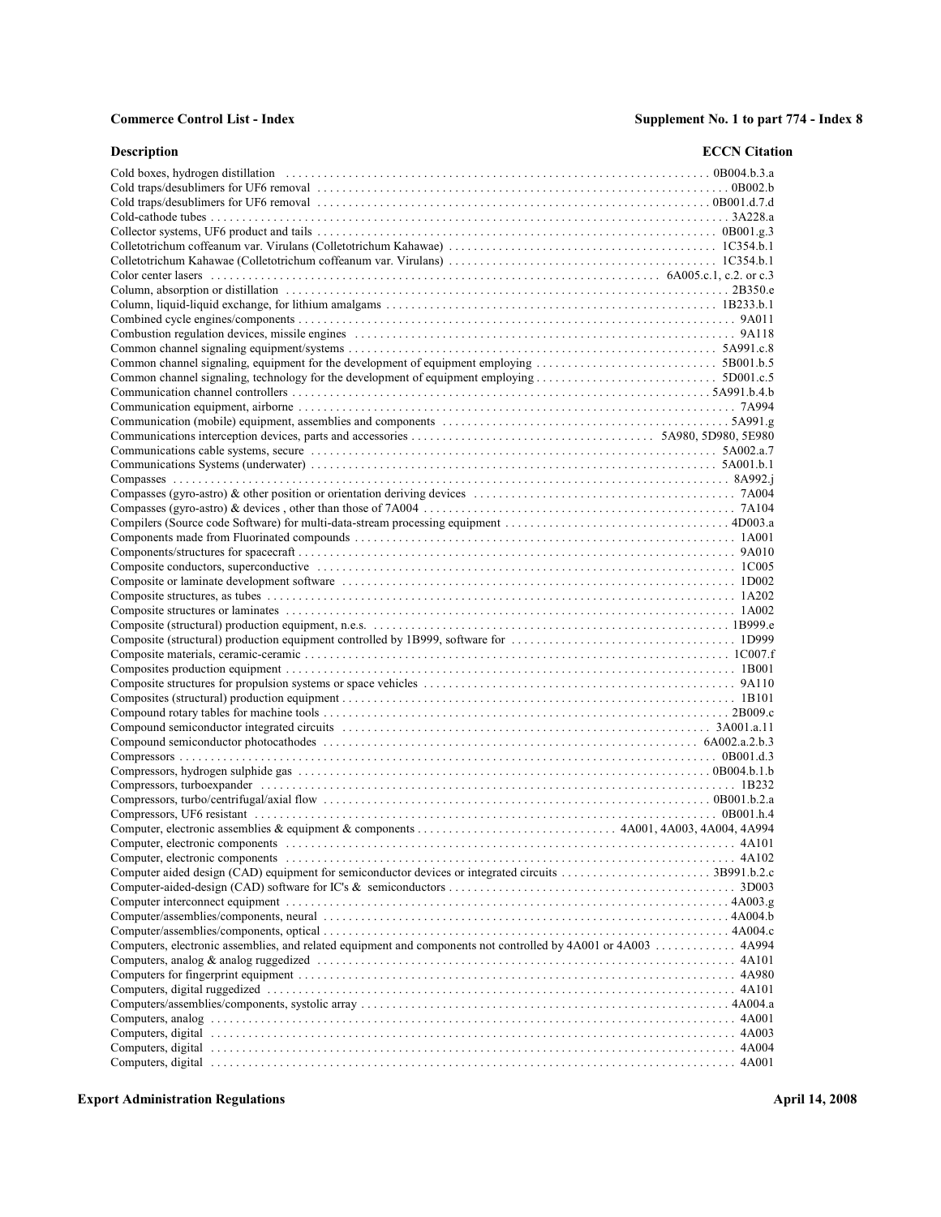| Description | ECCN Citation |
|---|---|
| Cold boxes, hydrogen distillation | 0B004.b.3.a |
| Cold traps/desublimers for UF6 removal | 0B002.b |
| Cold traps/desublimers for UF6 removal | 0B001.d.7.d |
| Cold-cathode tubes | 3A228.a |
| Collector systems, UF6 product and tails | 0B001.g.3 |
| Colletotrichum coffeanum var. Virulans (Colletotrichum Kahawae) | 1C354.b.1 |
| Colletotrichum Kahawae (Colletotrichum coffeanum var. Virulans) | 1C354.b.1 |
| Color center lasers | 6A005.c.1, c.2. or c.3 |
| Column, absorption or distillation | 2B350.e |
| Column, liquid-liquid exchange, for lithium amalgams | 1B233.b.1 |
| Combined cycle engines/components | 9A011 |
| Combustion regulation devices, missile engines | 9A118 |
| Common channel signaling equipment/systems | 5A991.c.8 |
| Common channel signaling, equipment for the development of equipment employing | 5B001.b.5 |
| Common channel signaling, technology for the development of equipment employing | 5D001.c.5 |
| Communication channel controllers | 5A991.b.4.b |
| Communication equipment, airborne | 7A994 |
| Communication (mobile) equipment, assemblies and components | 5A991.g |
| Communications interception devices, parts and accessories | 5A980, 5D980, 5E980 |
| Communications cable systems, secure | 5A002.a.7 |
| Communications Systems (underwater) | 5A001.b.1 |
| Compasses | 8A992.j |
| Compasses (gyro-astro) & other position or orientation deriving devices | 7A004 |
| Compasses (gyro-astro) & devices , other than those of 7A004 | 7A104 |
| Compilers (Source code Software) for multi-data-stream processing equipment | 4D003.a |
| Components made from Fluorinated compounds | 1A001 |
| Components/structures for spacecraft | 9A010 |
| Composite conductors, superconductive | 1C005 |
| Composite or laminate development software | 1D002 |
| Composite structures, as tubes | 1A202 |
| Composite structures or laminates | 1A002 |
| Composite (structural) production equipment, n.e.s. | 1B999.e |
| Composite (structural) production equipment controlled by 1B999, software for | 1D999 |
| Composite materials, ceramic-ceramic | 1C007.f |
| Composites production equipment | 1B001 |
| Composite structures for propulsion systems or space vehicles | 9A110 |
| Composites (structural) production equipment | 1B101 |
| Compound rotary tables for machine tools | 2B009.c |
| Compound semiconductor integrated circuits | 3A001.a.11 |
| Compound semiconductor photocathodes | 6A002.a.2.b.3 |
| Compressors | 0B001.d.3 |
| Compressors, hydrogen sulphide gas | 0B004.b.1.b |
| Compressors, turboexpander | 1B232 |
| Compressors, turbo/centrifugal/axial flow | 0B001.b.2.a |
| Compressors, UF6 resistant | 0B001.h.4 |
| Computer, electronic assemblies & equipment & components | 4A001, 4A003, 4A004, 4A994 |
| Computer, electronic components | 4A101 |
| Computer, electronic components | 4A102 |
| Computer aided design (CAD) equipment for semiconductor devices or integrated circuits | 3B991.b.2.c |
| Computer-aided-design (CAD) software for IC's & semiconductors | 3D003 |
| Computer interconnect equipment | 4A003.g |
| Computer/assemblies/components, neural | 4A004.b |
| Computer/assemblies/components, optical | 4A004.c |
| Computers, electronic assemblies, and related equipment and components not controlled by 4A001 or 4A003 | 4A994 |
| Computers, analog & analog ruggedized | 4A101 |
| Computers for fingerprint equipment | 4A980 |
| Computers, digital ruggedized | 4A101 |
| Computers/assemblies/components, systolic array | 4A004.a |
| Computers, analog | 4A001 |
| Computers, digital | 4A003 |
| Computers, digital | 4A004 |
| Computers, digital | 4A001 |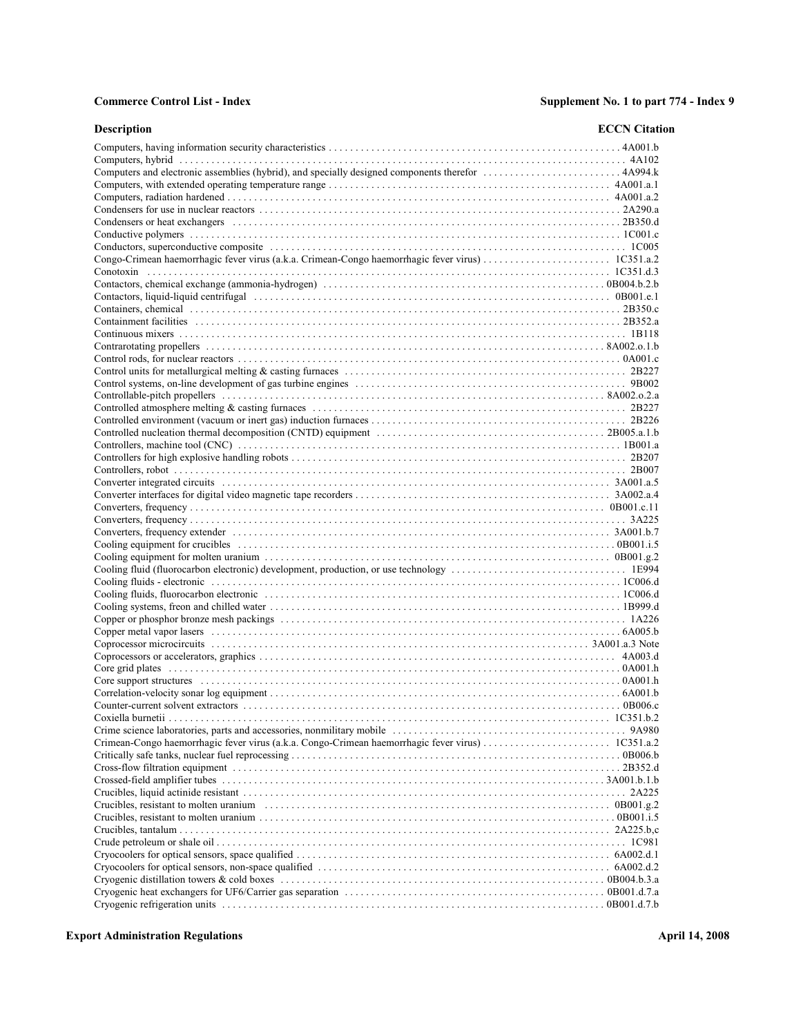| Description | ECCN Citation |
|---|---|
| Computers, having information security characteristics | 4A001.b |
| Computers, hybrid | 4A102 |
| Computers and electronic assemblies (hybrid), and specially designed components therefor | 4A994.k |
| Computers, with extended operating temperature range | 4A001.a.1 |
| Computers, radiation hardened | 4A001.a.2 |
| Condensers for use in nuclear reactors | 2A290.a |
| Condensers or heat exchangers | 2B350.d |
| Conductive polymers | 1C001.c |
| Conductors, superconductive composite | 1C005 |
| Congo-Crimean haemorrhagic fever virus (a.k.a. Crimean-Congo haemorrhagic fever virus) | 1C351.a.2 |
| Conotoxin | 1C351.d.3 |
| Contactors, chemical exchange (ammonia-hydrogen) | 0B004.b.2.b |
| Contactors, liquid-liquid centrifugal | 0B001.e.1 |
| Containers, chemical | 2B350.c |
| Containment facilities | 2B352.a |
| Continuous mixers | 1B118 |
| Contrarotating propellers | 8A002.o.1.b |
| Control rods, for nuclear reactors | 0A001.c |
| Control units for metallurgical melting & casting furnaces | 2B227 |
| Control systems, on-line development of gas turbine engines | 9B002 |
| Controllable-pitch propellers | 8A002.o.2.a |
| Controlled atmosphere melting & casting furnaces | 2B227 |
| Controlled environment (vacuum or inert gas) induction furnaces | 2B226 |
| Controlled nucleation thermal decomposition (CNTD) equipment | 2B005.a.1.b |
| Controllers, machine tool (CNC) | 1B001.a |
| Controllers for high explosive handling robots | 2B207 |
| Controllers, robot | 2B007 |
| Converter integrated circuits | 3A001.a.5 |
| Converter interfaces for digital video magnetic tape recorders | 3A002.a.4 |
| Converters, frequency | 0B001.c.11 |
| Converters, frequency | 3A225 |
| Converters, frequency extender | 3A001.b.7 |
| Cooling equipment for crucibles | 0B001.i.5 |
| Cooling equipment for molten uranium | 0B001.g.2 |
| Cooling fluid (fluorocarbon electronic) development, production, or use technology | 1E994 |
| Cooling fluids - electronic | 1C006.d |
| Cooling fluids, fluorocarbon electronic | 1C006.d |
| Cooling systems, freon and chilled water | 1B999.d |
| Copper or phosphor bronze mesh packings | 1A226 |
| Copper metal vapor lasers | 6A005.b |
| Coprocessor microcircuits | 3A001.a.3 Note |
| Coprocessors or accelerators, graphics | 4A003.d |
| Core grid plates | 0A001.h |
| Core support structures | 0A001.h |
| Correlation-velocity sonar log equipment | 6A001.b |
| Counter-current solvent extractors | 0B006.c |
| Coxiella burnetii | 1C351.b.2 |
| Crime science laboratories, parts and accessories, nonmilitary mobile | 9A980 |
| Crimean-Congo haemorrhagic fever virus (a.k.a. Congo-Crimean haemorrhagic fever virus) | 1C351.a.2 |
| Critically safe tanks, nuclear fuel reprocessing | 0B006.b |
| Cross-flow filtration equipment | 2B352.d |
| Crossed-field amplifier tubes | 3A001.b.1.b |
| Crucibles, liquid actinide resistant | 2A225 |
| Crucibles, resistant to molten uranium | 0B001.g.2 |
| Crucibles, resistant to molten uranium | 0B001.i.5 |
| Crucibles, tantalum | 2A225.b,c |
| Crude petroleum or shale oil | 1C981 |
| Cryocoolers for optical sensors, space qualified | 6A002.d.1 |
| Cryocoolers for optical sensors, non-space qualified | 6A002.d.2 |
| Cryogenic distillation towers & cold boxes | 0B004.b.3.a |
| Cryogenic heat exchangers for UF6/Carrier gas separation | 0B001.d.7.a |
| Cryogenic refrigeration units | 0B001.d.7.b |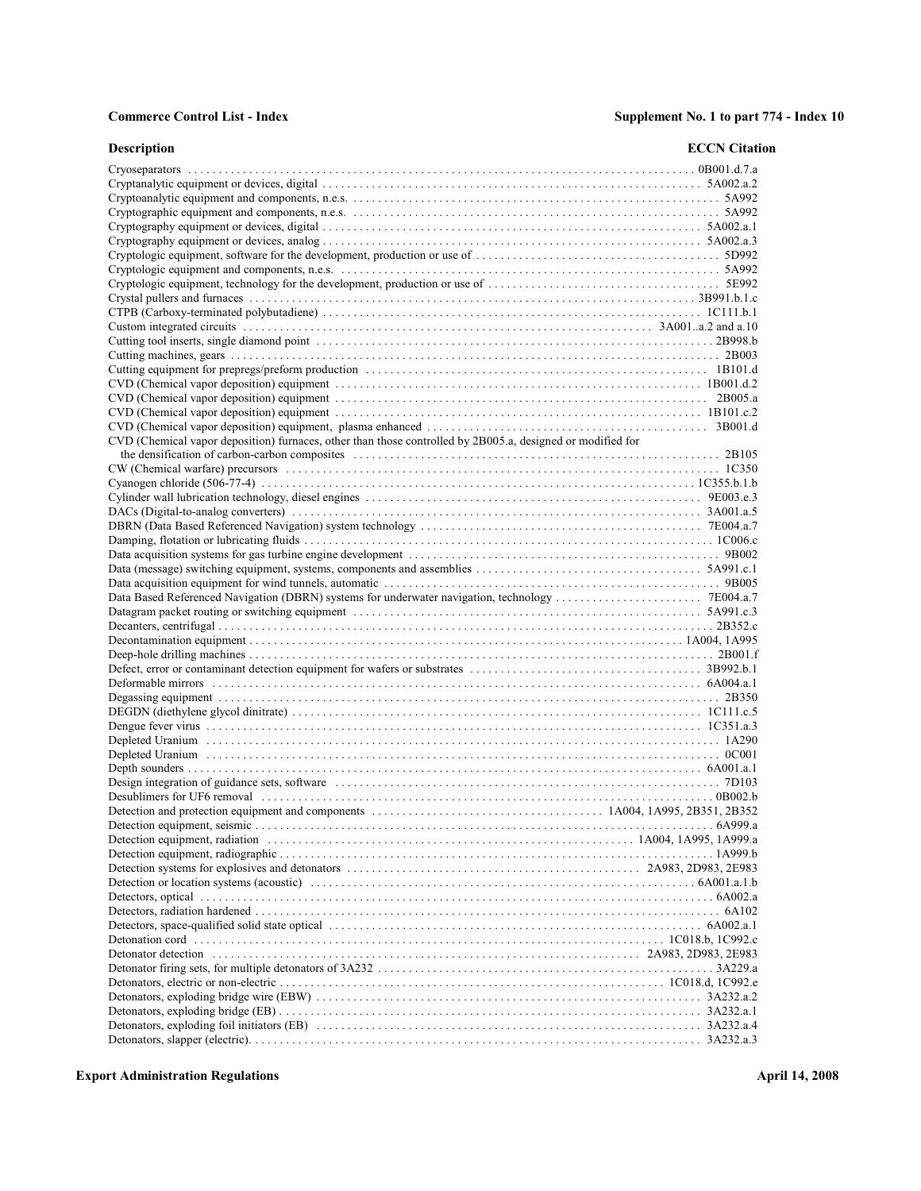| Description | ECCN Citation |
|---|---|
| Cryoseparators | 0B001.d.7.a |
| Cryptanalytic equipment or devices, digital | 5A002.a.2 |
| Cryptoanalytic equipment and components, n.e.s. | 5A992 |
| Cryptographic equipment and components, n.e.s. | 5A992 |
| Cryptography equipment or devices, digital | 5A002.a.1 |
| Cryptography equipment or devices, analog | 5A002.a.3 |
| Cryptologic equipment, software for the development, production or use of | 5D992 |
| Cryptologic equipment and components, n.e.s. | 5A992 |
| Cryptologic equipment, technology for the development, production or use of | 5E992 |
| Crystal pullers and furnaces | 3B991.b.1.c |
| CTPB (Carboxy-terminated polybutadiene) | 1C111.b.1 |
| Custom integrated circuits | 3A001..a.2 and a.10 |
| Cutting tool inserts, single diamond point | 2B998.b |
| Cutting machines, gears | 2B003 |
| Cutting equipment for prepregs/preform production | 1B101.d |
| CVD (Chemical vapor deposition) equipment | 1B001.d.2 |
| CVD (Chemical vapor deposition) equipment | 2B005.a |
| CVD (Chemical vapor deposition) equipment | 1B101.c.2 |
| CVD (Chemical vapor deposition) equipment, plasma enhanced | 3B001.d |
| CVD (Chemical vapor deposition) furnaces, other than those controlled by 2B005.a, designed or modified for the densification of carbon-carbon composites | 2B105 |
| CW (Chemical warfare) precursors | 1C350 |
| Cyanogen chloride (506-77-4) | 1C355.b.1.b |
| Cylinder wall lubrication technology, diesel engines | 9E003.e.3 |
| DACs (Digital-to-analog converters) | 3A001.a.5 |
| DBRN (Data Based Referenced Navigation) system technology | 7E004.a.7 |
| Damping, flotation or lubricating fluids | 1C006.c |
| Data acquisition systems for gas turbine engine development | 9B002 |
| Data (message) switching equipment, systems, components and assemblies | 5A991.c.1 |
| Data acquisition equipment for wind tunnels, automatic | 9B005 |
| Data Based Referenced Navigation (DBRN) systems for underwater navigation, technology | 7E004.a.7 |
| Datagram packet routing or switching equipment | 5A991.c.3 |
| Decanters, centrifugal | 2B352.c |
| Decontamination equipment | 1A004, 1A995 |
| Deep-hole drilling machines | 2B001.f |
| Defect, error or contaminant detection equipment for wafers or substrates | 3B992.b.1 |
| Deformable mirrors | 6A004.a.1 |
| Degassing equipment | 2B350 |
| DEGDN (diethylene glycol dinitrate) | 1C111.c.5 |
| Dengue fever virus | 1C351.a.3 |
| Depleted Uranium | 1A290 |
| Depleted Uranium | 0C001 |
| Depth sounders | 6A001.a.1 |
| Design integration of guidance sets, software | 7D103 |
| Desublimers for UF6 removal | 0B002.b |
| Detection and protection equipment and components | 1A004, 1A995, 2B351, 2B352 |
| Detection equipment, seismic | 6A999.a |
| Detection equipment, radiation | 1A004, 1A995, 1A999.a |
| Detection equipment, radiographic | 1A999.b |
| Detection systems for explosives and detonators | 2A983, 2D983, 2E983 |
| Detection or location systems (acoustic) | 6A001.a.1.b |
| Detectors, optical | 6A002.a |
| Detectors, radiation hardened | 6A102 |
| Detectors, space-qualified solid state optical | 6A002.a.1 |
| Detonation cord | 1C018.b, 1C992.c |
| Detonator detection | 2A983, 2D983, 2E983 |
| Detonator firing sets, for multiple detonators of 3A232 | 3A229.a |
| Detonators, electric or non-electric | 1C018.d, 1C992.e |
| Detonators, exploding bridge wire (EBW) | 3A232.a.2 |
| Detonators, exploding bridge (EB) | 3A232.a.1 |
| Detonators, exploding foil initiators (EB) | 3A232.a.4 |
| Detonators, slapper (electric). | 3A232.a.3 |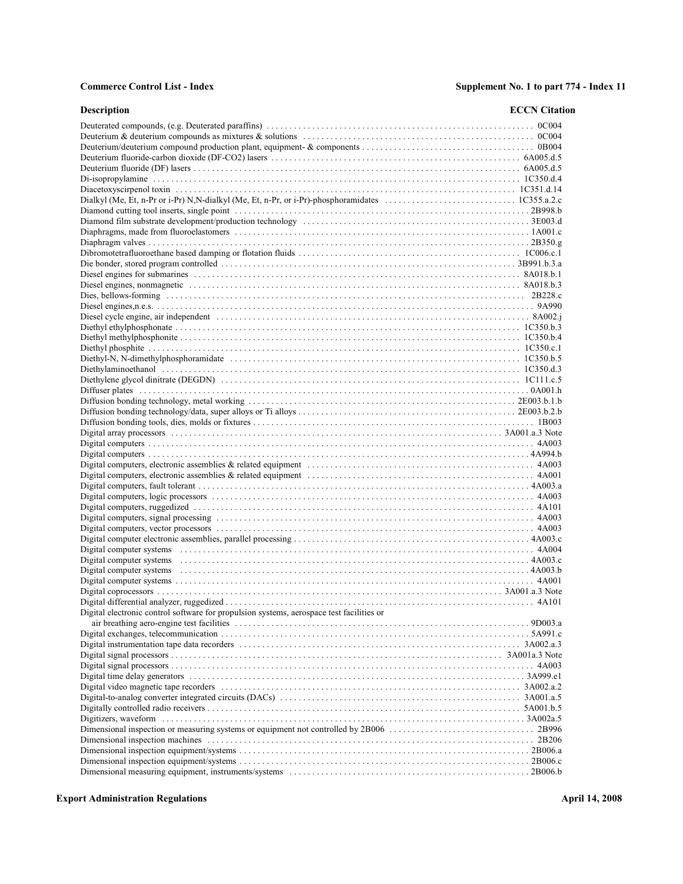| Description | ECCN Citation |
|---|---|
| Deuterated compounds, (e.g. Deuterated paraffins) | 0C004 |
| Deuterium & deuterium compounds as mixtures & solutions | 0C004 |
| Deuterium/deuterium compound production plant, equipment- & components | 0B004 |
| Deuterium fluoride-carbon dioxide (DF-CO2) lasers | 6A005.d.5 |
| Deuterium fluoride (DF) lasers | 6A005.d.5 |
| Di-isopropylamine | 1C350.d.4 |
| Diacetoxyscirpenol toxin | 1C351.d.14 |
| Dialkyl (Me, Et, n-Pr or i-Pr) N,N-dialkyl (Me, Et, n-Pr, or i-Pr)-phosphoramidates | 1C355.a.2.c |
| Diamond cutting tool inserts, single point | 2B998.b |
| Diamond film substrate development/production technology | 3E003.d |
| Diaphragms, made from fluoroelastomers | 1A001.c |
| Diaphragm valves | 2B350.g |
| Dibromotetrafluoroethane based damping or flotation fluids | 1C006.c.1 |
| Die bonder, stored program controlled | 3B991.b.3.a |
| Diesel engines for submarines | 8A018.b.1 |
| Diesel engines, nonmagnetic | 8A018.b.3 |
| Dies, bellows-forming | 2B228.c |
| Diesel engines,n.e.s. | 9A990 |
| Diesel cycle engine, air independent | 8A002.j |
| Diethyl ethylphosphonate | 1C350.b.3 |
| Diethyl methylphosphonite | 1C350.b.4 |
| Diethyl phosphite | 1C350.c.1 |
| Diethyl-N, N-dimethylphosphoramidate | 1C350.b.5 |
| Diethylaminoethanol | 1C350.d.3 |
| Diethylene glycol dinitrate (DEGDN) | 1C111.c.5 |
| Diffuser plates | 0A001.h |
| Diffusion bonding technology, metal working | 2E003.b.1.b |
| Diffusion bonding technology/data, super alloys or Ti alloys | 2E003.b.2.b |
| Diffusion bonding tools, dies, molds or fixtures | 1B003 |
| Digital array processors | 3A001.a.3 Note |
| Digital computers | 4A003 |
| Digital computers | 4A994.b |
| Digital computers, electronic assemblies & related equipment | 4A003 |
| Digital computers, electronic assemblies & related equipment | 4A001 |
| Digital computers, fault tolerant | 4A003.a |
| Digital computers, logic processors | 4A003 |
| Digital computers, ruggedized | 4A101 |
| Digital computers, signal processing | 4A003 |
| Digital computers, vector processors | 4A003 |
| Digital computer electronic assemblies, parallel processing | 4A003.c |
| Digital computer systems | 4A004 |
| Digital computer systems | 4A003.c |
| Digital computer systems | 4A003.b |
| Digital computer systems | 4A001 |
| Digital coprocessors | 3A001.a.3 Note |
| Digital differential analyzer, ruggedized | 4A101 |
| Digital electronic control software for propulsion systems, aerospace test facilities or air breathing aero-engine test facilities | 9D003.a |
| Digital exchanges, telecommunication | 5A991.c |
| Digital instrumentation tape data recorders | 3A002.a.3 |
| Digital signal processors | 3A001a.3 Note |
| Digital signal processors | 4A003 |
| Digital time delay generators | 3A999.e1 |
| Digital video magnetic tape recorders | 3A002.a.2 |
| Digital-to-analog converter integrated circuits (DACs) | 3A001.a.5 |
| Digitally controlled radio receivers | 5A001.b.5 |
| Digitizers, waveform | 3A002a.5 |
| Dimensional inspection or measuring systems or equipment not controlled by 2B006 | 2B996 |
| Dimensional inspection machines | 2B206 |
| Dimensional inspection equipment/systems | 2B006.a |
| Dimensional inspection equipment/systems | 2B006.c |
| Dimensional measuring equipment, instruments/systems | 2B006.b |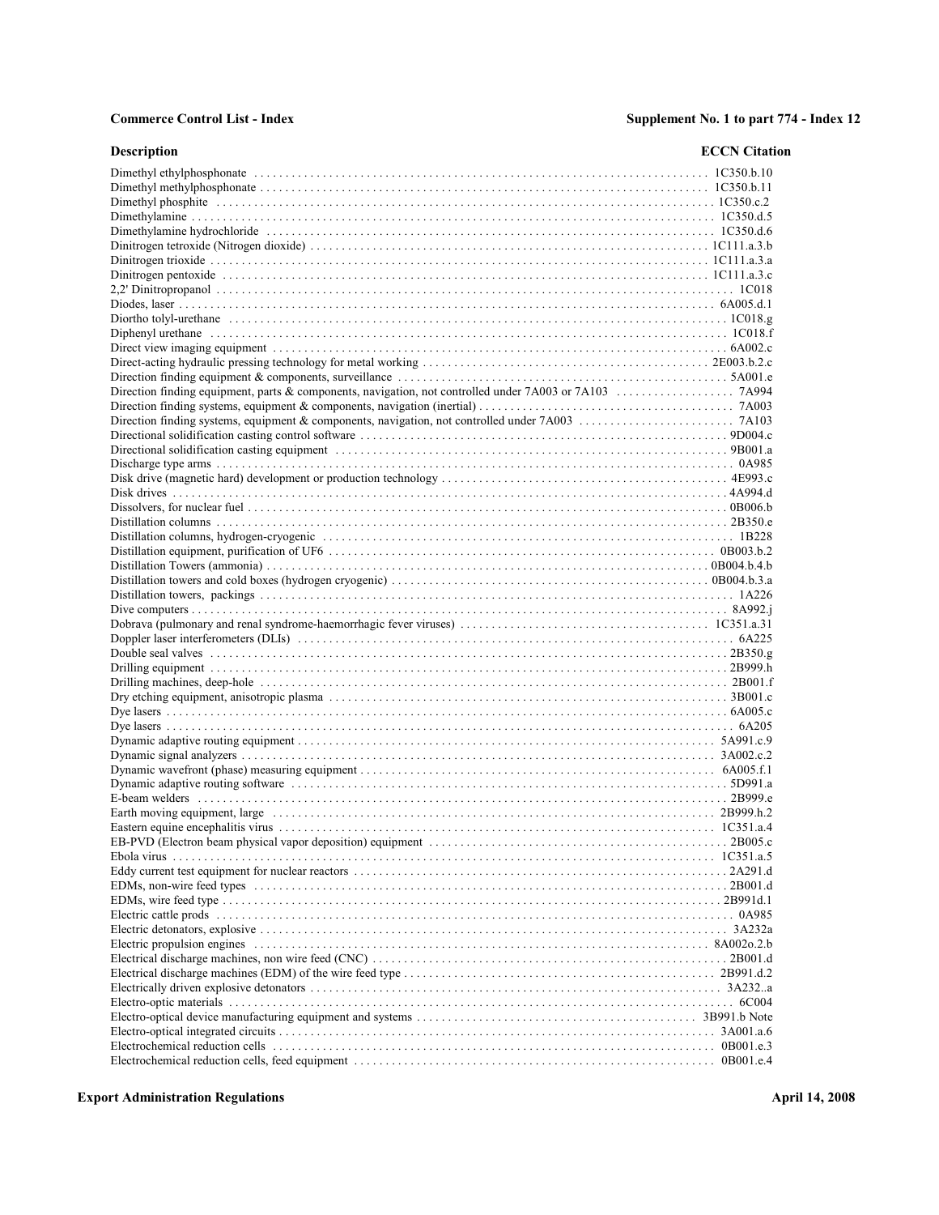| Description | ECCN Citation |
|---|---|
| Dimethyl ethylphosphonate | 1C350.b.10 |
| Dimethyl methylphosphonate | 1C350.b.11 |
| Dimethyl phosphite | 1C350.c.2 |
| Dimethylamine | 1C350.d.5 |
| Dimethylamine hydrochloride | 1C350.d.6 |
| Dinitrogen tetroxide (Nitrogen dioxide) | 1C111.a.3.b |
| Dinitrogen trioxide | 1C111.a.3.a |
| Dinitrogen pentoxide | 1C111.a.3.c |
| 2,2' Dinitropropanol | 1C018 |
| Diodes, laser | 6A005.d.1 |
| Diortho tolyl-urethane | 1C018.g |
| Diphenyl urethane | 1C018.f |
| Direct view imaging equipment | 6A002.c |
| Direct-acting hydraulic pressing technology for metal working | 2E003.b.2.c |
| Direction finding equipment & components, surveillance | 5A001.e |
| Direction finding equipment, parts & components, navigation, not controlled under 7A003 or 7A103 | 7A994 |
| Direction finding systems, equipment & components, navigation (inertial) | 7A003 |
| Direction finding systems, equipment & components, navigation, not controlled under 7A003 | 7A103 |
| Directional solidification casting control software | 9D004.c |
| Directional solidification casting equipment | 9B001.a |
| Discharge type arms | 0A985 |
| Disk drive (magnetic hard) development or production technology | 4E993.c |
| Disk drives | 4A994.d |
| Dissolvers, for nuclear fuel | 0B006.b |
| Distillation columns | 2B350.e |
| Distillation columns, hydrogen-cryogenic | 1B228 |
| Distillation equipment, purification of UF6 | 0B003.b.2 |
| Distillation Towers (ammonia) | 0B004.b.4.b |
| Distillation towers and cold boxes (hydrogen cryogenic) | 0B004.b.3.a |
| Distillation towers, packings | 1A226 |
| Dive computers | 8A992.j |
| Dobrava (pulmonary and renal syndrome-haemorrhagic fever viruses) | 1C351.a.31 |
| Doppler laser interferometers (DLIs) | 6A225 |
| Double seal valves | 2B350.g |
| Drilling equipment | 2B999.h |
| Drilling machines, deep-hole | 2B001.f |
| Dry etching equipment, anisotropic plasma | 3B001.c |
| Dye lasers | 6A005.c |
| Dye lasers | 6A205 |
| Dynamic adaptive routing equipment | 5A991.c.9 |
| Dynamic signal analyzers | 3A002.c.2 |
| Dynamic wavefront (phase) measuring equipment | 6A005.f.1 |
| Dynamic adaptive routing software | 5D991.a |
| E-beam welders | 2B999.e |
| Earth moving equipment, large | 2B999.h.2 |
| Eastern equine encephalitis virus | 1C351.a.4 |
| EB-PVD (Electron beam physical vapor deposition) equipment | 2B005.c |
| Ebola virus | 1C351.a.5 |
| Eddy current test equipment for nuclear reactors | 2A291.d |
| EDMs, non-wire feed types | 2B001.d |
| EDMs, wire feed type | 2B991d.1 |
| Electric cattle prods | 0A985 |
| Electric detonators, explosive | 3A232a |
| Electric propulsion engines | 8A002o.2.b |
| Electrical discharge machines, non wire feed (CNC) | 2B001.d |
| Electrical discharge machines (EDM) of the wire feed type | 2B991.d.2 |
| Electrically driven explosive detonators | 3A232..a |
| Electro-optic materials | 6C004 |
| Electro-optical device manufacturing equipment and systems | 3B991.b Note |
| Electro-optical integrated circuits | 3A001.a.6 |
| Electrochemical reduction cells | 0B001.e.3 |
| Electrochemical reduction cells, feed equipment | 0B001.e.4 |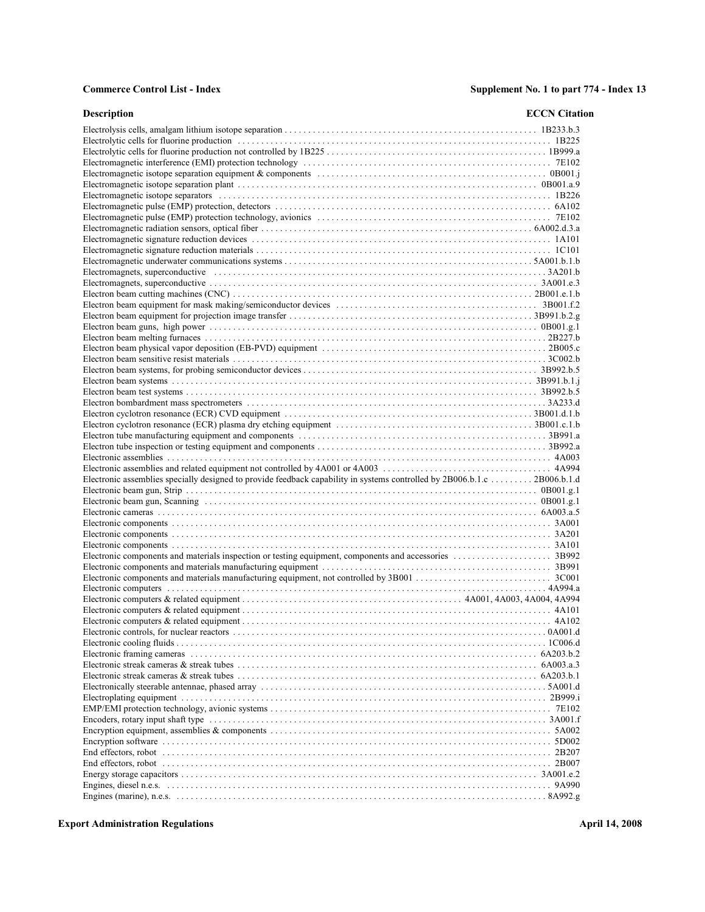| Description | ECCN Citation |
|---|---|
| Electrolysis cells, amalgam lithium isotope separation | 1B233.b.3 |
| Electrolytic cells for fluorine production | 1B225 |
| Electrolytic cells for fluorine production not controlled by 1B225 | 1B999.a |
| Electromagnetic interference (EMI) protection technology | 7E102 |
| Electromagnetic isotope separation equipment & components | 0B001.j |
| Electromagnetic isotope separation plant | 0B001.a.9 |
| Electromagnetic isotope separators | 1B226 |
| Electromagnetic pulse (EMP) protection, detectors | 6A102 |
| Electromagnetic pulse (EMP) protection technology, avionics | 7E102 |
| Electromagnetic radiation sensors, optical fiber | 6A002.d.3.a |
| Electromagnetic signature reduction devices | 1A101 |
| Electromagnetic signature reduction materials | 1C101 |
| Electromagnetic underwater communications systems | 5A001.b.1.b |
| Electromagnets, superconductive | 3A201.b |
| Electromagnets, superconductive | 3A001.e.3 |
| Electron beam cutting machines (CNC) | 2B001.e.1.b |
| Electron beam equipment for mask making/semiconductor devices | 3B001.f.2 |
| Electron beam equipment for projection image transfer | 3B991.b.2.g |
| Electron beam guns, high power | 0B001.g.1 |
| Electron beam melting furnaces | 2B227.b |
| Electron beam physical vapor deposition (EB-PVD) equipment | 2B005.c |
| Electron beam sensitive resist materials | 3C002.b |
| Electron beam systems, for probing semiconductor devices | 3B992.b.5 |
| Electron beam systems | 3B991.b.1.j |
| Electron beam test systems | 3B992.b.5 |
| Electron bombardment mass spectrometers | 3A233.d |
| Electron cyclotron resonance (ECR) CVD equipment | 3B001.d.1.b |
| Electron cyclotron resonance (ECR) plasma dry etching equipment | 3B001.c.1.b |
| Electron tube manufacturing equipment and components | 3B991.a |
| Electron tube inspection or testing equipment and components | 3B992.a |
| Electronic assemblies | 4A003 |
| Electronic assemblies and related equipment not controlled by 4A001 or 4A003 | 4A994 |
| Electronic assemblies specially designed to provide feedback capability in systems controlled by 2B006.b.1.c | 2B006.b.1.d |
| Electronic beam gun, Strip | 0B001.g.1 |
| Electronic beam gun, Scanning | 0B001.g.1 |
| Electronic cameras | 6A003.a.5 |
| Electronic components | 3A001 |
| Electronic components | 3A201 |
| Electronic components | 3A101 |
| Electronic components and materials inspection or testing equipment, components and accessories | 3B992 |
| Electronic components and materials manufacturing equipment | 3B991 |
| Electronic components and materials manufacturing equipment, not controlled by 3B001 | 3C001 |
| Electronic computers | 4A994.a |
| Electronic computers & related equipment | 4A001, 4A003, 4A004, 4A994 |
| Electronic computers & related equipment | 4A101 |
| Electronic computers & related equipment | 4A102 |
| Electronic controls, for nuclear reactors | 0A001.d |
| Electronic cooling fluids | 1C006.d |
| Electronic framing cameras | 6A203.b.2 |
| Electronic streak cameras & streak tubes | 6A003.a.3 |
| Electronic streak cameras & streak tubes | 6A203.b.1 |
| Electronically steerable antennae, phased array | 5A001.d |
| Electroplating equipment | 2B999.i |
| EMP/EMI protection technology, avionic systems | 7E102 |
| Encoders, rotary input shaft type | 3A001.f |
| Encryption equipment, assemblies & components | 5A002 |
| Encryption software | 5D002 |
| End effectors, robot | 2B207 |
| End effectors, robot | 2B007 |
| Energy storage capacitors | 3A001.e.2 |
| Engines, diesel n.e.s. | 9A990 |
| Engines (marine), n.e.s. | 8A992.g |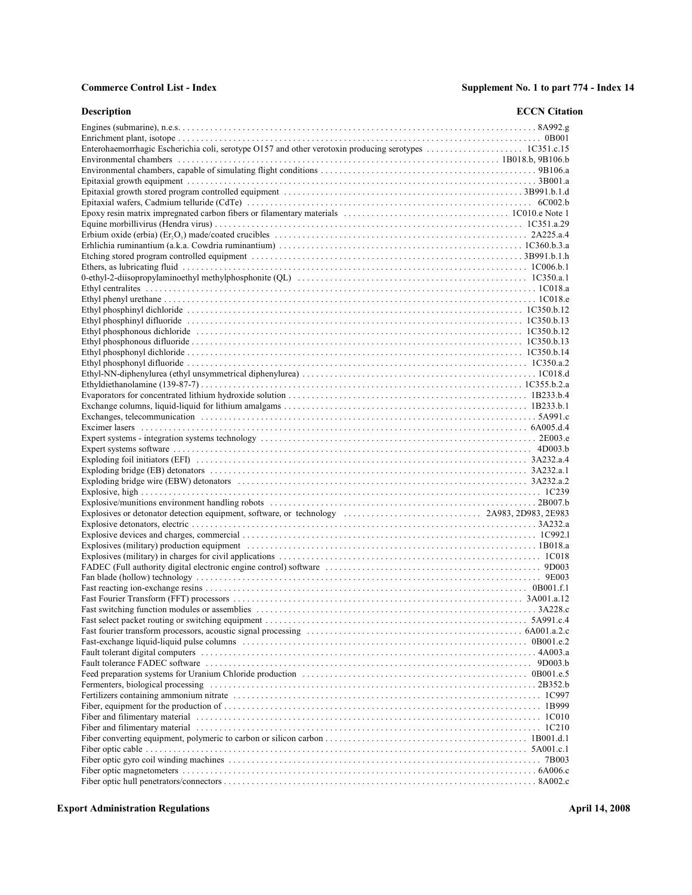| Description | ECCN Citation |
|---|---|
| Engines (submarine), n.e.s. | 8A992.g |
| Enrichment plant, isotope | 0B001 |
| Enterohaemorrhagic Escherichia coli, serotype O157 and other verotoxin producing serotypes | 1C351.c.15 |
| Environmental chambers | 1B018.b, 9B106.b |
| Environmental chambers, capable of simulating flight conditions | 9B106.a |
| Epitaxial growth equipment | 3B001.a |
| Epitaxial growth stored program controlled equipment | 3B991.b.1.d |
| Epitaxial wafers, Cadmium telluride (CdTe) | 6C002.b |
| Epoxy resin matrix impregnated carbon fibers or filamentary materials | 1C010.e Note 1 |
| Equine morbillivirus (Hendra virus) | 1C351.a.29 |
| Erbium oxide (erbia) ($Er_2O_3$) made/coated crucibles | 2A225.a.4 |
| Erhlichia ruminantium (a.k.a. Cowdria ruminantium) | 1C360.b.3.a |
| Etching stored program controlled equipment | 3B991.b.1.h |
| Ethers, as lubricating fluid | 1C006.b.1 |
| 0-ethyl-2-diisopropylaminoethyl methylphosphonite (QL) | 1C350.a.1 |
| Ethyl centralites | 1C018.a |
| Ethyl phenyl urethane | 1C018.e |
| Ethyl phosphinyl dichloride | 1C350.b.12 |
| Ethyl phosphinyl difluoride | 1C350.b.13 |
| Ethyl phosphonous dichloride | 1C350.b.12 |
| Ethyl phosphonous difluoride | 1C350.b.13 |
| Ethyl phosphonyl dichloride | 1C350.b.14 |
| Ethyl phosphonyl difluoride | 1C350.a.2 |
| Ethyl-NN-diphenylurea (ethyl unsymmetrical diphenylurea) | 1C018.d |
| Ethyldiethanolamine (139-87-7) | 1C355.b.2.a |
| Evaporators for concentrated lithium hydroxide solution | 1B233.b.4 |
| Exchange columns, liquid-liquid for lithium amalgams | 1B233.b.1 |
| Exchanges, telecommunication | 5A991.c |
| Excimer lasers | 6A005.d.4 |
| Expert systems - integration systems technology | 2E003.e |
| Expert systems software | 4D003.b |
| Exploding foil initiators (EFI) | 3A232.a.4 |
| Exploding bridge (EB) detonators | 3A232.a.1 |
| Exploding bridge wire (EBW) detonators | 3A232.a.2 |
| Explosive, high | 1C239 |
| Explosive/munitions environment handling robots | 2B007.b |
| Explosives or detonator detection equipment, software, or technology | 2A983, 2D983, 2E983 |
| Explosive detonators, electric | 3A232.a |
| Explosive devices and charges, commercial | 1C992.1 |
| Explosives (military) production equipment | 1B018.a |
| Explosives (military) in charges for civil applications | 1C018 |
| FADEC (Full authority digital electronic engine control) software | 9D003 |
| Fan blade (hollow) technology | 9E003 |
| Fast reacting ion-exchange resins | 0B001.f.1 |
| Fast Fourier Transform (FFT) processors | 3A001.a.12 |
| Fast switching function modules or assemblies | 3A228.c |
| Fast select packet routing or switching equipment | 5A991.c.4 |
| Fast fourier transform processors, acoustic signal processing | 6A001.a.2.c |
| Fast-exchange liquid-liquid pulse columns | 0B001.e.2 |
| Fault tolerant digital computers | 4A003.a |
| Fault tolerance FADEC software | 9D003.b |
| Feed preparation systems for Uranium Chloride production | 0B001.e.5 |
| Fermenters, biological processing | 2B352.b |
| Fertilizers containing ammonium nitrate | 1C997 |
| Fiber, equipment for the production of | 1B999 |
| Fiber and filimentary material | 1C010 |
| Fiber and filimentary material | 1C210 |
| Fiber converting equipment, polymeric to carbon or silicon carbon | 1B001.d.1 |
| Fiber optic cable | 5A001.c.1 |
| Fiber optic gyro coil winding machines | 7B003 |
| Fiber optic magnetometers | 6A006.c |
| Fiber optic hull penetrators/connectors | 8A002.c |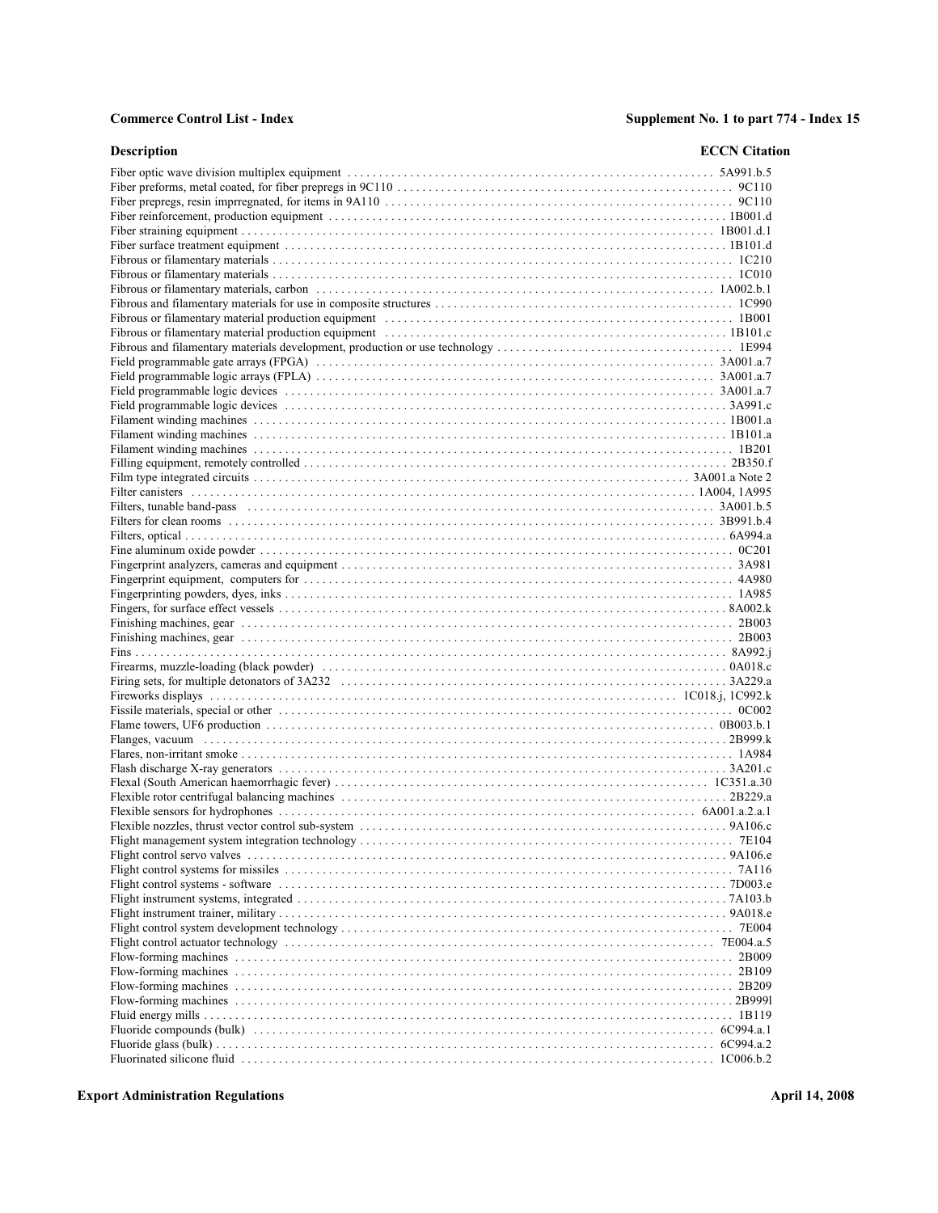| Description | ECCN Citation |
|---|---|
| Fiber optic wave division multiplex equipment | 5A991.b.5 |
| Fiber preforms, metal coated, for fiber prepregs in 9C110 | 9C110 |
| Fiber prepregs, resin imprregnated, for items in 9A110 | 9C110 |
| Fiber reinforcement, production equipment | 1B001.d |
| Fiber straining equipment | 1B001.d.1 |
| Fiber surface treatment equipment | 1B101.d |
| Fibrous or filamentary materials | 1C210 |
| Fibrous or filamentary materials | 1C010 |
| Fibrous or filamentary materials, carbon | 1A002.b.1 |
| Fibrous and filamentary materials for use in composite structures | 1C990 |
| Fibrous or filamentary material production equipment | 1B001 |
| Fibrous or filamentary material production equipment | 1B101.c |
| Fibrous and filamentary materials development, production or use technology | 1E994 |
| Field programmable gate arrays (FPGA) | 3A001.a.7 |
| Field programmable logic arrays (FPLA) | 3A001.a.7 |
| Field programmable logic devices | 3A001.a.7 |
| Field programmable logic devices | 3A991.c |
| Filament winding machines | 1B001.a |
| Filament winding machines | 1B101.a |
| Filament winding machines | 1B201 |
| Filling equipment, remotely controlled | 2B350.f |
| Film type integrated circuits | 3A001.a Note 2 |
| Filter canisters | 1A004, 1A995 |
| Filters, tunable band-pass | 3A001.b.5 |
| Filters for clean rooms | 3B991.b.4 |
| Filters, optical | 6A994.a |
| Fine aluminum oxide powder | 0C201 |
| Fingerprint analyzers, cameras and equipment | 3A981 |
| Fingerprint equipment, computers for | 4A980 |
| Fingerprinting powders, dyes, inks | 1A985 |
| Fingers, for surface effect vessels | 8A002.k |
| Finishing machines, gear | 2B003 |
| Finishing machines, gear | 2B003 |
| Fins | 8A992.j |
| Firearms, muzzle-loading (black powder) | 0A018.c |
| Firing sets, for multiple detonators of 3A232 | 3A229.a |
| Fireworks displays | 1C018.j, 1C992.k |
| Fissile materials, special or other | 0C002 |
| Flame towers, UF6 production | 0B003.b.1 |
| Flanges, vacuum | 2B999.k |
| Flares, non-irritant smoke | 1A984 |
| Flash discharge X-ray generators | 3A201.c |
| Flexal (South American haemorrhagic fever) | 1C351.a.30 |
| Flexible rotor centrifugal balancing machines | 2B229.a |
| Flexible sensors for hydrophones | 6A001.a.2.a.1 |
| Flexible nozzles, thrust vector control sub-system | 9A106.c |
| Flight management system integration technology | 7E104 |
| Flight control servo valves | 9A106.e |
| Flight control systems for missiles | 7A116 |
| Flight control systems - software | 7D003.e |
| Flight instrument systems, integrated | 7A103.b |
| Flight instrument trainer, military | 9A018.e |
| Flight control system development technology | 7E004 |
| Flight control actuator technology | 7E004.a.5 |
| Flow-forming machines | 2B009 |
| Flow-forming machines | 2B109 |
| Flow-forming machines | 2B209 |
| Flow-forming machines | 2B999l |
| Fluid energy mills | 1B119 |
| Fluoride compounds (bulk) | 6C994.a.1 |
| Fluoride glass (bulk) | 6C994.a.2 |
| Fluorinated silicone fluid | 1C006.b.2 |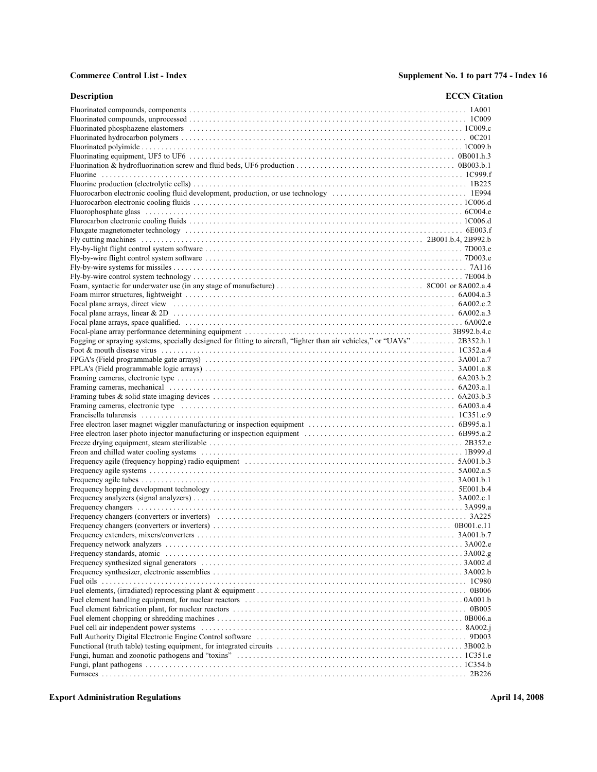| Description | ECCN Citation |
|---|---|
| Fluorinated compounds, components | 1A001 |
| Fluorinated compounds, unprocessed | 1C009 |
| Fluorinated phosphazene elastomers | 1C009.c |
| Fluorinated hydrocarbon polymers | 0C201 |
| Fluorinated polyimide | 1C009.b |
| Fluorinating equipment, UF5 to UF6 | 0B001.h.3 |
| Fluorination & hydrofluorination screw and fluid beds, UF6 production | 0B003.b.1 |
| Fluorine | 1C999.f |
| Fluorine production (electrolytic cells) | 1B225 |
| Fluorocarbon electronic cooling fluid development, production, or use technology | 1E994 |
| Fluorocarbon electronic cooling fluids | 1C006.d |
| Fluorophosphate glass | 6C004.e |
| Flurocarbon electronic cooling fluids | 1C006.d |
| Fluxgate magnetometer technology | 6E003.f |
| Fly cutting machines | 2B001.b.4, 2B992.b |
| Fly-by-light flight control system software | 7D003.e |
| Fly-by-wire flight control system software | 7D003.e |
| Fly-by-wire systems for missiles | 7A116 |
| Fly-by-wire control system technology | 7E004.b |
| Foam, syntactic for underwater use (in any stage of manufacture) | 8C001 or 8A002.a.4 |
| Foam mirror structures, lightweight | 6A004.a.3 |
| Focal plane arrays, direct view | 6A002.c.2 |
| Focal plane arrays, linear & 2D | 6A002.a.3 |
| Focal plane arrays, space qualified. | 6A002.e |
| Focal-plane array performance determining equipment | 3B992.b.4.c |
| Fogging or spraying systems, specially designed for fitting to aircraft, “lighter than air vehicles,” or “UAVs” | 2B352.h.1 |
| Foot & mouth disease virus | 1C352.a.4 |
| FPGA's (Field programmable gate arrays) | 3A001.a.7 |
| FPLA's (Field programmable logic arrays) | 3A001.a.8 |
| Framing cameras, electronic type | 6A203.b.2 |
| Framing cameras, mechanical | 6A203.a.1 |
| Framing tubes & solid state imaging devices | 6A203.b.3 |
| Framing cameras, electronic type | 6A003.a.4 |
| Francisella tularensis | 1C351.c.9 |
| Free electron laser magnet wiggler manufacturing or inspection equipment | 6B995.a.1 |
| Free electron laser photo injector manufacturing or inspection equipment | 6B995.a.2 |
| Freeze drying equipment, steam sterilizable | 2B352.e |
| Freon and chilled water cooling systems | 1B999.d |
| Frequency agile (frequency hopping) radio equipment | 5A001.b.3 |
| Frequency agile systems | 5A002.a.5 |
| Frequency agile tubes | 3A001.b.1 |
| Frequency hopping development technology | 5E001.b.4 |
| Frequency analyzers (signal analyzers) | 3A002.c.1 |
| Frequency changers | 3A999.a |
| Frequency changers (converters or inverters) | 3A225 |
| Frequency changers (converters or inverters) | 0B001.c.11 |
| Frequency extenders, mixers/converters | 3A001.b.7 |
| Frequency network analyzers | 3A002.e |
| Frequency standards, atomic | 3A002.g |
| Frequency synthesized signal generators | 3A002.d |
| Frequency synthesizer, electronic assemblies | 3A002.b |
| Fuel oils | 1C980 |
| Fuel elements, (irradiated) reprocessing plant & equipment | 0B006 |
| Fuel element handling equipment, for nuclear reactors | 0A001.b |
| Fuel element fabrication plant, for nuclear reactors | 0B005 |
| Fuel element chopping or shredding machines | 0B006.a |
| Fuel cell air independent power systems | 8A002.j |
| Full Authority Digital Electronic Engine Control software | 9D003 |
| Functional (truth table) testing equipment, for integrated circuits | 3B002.b |
| Fungi, human and zoonotic pathogens and “toxins” | 1C351.e |
| Fungi, plant pathogens | 1C354.b |
| Furnaces | 2B226 |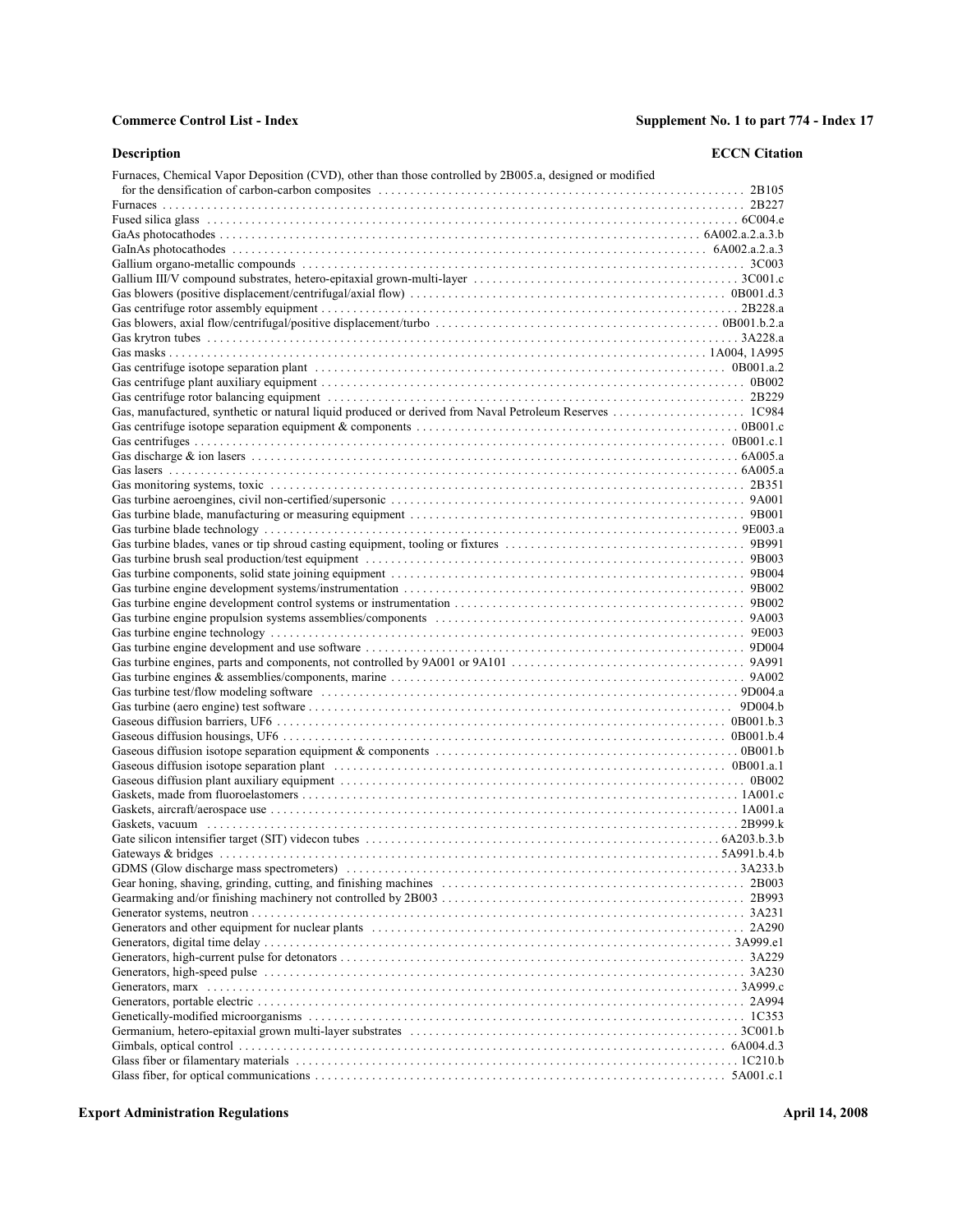| Description | ECCN Citation |
| --- | --- |
| Furnaces, Chemical Vapor Deposition (CVD), other than those controlled by 2B005.a, designed or modified for the densification of carbon-carbon composites | 2B105 |
| Furnaces | 2B227 |
| Fused silica glass | 6C004.e |
| GaAs photocathodes | 6A002.a.2.a.3.b |
| GaInAs photocathodes | 6A002.a.2.a.3 |
| Gallium organo-metallic compounds | 3C003 |
| Gallium III/V compound substrates, hetero-epitaxial grown-multi-layer | 3C001.c |
| Gas blowers (positive displacement/centrifugal/axial flow) | 0B001.d.3 |
| Gas centrifuge rotor assembly equipment | 2B228.a |
| Gas blowers, axial flow/centrifugal/positive displacement/turbo | 0B001.b.2.a |
| Gas krytron tubes | 3A228.a |
| Gas masks | 1A004, 1A995 |
| Gas centrifuge isotope separation plant | 0B001.a.2 |
| Gas centrifuge plant auxiliary equipment | 0B002 |
| Gas centrifuge rotor balancing equipment | 2B229 |
| Gas, manufactured, synthetic or natural liquid produced or derived from Naval Petroleum Reserves | 1C984 |
| Gas centrifuge isotope separation equipment & components | 0B001.c |
| Gas centrifuges | 0B001.c.1 |
| Gas discharge & ion lasers | 6A005.a |
| Gas lasers | 6A005.a |
| Gas monitoring systems, toxic | 2B351 |
| Gas turbine aeroengines, civil non-certified/supersonic | 9A001 |
| Gas turbine blade, manufacturing or measuring equipment | 9B001 |
| Gas turbine blade technology | 9E003.a |
| Gas turbine blades, vanes or tip shroud casting equipment, tooling or fixtures | 9B991 |
| Gas turbine brush seal production/test equipment | 9B003 |
| Gas turbine components, solid state joining equipment | 9B004 |
| Gas turbine engine development systems/instrumentation | 9B002 |
| Gas turbine engine development control systems or instrumentation | 9B002 |
| Gas turbine engine propulsion systems assemblies/components | 9A003 |
| Gas turbine engine technology | 9E003 |
| Gas turbine engine development and use software | 9D004 |
| Gas turbine engines, parts and components, not controlled by 9A001 or 9A101 | 9A991 |
| Gas turbine engines & assemblies/components, marine | 9A002 |
| Gas turbine test/flow modeling software | 9D004.a |
| Gas turbine (aero engine) test software | 9D004.b |
| Gaseous diffusion barriers, UF6 | 0B001.b.3 |
| Gaseous diffusion housings, UF6 | 0B001.b.4 |
| Gaseous diffusion isotope separation equipment & components | 0B001.b |
| Gaseous diffusion isotope separation plant | 0B001.a.1 |
| Gaseous diffusion plant auxiliary equipment | 0B002 |
| Gaskets, made from fluoroelastomers | 1A001.c |
| Gaskets, aircraft/aerospace use | 1A001.a |
| Gaskets, vacuum | 2B999.k |
| Gate silicon intensifier target (SIT) videcon tubes | 6A203.b.3.b |
| Gateways & bridges | 5A991.b.4.b |
| GDMS (Glow discharge mass spectrometers) | 3A233.b |
| Gear honing, shaving, grinding, cutting, and finishing machines | 2B003 |
| Gearmaking and/or finishing machinery not controlled by 2B003 | 2B993 |
| Generator systems, neutron | 3A231 |
| Generators and other equipment for nuclear plants | 2A290 |
| Generators, digital time delay | 3A999.e1 |
| Generators, high-current pulse for detonators | 3A229 |
| Generators, high-speed pulse | 3A230 |
| Generators, marx | 3A999.c |
| Generators, portable electric | 2A994 |
| Genetically-modified microorganisms | 1C353 |
| Germanium, hetero-epitaxial grown multi-layer substrates | 3C001.b |
| Gimbals, optical control | 6A004.d.3 |
| Glass fiber or filamentary materials | 1C210.b |
| Glass fiber, for optical communications | 5A001.c.1 |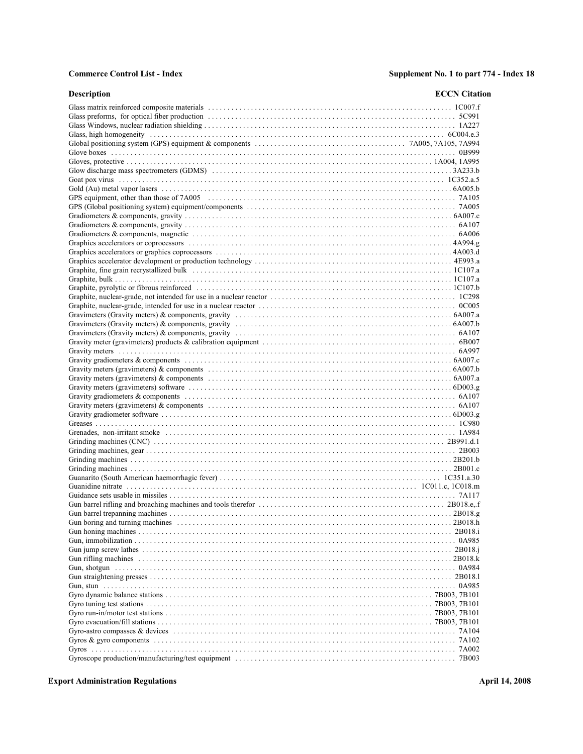| Description | ECCN Citation |
| --- | --- |
| Glass matrix reinforced composite materials | 1C007.f |
| Glass preforms, for optical fiber production | 5C991 |
| Glass Windows, nuclear radiation shielding | 1A227 |
| Glass, high homogeneity | 6C004.e.3 |
| Global positioning system (GPS) equipment & components | 7A005, 7A105, 7A994 |
| Glove boxes | 0B999 |
| Gloves, protective | 1A004, 1A995 |
| Glow discharge mass spectrometers (GDMS) | 3A233.b |
| Goat pox virus | 1C352.a.5 |
| Gold (Au) metal vapor lasers | 6A005.b |
| GPS equipment, other than those of 7A005 | 7A105 |
| GPS (Global positioning system) equipment/components | 7A005 |
| Gradiometers & components, gravity | 6A007.c |
| Gradiometers & components, gravity | 6A107 |
| Gradiometers & components, magnetic | 6A006 |
| Graphics accelerators or coprocessors | 4A994.g |
| Graphics accelerators or graphics coprocessors | 4A003.d |
| Graphics accelerator development or production technology | 4E993.a |
| Graphite, fine grain recrystallized bulk | 1C107.a |
| Graphite, bulk | 1C107.a |
| Graphite, pyrolytic or fibrous reinforced | 1C107.b |
| Graphite, nuclear-grade, not intended for use in a nuclear reactor | 1C298 |
| Graphite, nuclear-grade, intended for use in a nuclear reactor | 0C005 |
| Gravimeters (Gravity meters) & components, gravity | 6A007.a |
| Gravimeters (Gravity meters) & components, gravity | 6A007.b |
| Gravimeters (Gravity meters) & components, gravity | 6A107 |
| Gravity meter (gravimeters) products & calibration equipment | 6B007 |
| Gravity meters | 6A997 |
| Gravity gradiometers & components | 6A007.c |
| Gravity meters (gravimeters) & components | 6A007.b |
| Gravity meters (gravimeters) & components | 6A007.a |
| Gravity meters (gravimeters) software | 6D003.g |
| Gravity gradiometers & components | 6A107 |
| Gravity meters (gravimeters) & components | 6A107 |
| Gravity gradiometer software | 6D003.g |
| Greases | 1C980 |
| Grenades, non-irritant smoke | 1A984 |
| Grinding machines (CNC) | 2B991.d.1 |
| Grinding machines, gear | 2B003 |
| Grinding machines | 2B201.b |
| Grinding machines | 2B001.c |
| Guanarito (South American haemorrhagic fever) | 1C351.a.30 |
| Guanidine nitrate | 1C011.c, 1C018.m |
| Guidance sets usable in missiles | 7A117 |
| Gun barrel rifling and broaching machines and tools therefor | 2B018.e,.f |
| Gun barrel trepanning machines | 2B018.g |
| Gun boring and turning machines | 2B018.h |
| Gun honing machines | 2B018.i |
| Gun, immobilization | 0A985 |
| Gun jump screw lathes | 2B018.j |
| Gun rifling machines | 2B018.k |
| Gun, shotgun | 0A984 |
| Gun straightening presses | 2B018.l |
| Gun, stun | 0A985 |
| Gyro dynamic balance stations | 7B003, 7B101 |
| Gyro tuning test stations | 7B003, 7B101 |
| Gyro run-in/motor test stations | 7B003, 7B101 |
| Gyro evacuation/fill stations | 7B003, 7B101 |
| Gyro-astro compasses & devices | 7A104 |
| Gyros & gyro components | 7A102 |
| Gyros | 7A002 |
| Gyroscope production/manufacturing/test equipment | 7B003 |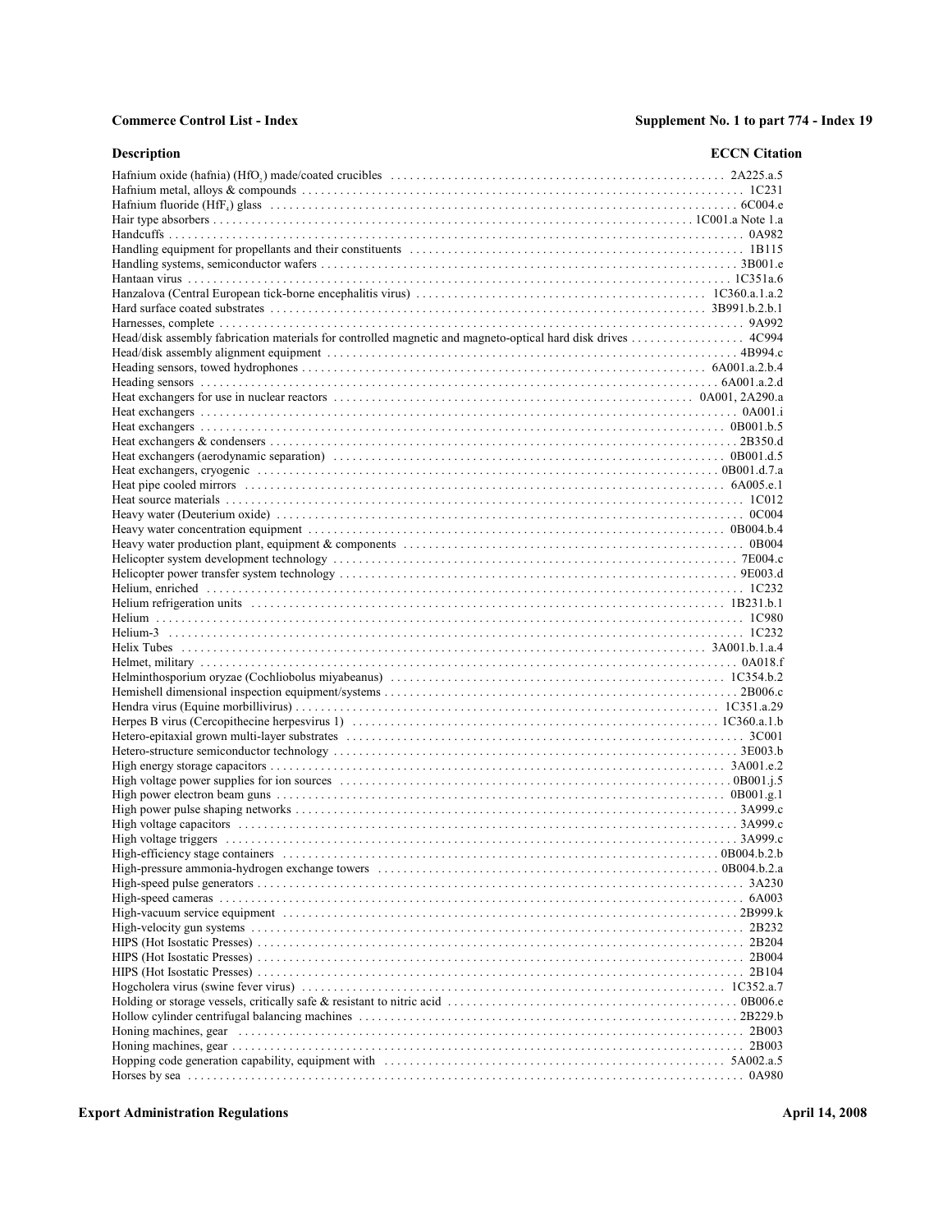| Description | ECCN Citation |
| --- | --- |
| Hafnium oxide (hafnia) ($HfO_2$) made/coated crucibles | 2A225.a.5 |
| Hafnium metal, alloys & compounds | 1C231 |
| Hafnium fluoride ($HfF_4$) glass | 6C004.e |
| Hair type absorbers | 1C001.a Note 1.a |
| Handcuffs | 0A982 |
| Handling equipment for propellants and their constituents | 1B115 |
| Handling systems, semiconductor wafers | 3B001.e |
| Hantaan virus | 1C351a.6 |
| Hanzalova (Central European tick-borne encephalitis virus) | 1C360.a.1.a.2 |
| Hard surface coated substrates | 3B991.b.2.b.1 |
| Harnesses, complete | 9A992 |
| Head/disk assembly fabrication materials for controlled magnetic and magneto-optical hard disk drives | 4C994 |
| Head/disk assembly alignment equipment | 4B994.c |
| Heading sensors, towed hydrophones | 6A001.a.2.b.4 |
| Heading sensors | 6A001.a.2.d |
| Heat exchangers for use in nuclear reactors | 0A001, 2A290.a |
| Heat exchangers | 0A001.i |
| Heat exchangers | 0B001.b.5 |
| Heat exchangers & condensers | 2B350.d |
| Heat exchangers (aerodynamic separation) | 0B001.d.5 |
| Heat exchangers, cryogenic | 0B001.d.7.a |
| Heat pipe cooled mirrors | 6A005.e.1 |
| Heat source materials | 1C012 |
| Heavy water (Deuterium oxide) | 0C004 |
| Heavy water concentration equipment | 0B004.b.4 |
| Heavy water production plant, equipment & components | 0B004 |
| Helicopter system development technology | 7E004.c |
| Helicopter power transfer system technology | 9E003.d |
| Helium, enriched | 1C232 |
| Helium refrigeration units | 1B231.b.1 |
| Helium | 1C980 |
| Helium-3 | 1C232 |
| Helix Tubes | 3A001.b.1.a.4 |
| Helmet, military | 0A018.f |
| Helminthosporium oryzae (Cochliobolus miyabeanus) | 1C354.b.2 |
| Hemishell dimensional inspection equipment/systems | 2B006.c |
| Hendra virus (Equine morbillivirus) | 1C351.a.29 |
| Herpes B virus (Cercopithecine herpesvirus 1) | 1C360.a.1.b |
| Hetero-epitaxial grown multi-layer substrates | 3C001 |
| Hetero-structure semiconductor technology | 3E003.b |
| High energy storage capacitors | 3A001.e.2 |
| High voltage power supplies for ion sources | 0B001.j.5 |
| High power electron beam guns | 0B001.g.1 |
| High power pulse shaping networks | 3A999.c |
| High voltage capacitors | 3A999.c |
| High voltage triggers | 3A999.c |
| High-efficiency stage containers | 0B004.b.2.b |
| High-pressure ammonia-hydrogen exchange towers | 0B004.b.2.a |
| High-speed pulse generators | 3A230 |
| High-speed cameras | 6A003 |
| High-vacuum service equipment | 2B999.k |
| High-velocity gun systems | 2B232 |
| HIPS (Hot Isostatic Presses) | 2B204 |
| HIPS (Hot Isostatic Presses) | 2B004 |
| HIPS (Hot Isostatic Presses) | 2B104 |
| Hogcholera virus (swine fever virus) | 1C352.a.7 |
| Holding or storage vessels, critically safe & resistant to nitric acid | 0B006.e |
| Hollow cylinder centrifugal balancing machines | 2B229.b |
| Honing machines, gear | 2B003 |
| Honing machines, gear | 2B003 |
| Hopping code generation capability, equipment with | 5A002.a.5 |
| Horses by sea | 0A980 |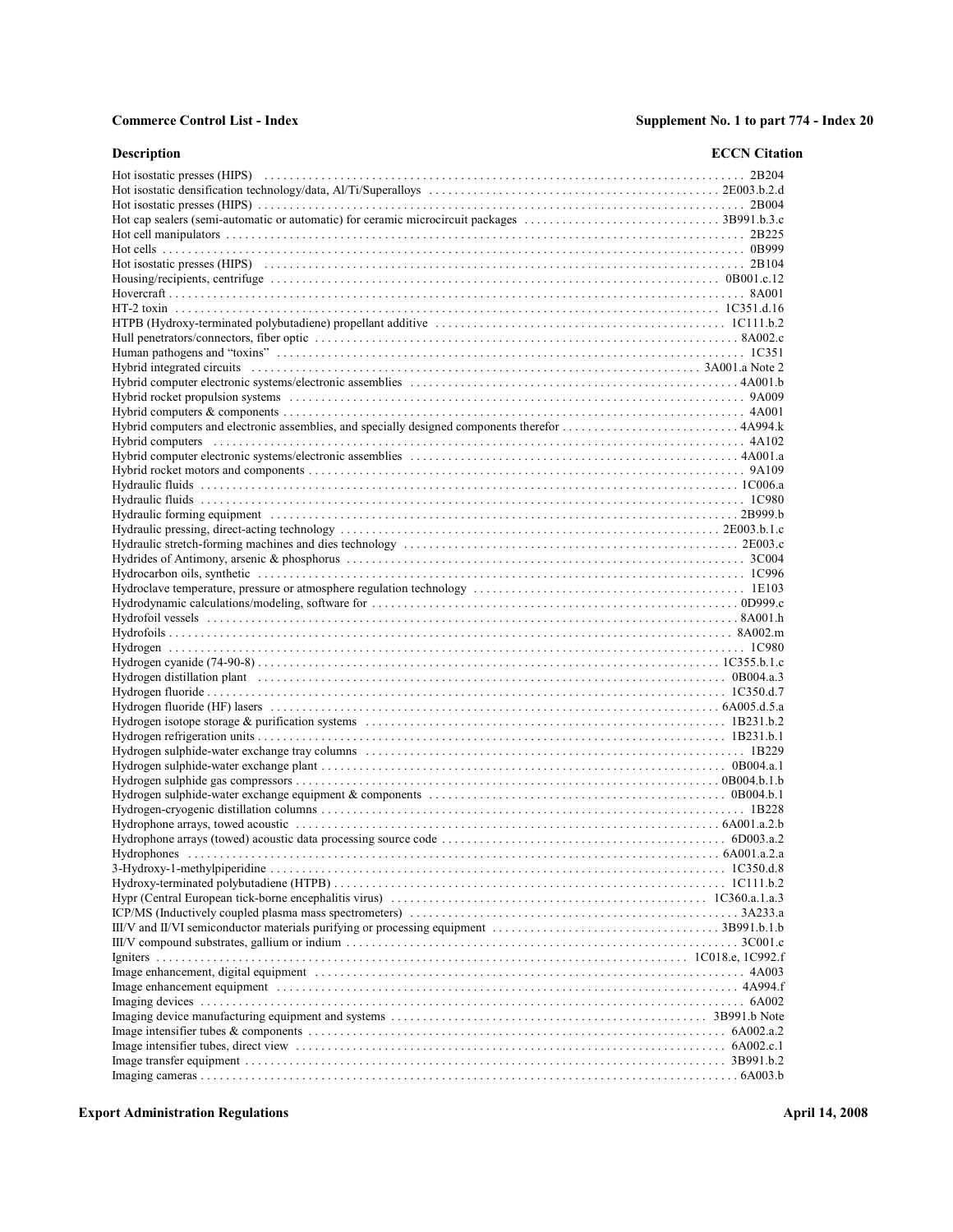| Description | ECCN Citation |
| --- | --- |
| Hot isostatic presses (HIPS) | 2B204 |
| Hot isostatic densification technology/data, Al/Ti/Superalloys | 2E003.b.2.d |
| Hot isostatic presses (HIPS) | 2B004 |
| Hot cap sealers (semi-automatic or automatic) for ceramic microcircuit packages | 3B991.b.3.c |
| Hot cell manipulators | 2B225 |
| Hot cells | 0B999 |
| Hot isostatic presses (HIPS) | 2B104 |
| Housing/recipients, centrifuge | 0B001.c.12 |
| Hovercraft | 8A001 |
| HT-2 toxin | 1C351.d.16 |
| HTPB (Hydroxy-terminated polybutadiene) propellant additive | 1C111.b.2 |
| Hull penetrators/connectors, fiber optic | 8A002.c |
| Human pathogens and "toxins" | 1C351 |
| Hybrid integrated circuits | 3A001.a Note 2 |
| Hybrid computer electronic systems/electronic assemblies | 4A001.b |
| Hybrid rocket propulsion systems | 9A009 |
| Hybrid computers & components | 4A001 |
| Hybrid computers and electronic assemblies, and specially designed components therefor | 4A994.k |
| Hybrid computers | 4A102 |
| Hybrid computer electronic systems/electronic assemblies | 4A001.a |
| Hybrid rocket motors and components | 9A109 |
| Hydraulic fluids | 1C006.a |
| Hydraulic fluids | 1C980 |
| Hydraulic forming equipment | 2B999.b |
| Hydraulic pressing, direct-acting technology | 2E003.b.1.c |
| Hydraulic stretch-forming machines and dies technology | 2E003.c |
| Hydrides of Antimony, arsenic & phosphorus | 3C004 |
| Hydrocarbon oils, synthetic | 1C996 |
| Hydroclave temperature, pressure or atmosphere regulation technology | 1E103 |
| Hydrodynamic calculations/modeling, software for | 0D999.c |
| Hydrofoil vessels | 8A001.h |
| Hydrofoils | 8A002.m |
| Hydrogen | 1C980 |
| Hydrogen cyanide (74-90-8) | 1C355.b.1.c |
| Hydrogen distillation plant | 0B004.a.3 |
| Hydrogen fluoride | 1C350.d.7 |
| Hydrogen fluoride (HF) lasers | 6A005.d.5.a |
| Hydrogen isotope storage & purification systems | 1B231.b.2 |
| Hydrogen refrigeration units | 1B231.b.1 |
| Hydrogen sulphide-water exchange tray columns | 1B229 |
| Hydrogen sulphide-water exchange plant | 0B004.a.1 |
| Hydrogen sulphide gas compressors | 0B004.b.1.b |
| Hydrogen sulphide-water exchange equipment & components | 0B004.b.1 |
| Hydrogen-cryogenic distillation columns | 1B228 |
| Hydrophone arrays, towed acoustic | 6A001.a.2.b |
| Hydrophone arrays (towed) acoustic data processing source code | 6D003.a.2 |
| Hydrophones | 6A001.a.2.a |
| 3-Hydroxy-1-methylpiperidine | 1C350.d.8 |
| Hydroxy-terminated polybutadiene (HTPB) | 1C111.b.2 |
| Hypr (Central European tick-borne encephalitis virus) | 1C360.a.1.a.3 |
| ICP/MS (Inductively coupled plasma mass spectrometers) | 3A233.a |
| III/V and II/VI semiconductor materials purifying or processing equipment | 3B991.b.1.b |
| III/V compound substrates, gallium or indium | 3C001.c |
| Igniters | 1C018.e, 1C992.f |
| Image enhancement, digital equipment | 4A003 |
| Image enhancement equipment | 4A994.f |
| Imaging devices | 6A002 |
| Imaging device manufacturing equipment and systems | 3B991.b Note |
| Image intensifier tubes & components | 6A002.a.2 |
| Image intensifier tubes, direct view | 6A002.c.1 |
| Image transfer equipment | 3B991.b.2 |
| Imaging cameras | 6A003.b |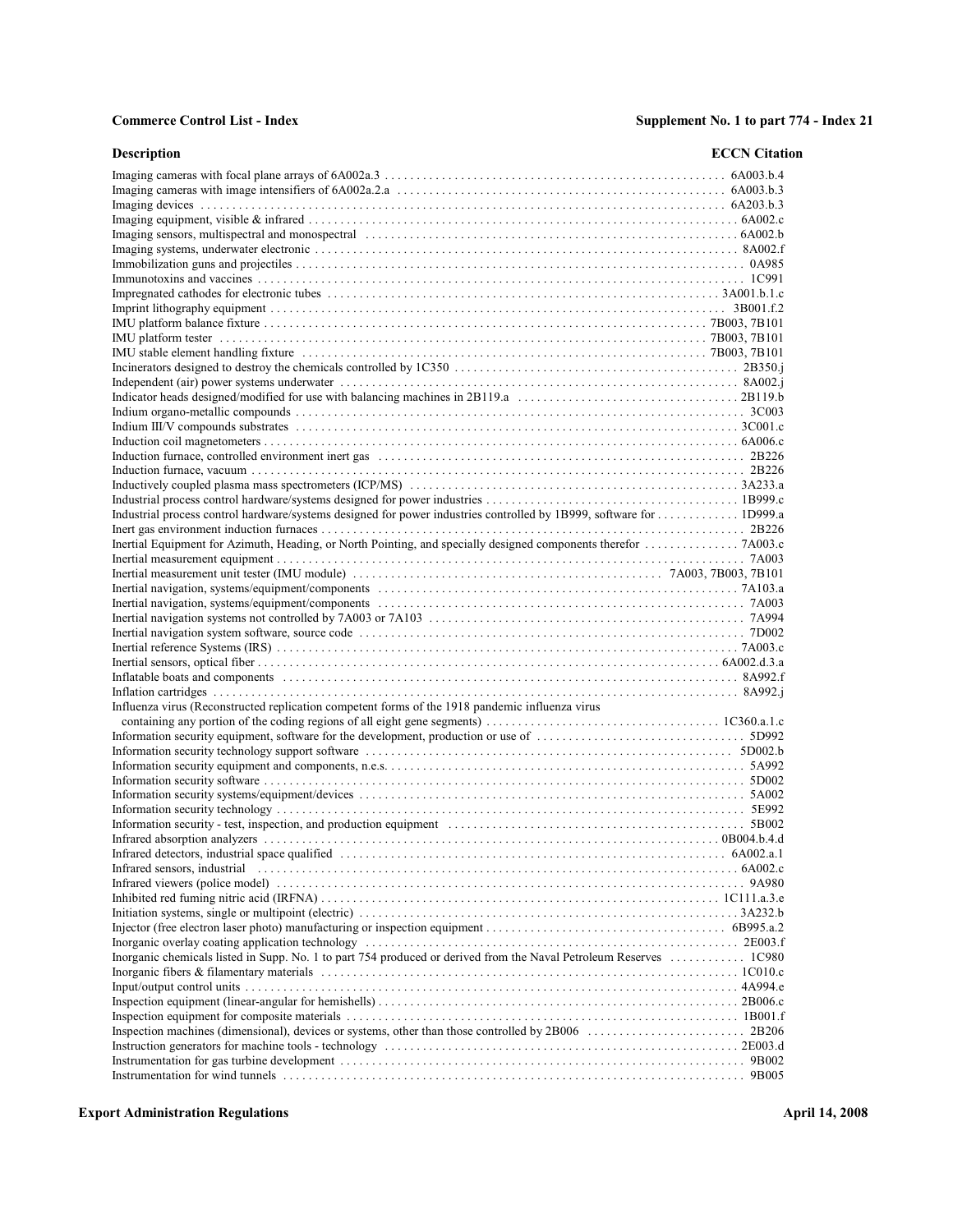| Description | ECCN Citation |
|---|---|
| Imaging cameras with focal plane arrays of 6A002a.3 | 6A003.b.4 |
| Imaging cameras with image intensifiers of 6A002a.2.a | 6A003.b.3 |
| Imaging devices | 6A203.b.3 |
| Imaging equipment, visible & infrared | 6A002.c |
| Imaging sensors, multispectral and monospectral | 6A002.b |
| Imaging systems, underwater electronic | 8A002.f |
| Immobilization guns and projectiles | 0A985 |
| Immunotoxins and vaccines | 1C991 |
| Impregnated cathodes for electronic tubes | 3A001.b.1.c |
| Imprint lithography equipment | 3B001.f.2 |
| IMU platform balance fixture | 7B003, 7B101 |
| IMU platform tester | 7B003, 7B101 |
| IMU stable element handling fixture | 7B003, 7B101 |
| Incinerators designed to destroy the chemicals controlled by 1C350 | 2B350.j |
| Independent (air) power systems underwater | 8A002.j |
| Indicator heads designed/modified for use with balancing machines in 2B119.a | 2B119.b |
| Indium organo-metallic compounds | 3C003 |
| Indium III/V compounds substrates | 3C001.c |
| Induction coil magnetometers | 6A006.c |
| Induction furnace, controlled environment inert gas | 2B226 |
| Induction furnace, vacuum | 2B226 |
| Inductively coupled plasma mass spectrometers (ICP/MS) | 3A233.a |
| Industrial process control hardware/systems designed for power industries | 1B999.c |
| Industrial process control hardware/systems designed for power industries controlled by 1B999, software for | 1D999.a |
| Inert gas environment induction furnaces | 2B226 |
| Inertial Equipment for Azimuth, Heading, or North Pointing, and specially designed components therefor | 7A003.c |
| Inertial measurement equipment | 7A003 |
| Inertial measurement unit tester (IMU module) | 7A003, 7B003, 7B101 |
| Inertial navigation, systems/equipment/components | 7A103.a |
| Inertial navigation, systems/equipment/components | 7A003 |
| Inertial navigation systems not controlled by 7A003 or 7A103 | 7A994 |
| Inertial navigation system software, source code | 7D002 |
| Inertial reference Systems (IRS) | 7A003.c |
| Inertial sensors, optical fiber | 6A002.d.3.a |
| Inflatable boats and components | 8A992.f |
| Inflation cartridges | 8A992.j |
| Influenza virus (Reconstructed replication competent forms of the 1918 pandemic influenza virus containing any portion of the coding regions of all eight gene segments) | 1C360.a.1.c |
| Information security equipment, software for the development, production or use of | 5D992 |
| Information security technology support software | 5D002.b |
| Information security equipment and components, n.e.s. | 5A992 |
| Information security software | 5D002 |
| Information security systems/equipment/devices | 5A002 |
| Information security technology | 5E992 |
| Information security - test, inspection, and production equipment | 5B002 |
| Infrared absorption analyzers | 0B004.b.4.d |
| Infrared detectors, industrial space qualified | 6A002.a.1 |
| Infrared sensors, industrial | 6A002.c |
| Infrared viewers (police model) | 9A980 |
| Inhibited red fuming nitric acid (IRFNA) | 1C111.a.3.e |
| Initiation systems, single or multipoint (electric) | 3A232.b |
| Injector (free electron laser photo) manufacturing or inspection equipment | 6B995.a.2 |
| Inorganic overlay coating application technology | 2E003.f |
| Inorganic chemicals listed in Supp. No. 1 to part 754 produced or derived from the Naval Petroleum Reserves | 1C980 |
| Inorganic fibers & filamentary materials | 1C010.c |
| Input/output control units | 4A994.e |
| Inspection equipment (linear-angular for hemishells) | 2B006.c |
| Inspection equipment for composite materials | 1B001.f |
| Inspection machines (dimensional), devices or systems, other than those controlled by 2B006 | 2B206 |
| Instruction generators for machine tools - technology | 2E003.d |
| Instrumentation for gas turbine development | 9B002 |
| Instrumentation for wind tunnels | 9B005 |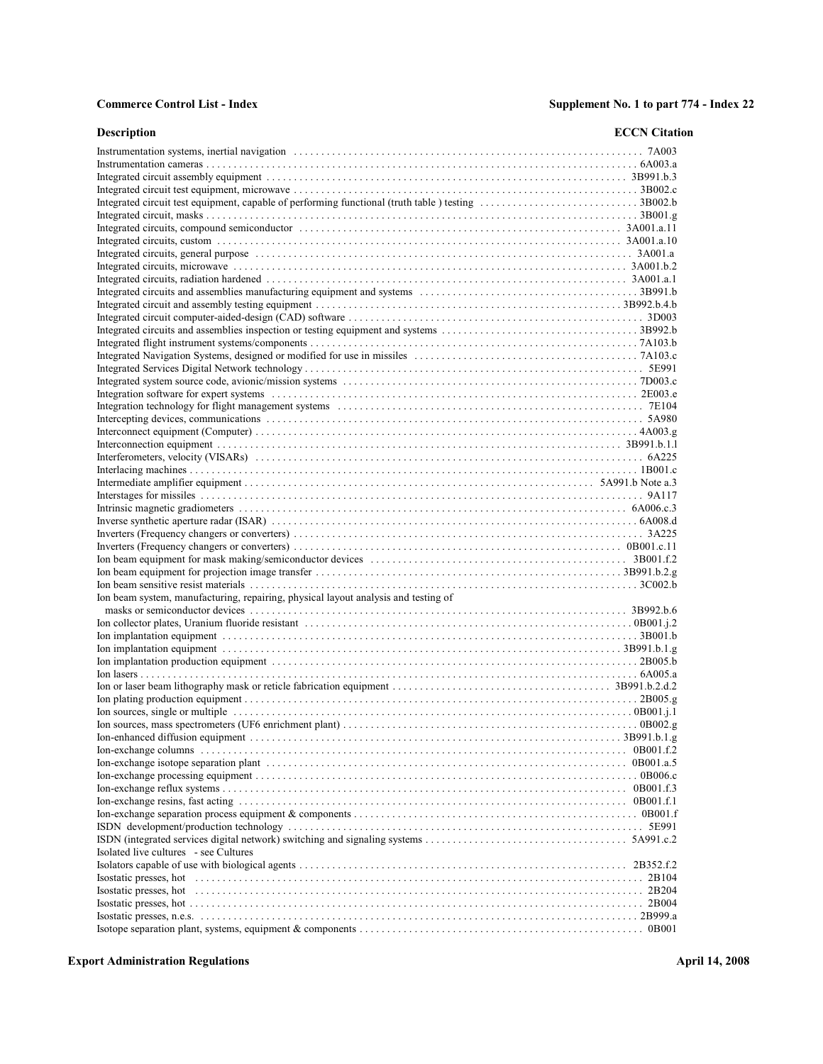| Description | ECCN Citation |
|---|---|
| Instrumentation systems, inertial navigation | 7A003 |
| Instrumentation cameras | 6A003.a |
| Integrated circuit assembly equipment | 3B991.b.3 |
| Integrated circuit test equipment, microwave | 3B002.c |
| Integrated circuit test equipment, capable of performing functional (truth table ) testing | 3B002.b |
| Integrated circuit, masks | 3B001.g |
| Integrated circuits, compound semiconductor | 3A001.a.11 |
| Integrated circuits, custom | 3A001.a.10 |
| Integrated circuits, general purpose | 3A001.a |
| Integrated circuits, microwave | 3A001.b.2 |
| Integrated circuits, radiation hardened | 3A001.a.1 |
| Integrated circuits and assemblies manufacturing equipment and systems | 3B991.b |
| Integrated circuit and assembly testing equipment | 3B992.b.4.b |
| Integrated circuit computer-aided-design (CAD) software | 3D003 |
| Integrated circuits and assemblies inspection or testing equipment and systems | 3B992.b |
| Integrated flight instrument systems/components | 7A103.b |
| Integrated Navigation Systems, designed or modified for use in missiles | 7A103.c |
| Integrated Services Digital Network technology | 5E991 |
| Integrated system source code, avionic/mission systems | 7D003.c |
| Integration software for expert systems | 2E003.e |
| Integration technology for flight management systems | 7E104 |
| Intercepting devices, communications | 5A980 |
| Interconnect equipment (Computer) | 4A003.g |
| Interconnection equipment | 3B991.b.1.l |
| Interferometers, velocity (VISARs) | 6A225 |
| Interlacing machines | 1B001.c |
| Intermediate amplifier equipment | 5A991.b Note a.3 |
| Interstages for missiles | 9A117 |
| Intrinsic magnetic gradiometers | 6A006.c.3 |
| Inverse synthetic aperture radar (ISAR) | 6A008.d |
| Inverters (Frequency changers or converters) | 3A225 |
| Inverters (Frequency changers or converters) | 0B001.c.11 |
| Ion beam equipment for mask making/semiconductor devices | 3B001.f.2 |
| Ion beam equipment for projection image transfer | 3B991.b.2.g |
| Ion beam sensitive resist materials | 3C002.b |
| Ion beam system, manufacturing, repairing, physical layout analysis and testing of masks or semiconductor devices | 3B992.b.6 |
| Ion collector plates, Uranium fluoride resistant | 0B001.j.2 |
| Ion implantation equipment | 3B001.b |
| Ion implantation equipment | 3B991.b.1.g |
| Ion implantation production equipment | 2B005.b |
| Ion lasers | 6A005.a |
| Ion or laser beam lithography mask or reticle fabrication equipment | 3B991.b.2.d.2 |
| Ion plating production equipment | 2B005.g |
| Ion sources, single or multiple | 0B001.j.1 |
| Ion sources, mass spectrometers (UF6 enrichment plant) | 0B002.g |
| Ion-enhanced diffusion equipment | 3B991.b.1.g |
| Ion-exchange columns | 0B001.f.2 |
| Ion-exchange isotope separation plant | 0B001.a.5 |
| Ion-exchange processing equipment | 0B006.c |
| Ion-exchange reflux systems | 0B001.f.3 |
| Ion-exchange resins, fast acting | 0B001.f.1 |
| Ion-exchange separation process equipment & components | 0B001.f |
| ISDN development/production technology | 5E991 |
| ISDN (integrated services digital network) switching and signaling systems | 5A991.c.2 |
| Isolated live cultures - see Cultures | |
| Isolators capable of use with biological agents | 2B352.f.2 |
| Isostatic presses, hot | 2B104 |
| Isostatic presses, hot | 2B204 |
| Isostatic presses, hot | 2B004 |
| Isostatic presses, n.e.s. | 2B999.a |
| Isotope separation plant, systems, equipment & components | 0B001 |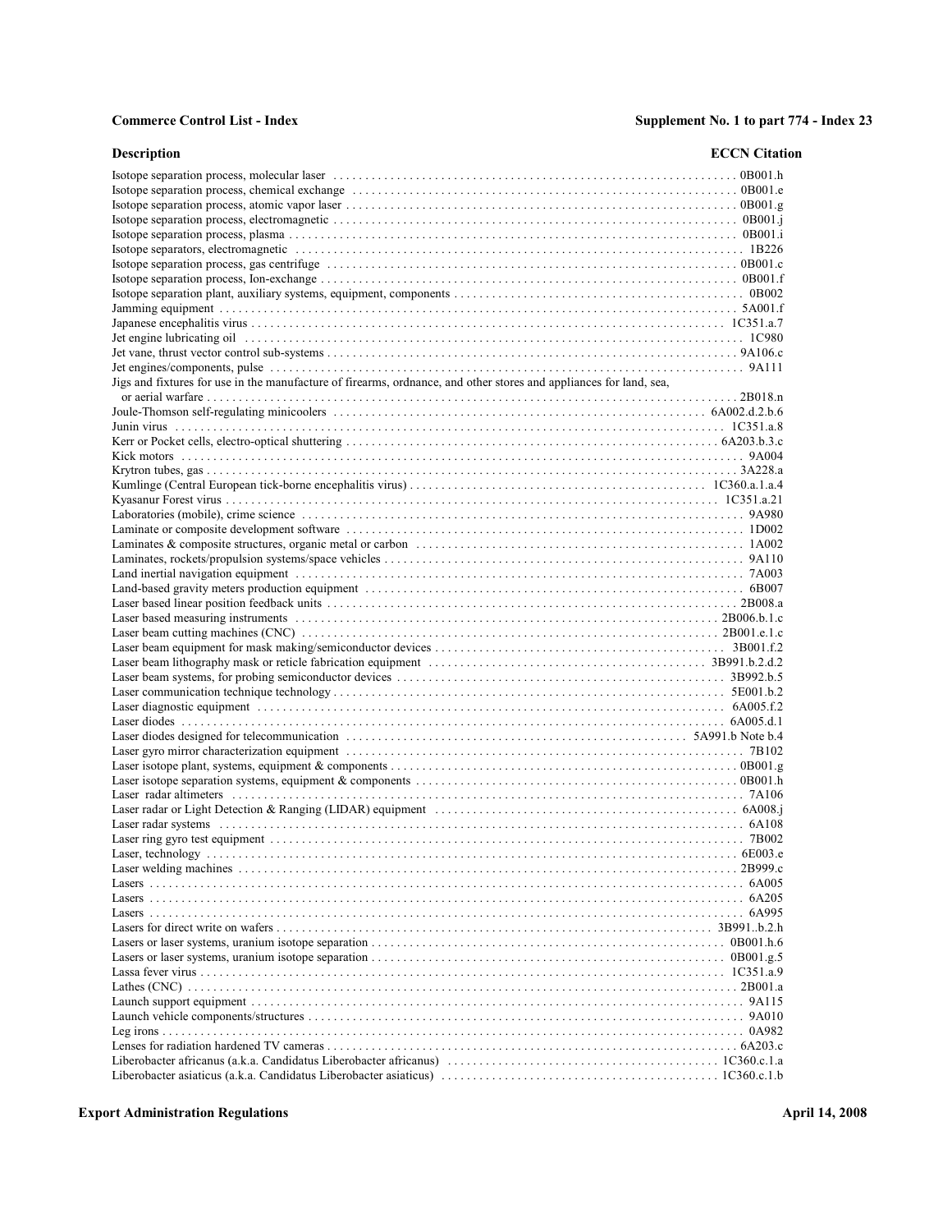| Description | ECCN Citation |
| --- | --- |
| Isotope separation process, molecular laser | 0B001.h |
| Isotope separation process, chemical exchange | 0B001.e |
| Isotope separation process, atomic vapor laser | 0B001.g |
| Isotope separation process, electromagnetic | 0B001.j |
| Isotope separation process, plasma | 0B001.i |
| Isotope separators, electromagnetic | 1B226 |
| Isotope separation process, gas centrifuge | 0B001.c |
| Isotope separation process, Ion-exchange | 0B001.f |
| Isotope separation plant, auxiliary systems, equipment, components | 0B002 |
| Jamming equipment | 5A001.f |
| Japanese encephalitis virus | 1C351.a.7 |
| Jet engine lubricating oil | 1C980 |
| Jet vane, thrust vector control sub-systems | 9A106.c |
| Jet engines/components, pulse | 9A111 |
| Jigs and fixtures for use in the manufacture of firearms, ordnance, and other stores and appliances for land, sea, or aerial warfare | 2B018.n |
| Joule-Thomson self-regulating minicoolers | 6A002.d.2.b.6 |
| Junin virus | 1C351.a.8 |
| Kerr or Pocket cells, electro-optical shuttering | 6A203.b.3.c |
| Kick motors | 9A004 |
| Krytron tubes, gas | 3A228.a |
| Kumlinge (Central European tick-borne encephalitis virus) | 1C360.a.1.a.4 |
| Kyasanur Forest virus | 1C351.a.21 |
| Laboratories (mobile), crime science | 9A980 |
| Laminate or composite development software | 1D002 |
| Laminates & composite structures, organic metal or carbon | 1A002 |
| Laminates, rockets/propulsion systems/space vehicles | 9A110 |
| Land inertial navigation equipment | 7A003 |
| Land-based gravity meters production equipment | 6B007 |
| Laser based linear position feedback units | 2B008.a |
| Laser based measuring instruments | 2B006.b.1.c |
| Laser beam cutting machines (CNC) | 2B001.e.1.c |
| Laser beam equipment for mask making/semiconductor devices | 3B001.f.2 |
| Laser beam lithography mask or reticle fabrication equipment | 3B991.b.2.d.2 |
| Laser beam systems, for probing semiconductor devices | 3B992.b.5 |
| Laser communication technique technology | 5E001.b.2 |
| Laser diagnostic equipment | 6A005.f.2 |
| Laser diodes | 6A005.d.1 |
| Laser diodes designed for telecommunication | 5A991.b Note b.4 |
| Laser gyro mirror characterization equipment | 7B102 |
| Laser isotope plant, systems, equipment & components | 0B001.g |
| Laser isotope separation systems, equipment & components | 0B001.h |
| Laser radar altimeters | 7A106 |
| Laser radar or Light Detection & Ranging (LIDAR) equipment | 6A008.j |
| Laser radar systems | 6A108 |
| Laser ring gyro test equipment | 7B002 |
| Laser, technology | 6E003.e |
| Laser welding machines | 2B999.c |
| Lasers | 6A005 |
| Lasers | 6A205 |
| Lasers | 6A995 |
| Lasers for direct write on wafers | 3B991..b.2.h |
| Lasers or laser systems, uranium isotope separation | 0B001.h.6 |
| Lasers or laser systems, uranium isotope separation | 0B001.g.5 |
| Lassa fever virus | 1C351.a.9 |
| Lathes (CNC) | 2B001.a |
| Launch support equipment | 9A115 |
| Launch vehicle components/structures | 9A010 |
| Leg irons | 0A982 |
| Lenses for radiation hardened TV cameras | 6A203.c |
| Liberobacter africanus (a.k.a. Candidatus Liberobacter africanus) | 1C360.c.1.a |
| Liberobacter asiaticus (a.k.a. Candidatus Liberobacter asiaticus) | 1C360.c.1.b |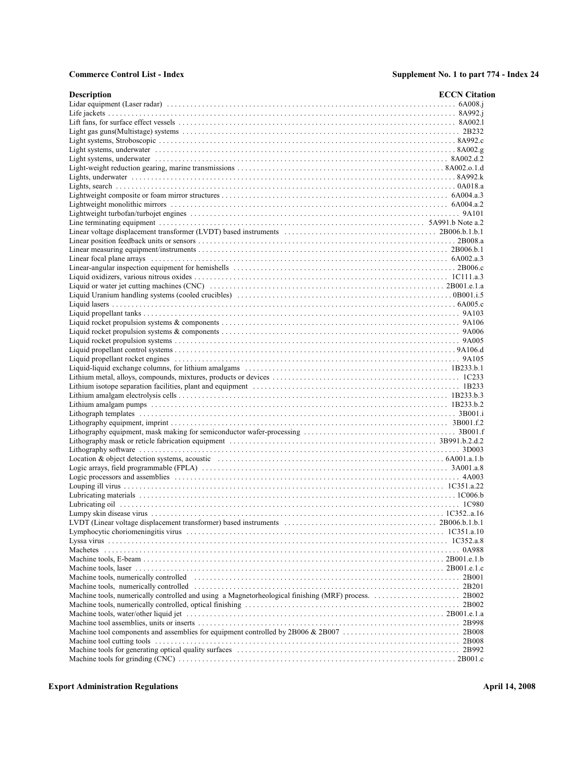| Description | ECCN Citation |
|---|---|
| Lidar equipment (Laser radar) | 6A008.j |
| Life jackets | 8A992.j |
| Lift fans, for surface effect vessels | 8A002.l |
| Light gas guns(Multistage) systems | 2B232 |
| Light systems, Stroboscopic | 8A992.c |
| Light systems, underwater | 8A002.g |
| Light systems, underwater | 8A002.d.2 |
| Light-weight reduction gearing, marine transmissions | 8A002.o.1.d |
| Lights, underwater | 8A992.k |
| Lights, search | 0A018.a |
| Lightweight composite or foam mirror structures | 6A004.a.3 |
| Lightweight monolithic mirrors | 6A004.a.2 |
| Lightweight turbofan/turbojet engines | 9A101 |
| Line terminating equipment | 5A991.b Note a.2 |
| Linear voltage displacement transformer (LVDT) based instruments | 2B006.b.1.b.1 |
| Linear position feedback units or sensors | 2B008.a |
| Linear measuring equipment/instruments | 2B006.b.1 |
| Linear focal plane arrays | 6A002.a.3 |
| Linear-angular inspection equipment for hemishells | 2B006.c |
| Liquid oxidizers, various nitrous oxides | 1C111.a.3 |
| Liquid or water jet cutting machines (CNC) | 2B001.e.1.a |
| Liquid Uranium handling systems (cooled crucibles) | 0B001.i.5 |
| Liquid lasers | 6A005.c |
| Liquid propellant tanks | 9A103 |
| Liquid rocket propulsion systems & components | 9A106 |
| Liquid rocket propulsion systems & components | 9A006 |
| Liquid rocket propulsion systems | 9A005 |
| Liquid propellant control systems | 9A106.d |
| Liquid propellant rocket engines | 9A105 |
| Liquid-liquid exchange columns, for lithium amalgams | 1B233.b.1 |
| Lithium metal, alloys, compounds, mixtures, products or devices | 1C233 |
| Lithium isotope separation facilities, plant and equipment | 1B233 |
| Lithium amalgam electrolysis cells | 1B233.b.3 |
| Lithium amalgam pumps | 1B233.b.2 |
| Lithograph templates | 3B001.i |
| Lithography equipment, imprint | 3B001.f.2 |
| Lithography equipment, mask making for semiconductor wafer-processing | 3B001.f |
| Lithography mask or reticle fabrication equipment | 3B991.b.2.d.2 |
| Lithography software | 3D003 |
| Location & object detection systems, acoustic | 6A001.a.1.b |
| Logic arrays, field programmable (FPLA) | 3A001.a.8 |
| Logic processors and assemblies | 4A003 |
| Louping ill virus | 1C351.a.22 |
| Lubricating materials | 1C006.b |
| Lubricating oil | 1C980 |
| Lumpy skin disease virus | 1C352..a.16 |
| LVDT (Linear voltage displacement transformer) based instruments | 2B006.b.1.b.1 |
| Lymphocytic choriomeningitis virus | 1C351.a.10 |
| Lyssa virus | 1C352.a.8 |
| Machetes | 0A988 |
| Machine tools, E-beam | 2B001.e.1.b |
| Machine tools, laser | 2B001.e.1.c |
| Machine tools, numerically controlled | 2B001 |
| Machine tools, numerically controlled | 2B201 |
| Machine tools, numerically controlled and using a Magnetorheological finishing (MRF) process. | 2B002 |
| Machine tools, numerically controlled, optical finishing | 2B002 |
| Machine tools, water/other liquid jet | 2B001.e.1.a |
| Machine tool assemblies, units or inserts | 2B998 |
| Machine tool components and assemblies for equipment controlled by 2B006 & 2B007 | 2B008 |
| Machine tool cutting tools | 2B008 |
| Machine tools for generating optical quality surfaces | 2B992 |
| Machine tools for grinding (CNC) | 2B001.c |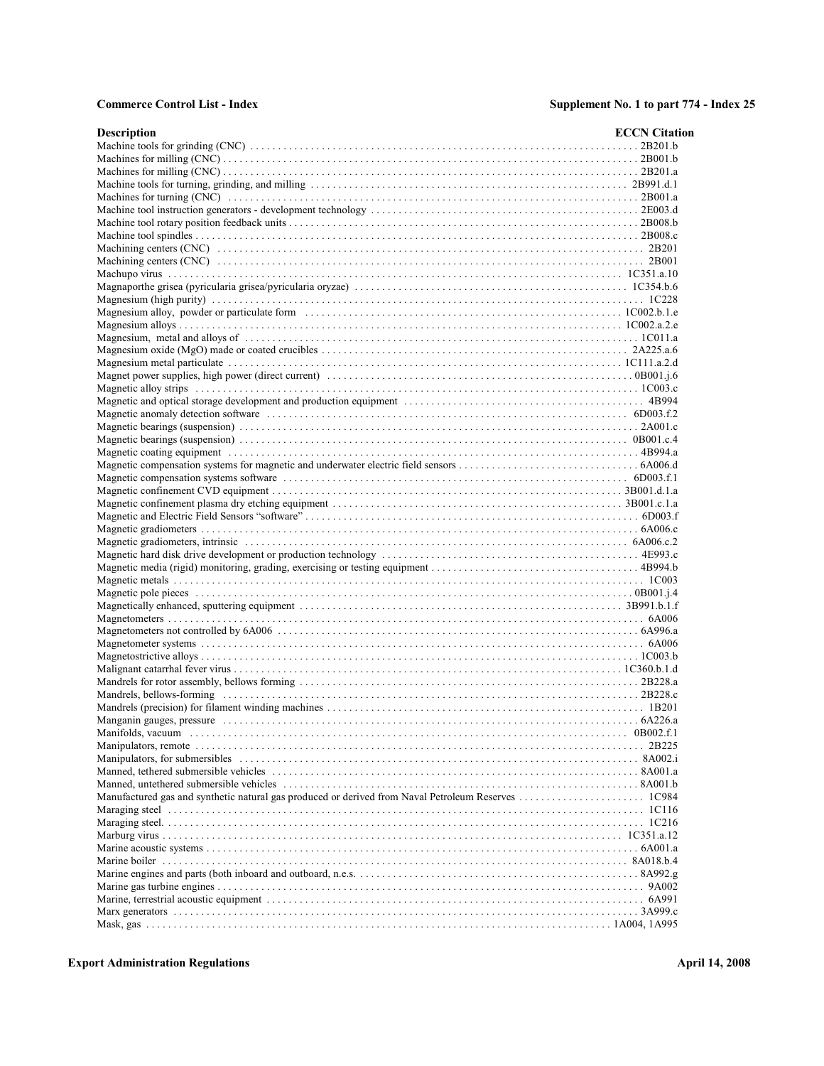| Description | ECCN Citation |
|---|---|
| Machine tools for grinding (CNC) | 2B201.b |
| Machines for milling (CNC) | 2B001.b |
| Machines for milling (CNC) | 2B201.a |
| Machine tools for turning, grinding, and milling | 2B991.d.1 |
| Machines for turning (CNC) | 2B001.a |
| Machine tool instruction generators - development technology | 2E003.d |
| Machine tool rotary position feedback units | 2B008.b |
| Machine tool spindles | 2B008.c |
| Machining centers (CNC) | 2B201 |
| Machining centers (CNC) | 2B001 |
| Machupo virus | 1C351.a.10 |
| Magnaporthe grisea (pyricularia grisea/pyricularia oryzae) | 1C354.b.6 |
| Magnesium (high purity) | 1C228 |
| Magnesium alloy, powder or particulate form | 1C002.b.1.e |
| Magnesium alloys | 1C002.a.2.e |
| Magnesium, metal and alloys of | 1C011.a |
| Magnesium oxide (MgO) made or coated crucibles | 2A225.a.6 |
| Magnesium metal particulate | 1C111.a.2.d |
| Magnet power supplies, high power (direct current) | 0B001.j.6 |
| Magnetic alloy strips | 1C003.c |
| Magnetic and optical storage development and production equipment | 4B994 |
| Magnetic anomaly detection software | 6D003.f.2 |
| Magnetic bearings (suspension) | 2A001.c |
| Magnetic bearings (suspension) | 0B001.c.4 |
| Magnetic coating equipment | 4B994.a |
| Magnetic compensation systems for magnetic and underwater electric field sensors | 6A006.d |
| Magnetic compensation systems software | 6D003.f.1 |
| Magnetic confinement CVD equipment | 3B001.d.1.a |
| Magnetic confinement plasma dry etching equipment | 3B001.c.1.a |
| Magnetic and Electric Field Sensors "software" | 6D003.f |
| Magnetic gradiometers | 6A006.c |
| Magnetic gradiometers, intrinsic | 6A006.c.2 |
| Magnetic hard disk drive development or production technology | 4E993.c |
| Magnetic media (rigid) monitoring, grading, exercising or testing equipment | 4B994.b |
| Magnetic metals | 1C003 |
| Magnetic pole pieces | 0B001.j.4 |
| Magnetically enhanced, sputtering equipment | 3B991.b.1.f |
| Magnetometers | 6A006 |
| Magnetometers not controlled by 6A006 | 6A996.a |
| Magnetometer systems | 6A006 |
| Magnetostrictive alloys | 1C003.b |
| Malignant catarrhal fever virus | 1C360.b.1.d |
| Mandrels for rotor assembly, bellows forming | 2B228.a |
| Mandrels, bellows-forming | 2B228.c |
| Mandrels (precision) for filament winding machines | 1B201 |
| Manganin gauges, pressure | 6A226.a |
| Manifolds, vacuum | 0B002.f.1 |
| Manipulators, remote | 2B225 |
| Manipulators, for submersibles | 8A002.i |
| Manned, tethered submersible vehicles | 8A001.a |
| Manned, untethered submersible vehicles | 8A001.b |
| Manufactured gas and synthetic natural gas produced or derived from Naval Petroleum Reserves | 1C984 |
| Maraging steel | 1C116 |
| Maraging steel. | 1C216 |
| Marburg virus | 1C351.a.12 |
| Marine acoustic systems | 6A001.a |
| Marine boiler | 8A018.b.4 |
| Marine engines and parts (both inboard and outboard, n.e.s. | 8A992.g |
| Marine gas turbine engines | 9A002 |
| Marine, terrestrial acoustic equipment | 6A991 |
| Marx generators | 3A999.c |
| Mask, gas | 1A004, 1A995 |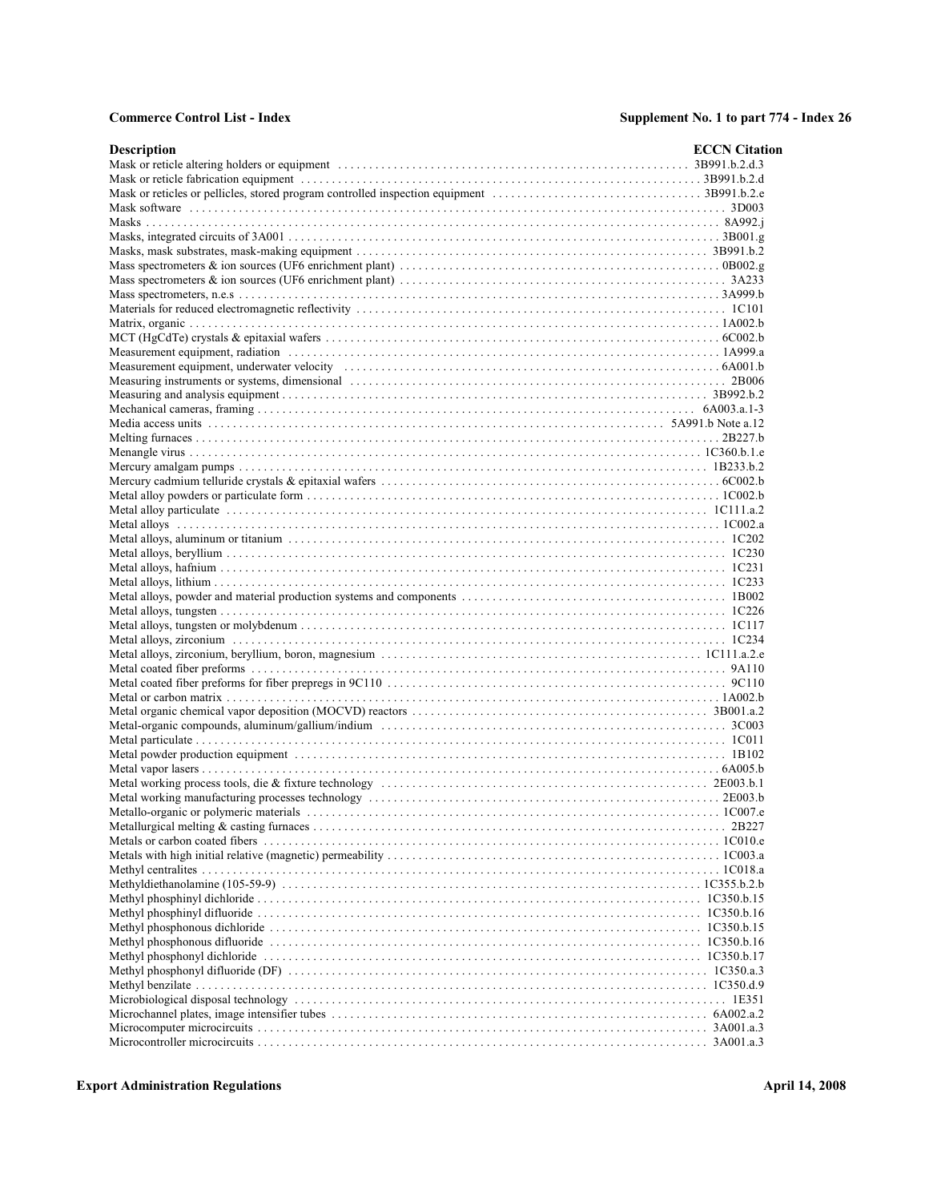| Description | ECCN Citation |
| --- | --- |
| Mask or reticle altering holders or equipment | 3B991.b.2.d.3 |
| Mask or reticle fabrication equipment | 3B991.b.2.d |
| Mask or reticles or pellicles, stored program controlled inspection equipment | 3B991.b.2.e |
| Mask software | 3D003 |
| Masks | 8A992.j |
| Masks, integrated circuits of 3A001 | 3B001.g |
| Masks, mask substrates, mask-making equipment | 3B991.b.2 |
| Mass spectrometers & ion sources (UF6 enrichment plant) | 0B002.g |
| Mass spectrometers & ion sources (UF6 enrichment plant) | 3A233 |
| Mass spectrometers, n.e.s | 3A999.b |
| Materials for reduced electromagnetic reflectivity | 1C101 |
| Matrix, organic | 1A002.b |
| MCT (HgCdTe) crystals & epitaxial wafers | 6C002.b |
| Measurement equipment, radiation | 1A999.a |
| Measurement equipment, underwater velocity | 6A001.b |
| Measuring instruments or systems, dimensional | 2B006 |
| Measuring and analysis equipment | 3B992.b.2 |
| Mechanical cameras, framing | 6A003.a.1-3 |
| Media access units | 5A991.b Note a.12 |
| Melting furnaces | 2B227.b |
| Menangle virus | 1C360.b.1.e |
| Mercury amalgam pumps | 1B233.b.2 |
| Mercury cadmium telluride crystals & epitaxial wafers | 6C002.b |
| Metal alloy powders or particulate form | 1C002.b |
| Metal alloy particulate | 1C111.a.2 |
| Metal alloys | 1C002.a |
| Metal alloys, aluminum or titanium | 1C202 |
| Metal alloys, beryllium | 1C230 |
| Metal alloys, hafnium | 1C231 |
| Metal alloys, lithium | 1C233 |
| Metal alloys, powder and material production systems and components | 1B002 |
| Metal alloys, tungsten | 1C226 |
| Metal alloys, tungsten or molybdenum | 1C117 |
| Metal alloys, zirconium | 1C234 |
| Metal alloys, zirconium, beryllium, boron, magnesium | 1C111.a.2.e |
| Metal coated fiber preforms | 9A110 |
| Metal coated fiber preforms for fiber prepregs in 9C110 | 9C110 |
| Metal or carbon matrix | 1A002.b |
| Metal organic chemical vapor deposition (MOCVD) reactors | 3B001.a.2 |
| Metal-organic compounds, aluminum/gallium/indium | 3C003 |
| Metal particulate | 1C011 |
| Metal powder production equipment | 1B102 |
| Metal vapor lasers | 6A005.b |
| Metal working process tools, die & fixture technology | 2E003.b.1 |
| Metal working manufacturing processes technology | 2E003.b |
| Metallo-organic or polymeric materials | 1C007.e |
| Metallurgical melting & casting furnaces | 2B227 |
| Metals or carbon coated fibers | 1C010.e |
| Metals with high initial relative (magnetic) permeability | 1C003.a |
| Methyl centralites | 1C018.a |
| Methyldiethanolamine (105-59-9) | 1C355.b.2.b |
| Methyl phosphinyl dichloride | 1C350.b.15 |
| Methyl phosphinyl difluoride | 1C350.b.16 |
| Methyl phosphonous dichloride | 1C350.b.15 |
| Methyl phosphonous difluoride | 1C350.b.16 |
| Methyl phosphonyl dichloride | 1C350.b.17 |
| Methyl phosphonyl difluoride (DF) | 1C350.a.3 |
| Methyl benzilate | 1C350.d.9 |
| Microbiological disposal technology | 1E351 |
| Microchannel plates, image intensifier tubes | 6A002.a.2 |
| Microcomputer microcircuits | 3A001.a.3 |
| Microcontroller microcircuits | 3A001.a.3 |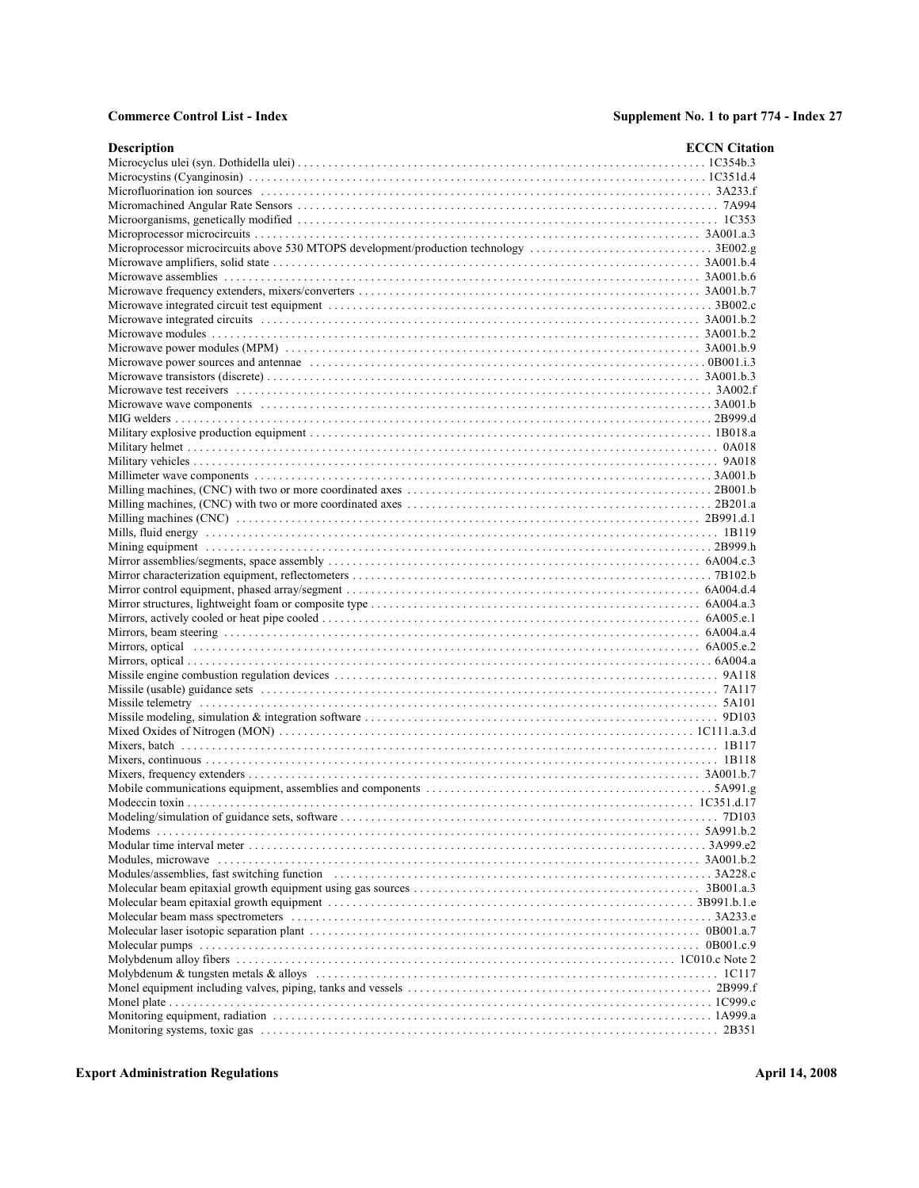| Description | ECCN Citation |
| --- | --- |
| Microcyclus ulei (syn. Dothidella ulei) | 1C354b.3 |
| Microcystins (Cyanginosin) | 1C351d.4 |
| Microfluorination ion sources | 3A233.f |
| Micromachined Angular Rate Sensors | 7A994 |
| Microorganisms, genetically modified | 1C353 |
| Microprocessor microcircuits | 3A001.a.3 |
| Microprocessor microcircuits above 530 MTOPS development/production technology | 3E002.g |
| Microwave amplifiers, solid state | 3A001.b.4 |
| Microwave assemblies | 3A001.b.6 |
| Microwave frequency extenders, mixers/converters | 3A001.b.7 |
| Microwave integrated circuit test equipment | 3B002.c |
| Microwave integrated circuits | 3A001.b.2 |
| Microwave modules | 3A001.b.2 |
| Microwave power modules (MPM) | 3A001.b.9 |
| Microwave power sources and antennae | 0B001.i.3 |
| Microwave transistors (discrete) | 3A001.b.3 |
| Microwave test receivers | 3A002.f |
| Microwave wave components | 3A001.b |
| MIG welders | 2B999.d |
| Military explosive production equipment | 1B018.a |
| Military helmet | 0A018 |
| Military vehicles | 9A018 |
| Millimeter wave components | 3A001.b |
| Milling machines, (CNC) with two or more coordinated axes | 2B001.b |
| Milling machines, (CNC) with two or more coordinated axes | 2B201.a |
| Milling machines (CNC) | 2B991.d.1 |
| Mills, fluid energy | 1B119 |
| Mining equipment | 2B999.h |
| Mirror assemblies/segments, space assembly | 6A004.c.3 |
| Mirror characterization equipment, reflectometers | 7B102.b |
| Mirror control equipment, phased array/segment | 6A004.d.4 |
| Mirror structures, lightweight foam or composite type | 6A004.a.3 |
| Mirrors, actively cooled or heat pipe cooled | 6A005.e.1 |
| Mirrors, beam steering | 6A004.a.4 |
| Mirrors, optical | 6A005.e.2 |
| Mirrors, optical | 6A004.a |
| Missile engine combustion regulation devices | 9A118 |
| Missile (usable) guidance sets | 7A117 |
| Missile telemetry | 5A101 |
| Missile modeling, simulation & integration software | 9D103 |
| Mixed Oxides of Nitrogen (MON) | 1C111.a.3.d |
| Mixers, batch | 1B117 |
| Mixers, continuous | 1B118 |
| Mixers, frequency extenders | 3A001.b.7 |
| Mobile communications equipment, assemblies and components | 5A991.g |
| Modeccin toxin | 1C351.d.17 |
| Modeling/simulation of guidance sets, software | 7D103 |
| Modems | 5A991.b.2 |
| Modular time interval meter | 3A999.e2 |
| Modules, microwave | 3A001.b.2 |
| Modules/assemblies, fast switching function | 3A228.c |
| Molecular beam epitaxial growth equipment using gas sources | 3B001.a.3 |
| Molecular beam epitaxial growth equipment | 3B991.b.1.e |
| Molecular beam mass spectrometers | 3A233.e |
| Molecular laser isotopic separation plant | 0B001.a.7 |
| Molecular pumps | 0B001.c.9 |
| Molybdenum alloy fibers | 1C010.c Note 2 |
| Molybdenum & tungsten metals & alloys | 1C117 |
| Monel equipment including valves, piping, tanks and vessels | 2B999.f |
| Monel plate | 1C999.c |
| Monitoring equipment, radiation | 1A999.a |
| Monitoring systems, toxic gas | 2B351 |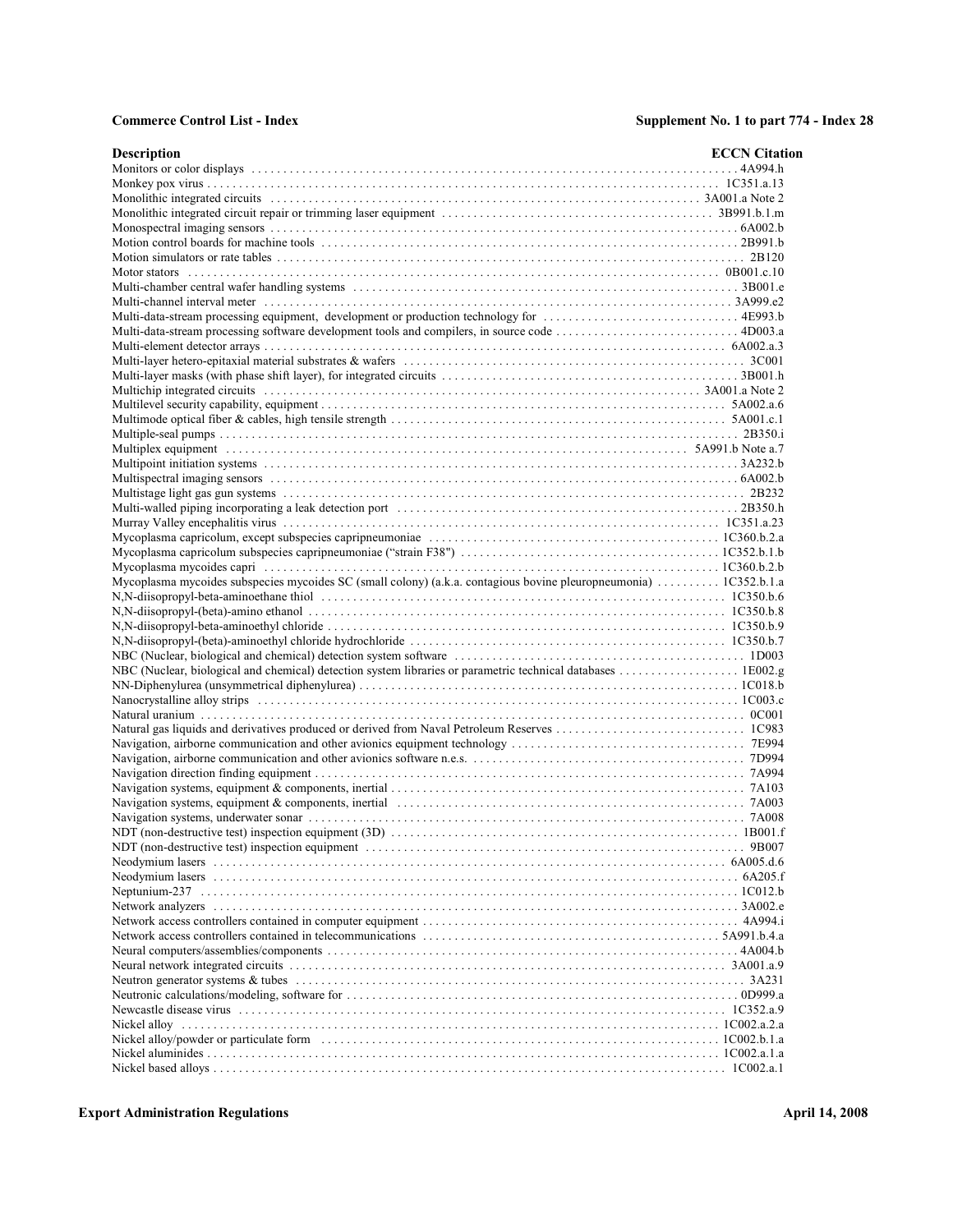| Description | ECCN Citation |
|---|---|
| Monitors or color displays | 4A994.h |
| Monkey pox virus | 1C351.a.13 |
| Monolithic integrated circuits | 3A001.a Note 2 |
| Monolithic integrated circuit repair or trimming laser equipment | 3B991.b.1.m |
| Monospectral imaging sensors | 6A002.b |
| Motion control boards for machine tools | 2B991.b |
| Motion simulators or rate tables | 2B120 |
| Motor stators | 0B001.c.10 |
| Multi-chamber central wafer handling systems | 3B001.e |
| Multi-channel interval meter | 3A999.e2 |
| Multi-data-stream processing equipment, development or production technology for | 4E993.b |
| Multi-data-stream processing software development tools and compilers, in source code | 4D003.a |
| Multi-element detector arrays | 6A002.a.3 |
| Multi-layer hetero-epitaxial material substrates & wafers | 3C001 |
| Multi-layer masks (with phase shift layer), for integrated circuits | 3B001.h |
| Multichip integrated circuits | 3A001.a Note 2 |
| Multilevel security capability, equipment | 5A002.a.6 |
| Multimode optical fiber & cables, high tensile strength | 5A001.c.1 |
| Multiple-seal pumps | 2B350.i |
| Multiplex equipment | 5A991.b Note a.7 |
| Multipoint initiation systems | 3A232.b |
| Multispectral imaging sensors | 6A002.b |
| Multistage light gas gun systems | 2B232 |
| Multi-walled piping incorporating a leak detection port | 2B350.h |
| Murray Valley encephalitis virus | 1C351.a.23 |
| Mycoplasma capricolum, except subspecies capripneumoniae | 1C360.b.2.a |
| Mycoplasma capricolum subspecies capripneumoniae ("strain F38") | 1C352.b.1.b |
| Mycoplasma mycoides capri | 1C360.b.2.b |
| Mycoplasma mycoides subspecies mycoides SC (small colony) (a.k.a. contagious bovine pleuropneumonia) | 1C352.b.1.a |
| N,N-diisopropyl-beta-aminoethane thiol | 1C350.b.6 |
| N,N-diisopropyl-(beta)-amino ethanol | 1C350.b.8 |
| N,N-diisopropyl-beta-aminoethyl chloride | 1C350.b.9 |
| N,N-diisopropyl-(beta)-aminoethyl chloride hydrochloride | 1C350.b.7 |
| NBC (Nuclear, biological and chemical) detection system software | 1D003 |
| NBC (Nuclear, biological and chemical) detection system libraries or parametric technical databases | 1E002.g |
| NN-Diphenylurea (unsymmetrical diphenylurea) | 1C018.b |
| Nanocrystalline alloy strips | 1C003.c |
| Natural uranium | 0C001 |
| Natural gas liquids and derivatives produced or derived from Naval Petroleum Reserves | 1C983 |
| Navigation, airborne communication and other avionics equipment technology | 7E994 |
| Navigation, airborne communication and other avionics software n.e.s. | 7D994 |
| Navigation direction finding equipment | 7A994 |
| Navigation systems, equipment & components, inertial | 7A103 |
| Navigation systems, equipment & components, inertial | 7A003 |
| Navigation systems, underwater sonar | 7A008 |
| NDT (non-destructive test) inspection equipment (3D) | 1B001.f |
| NDT (non-destructive test) inspection equipment | 9B007 |
| Neodymium lasers | 6A005.d.6 |
| Neodymium lasers | 6A205.f |
| Neptunium-237 | 1C012.b |
| Network analyzers | 3A002.e |
| Network access controllers contained in computer equipment | 4A994.i |
| Network access controllers contained in telecommunications | 5A991.b.4.a |
| Neural computers/assemblies/components | 4A004.b |
| Neural network integrated circuits | 3A001.a.9 |
| Neutron generator systems & tubes | 3A231 |
| Neutronic calculations/modeling, software for | 0D999.a |
| Newcastle disease virus | 1C352.a.9 |
| Nickel alloy | 1C002.a.2.a |
| Nickel alloy/powder or particulate form | 1C002.b.1.a |
| Nickel aluminides | 1C002.a.1.a |
| Nickel based alloys | 1C002.a.1 |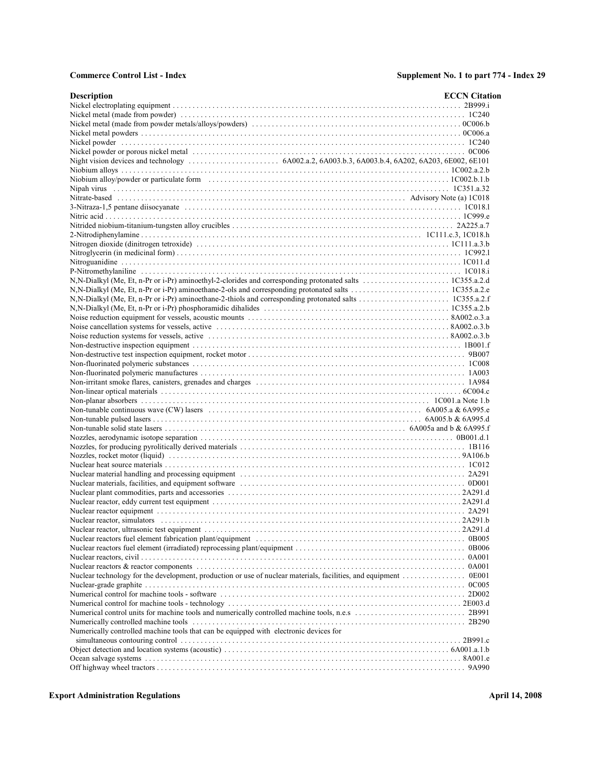| Description | ECCN Citation |
|---|---|
| Nickel electroplating equipment | 2B999.i |
| Nickel metal (made from powder) | 1C240 |
| Nickel metal (made from powder metals/alloys/powders) | 0C006.b |
| Nickel metal powders | 0C006.a |
| Nickel powder | 1C240 |
| Nickel powder or porous nickel metal | 0C006 |
| Night vision devices and technology | 6A002.a.2, 6A003.b.3, 6A003.b.4, 6A202, 6A203, 6E002, 6E101 |
| Niobium alloys | 1C002.a.2.b |
| Niobium alloy/powder or particulate form | 1C002.b.1.b |
| Nipah virus | 1C351.a.32 |
| Nitrate-based | Advisory Note (a) 1C018 |
| 3-Nitraza-1,5 pentane diisocyanate | 1C018.l |
| Nitric acid | 1C999.e |
| Nitrided niobium-titanium-tungsten alloy crucibles | 2A225.a.7 |
| 2-Nitrodiphenylamine | 1C111.c.3, 1C018.h |
| Nitrogen dioxide (dinitrogen tetroxide) | 1C111.a.3.b |
| Nitroglycerin (in medicinal form) | 1C992.l |
| Nitroguanidine | 1C011.d |
| P-Nitromethylaniline | 1C018.i |
| N,N-Dialkyl (Me, Et, n-Pr or i-Pr) aminoethyl-2-clorides and corresponding protonated salts | 1C355.a.2.d |
| N,N-Dialkyl (Me, Et, n-Pr or i-Pr) aminoethane-2-ols and corresponding protonated salts | 1C355.a.2.e |
| N,N-Dialkyl (Me, Et, n-Pr or i-Pr) aminoethane-2-thiols and corresponding protonated salts | 1C355.a.2.f |
| N,N-Dialkyl (Me, Et, n-Pr or i-Pr) phosphoramidic dihalides | 1C355.a.2.b |
| Noise reduction equipment for vessels, acoustic mounts | 8A002.o.3.a |
| Noise cancellation systems for vessels, active | 8A002.o.3.b |
| Noise reduction systems for vessels, active | 8A002.o.3.b |
| Non-destructive inspection equipment | 1B001.f |
| Non-destructive test inspection equipment, rocket motor | 9B007 |
| Non-fluorinated polymeric substances | 1C008 |
| Non-fluorinated polymeric manufactures | 1A003 |
| Non-irritant smoke flares, canisters, grenades and charges | 1A984 |
| Non-linear optical materials | 6C004.c |
| Non-planar absorbers | 1C001.a Note 1.b |
| Non-tunable continuous wave (CW) lasers | 6A005.a & 6A995.e |
| Non-tunable pulsed lasers | 6A005.b & 6A995.d |
| Non-tunable solid state lasers | 6A005a and b & 6A995.f |
| Nozzles, aerodynamic isotope separation | 0B001.d.1 |
| Nozzles, for producing pyrolitically derived materials | 1B116 |
| Nozzles, rocket motor (liquid) | 9A106.b |
| Nuclear heat source materials | 1C012 |
| Nuclear material handling and processing equipment | 2A291 |
| Nuclear materials, facilities, and equipment software | 0D001 |
| Nuclear plant commodities, parts and accessories | 2A291.d |
| Nuclear reactor, eddy current test equipment | 2A291.d |
| Nuclear reactor equipment | 2A291 |
| Nuclear reactor, simulators | 2A291.b |
| Nuclear reactor, ultrasonic test equipment | 2A291.d |
| Nuclear reactors fuel element fabrication plant/equipment | 0B005 |
| Nuclear reactors fuel element (irradiated) reprocessing plant/equipment | 0B006 |
| Nuclear reactors, civil | 0A001 |
| Nuclear reactors & reactor components | 0A001 |
| Nuclear technology for the development, production or use of nuclear materials, facilities, and equipment | 0E001 |
| Nuclear-grade graphite | 0C005 |
| Numerical control for machine tools - software | 2D002 |
| Numerical control for machine tools - technology | 2E003.d |
| Numerical control units for machine tools and numerically controlled machine tools, n.e.s | 2B991 |
| Numerically controlled machine tools | 2B290 |
| Numerically controlled machine tools that can be equipped with electronic devices for simultaneous contouring control | 2B991.c |
| Object detection and location systems (acoustic) | 6A001.a.1.b |
| Ocean salvage systems | 8A001.e |
| Off highway wheel tractors | 9A990 |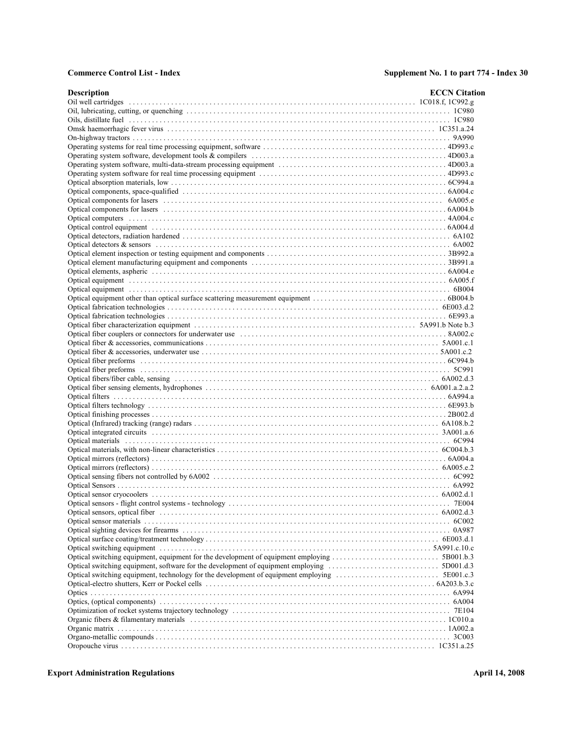| Description | ECCN Citation |
|---|---|
| Oil well cartridges | 1C018.f, 1C992.g |
| Oil, lubricating, cutting, or quenching | 1C980 |
| Oils, distillate fuel | 1C980 |
| Omsk haemorrhagic fever virus | 1C351.a.24 |
| On-highway tractors | 9A990 |
| Operating systems for real time processing equipment, software | 4D993.c |
| Operating system software, development tools & compilers | 4D003.a |
| Operating system software, multi-data-stream processing equipment | 4D003.a |
| Operating system software for real time processing equipment | 4D993.c |
| Optical absorption materials, low | 6C994.a |
| Optical components, space-qualified | 6A004.c |
| Optical components for lasers | 6A005.e |
| Optical components for lasers | 6A004.b |
| Optical computers | 4A004.c |
| Optical control equipment | 6A004.d |
| Optical detectors, radiation hardened | 6A102 |
| Optical detectors & sensors | 6A002 |
| Optical element inspection or testing equipment and components | 3B992.a |
| Optical element manufacturing equipment and components | 3B991.a |
| Optical elements, aspheric | 6A004.e |
| Optical equipment | 6A005.f |
| Optical equipment | 6B004 |
| Optical equipment other than optical surface scattering measurement equipment | 6B004.b |
| Optical fabrication technologies | 6E003.d.2 |
| Optical fabrication technologies | 6E993.a |
| Optical fiber characterization equipment | 5A991.b Note b.3 |
| Optical fiber couplers or connectors for underwater use | 8A002.c |
| Optical fiber & accessories, communications | 5A001.c.1 |
| Optical fiber & accessories, underwater use | 5A001.c.2 |
| Optical fiber preforms | 6C994.b |
| Optical fiber preforms | 5C991 |
| Optical fibers/fiber cable, sensing | 6A002.d.3 |
| Optical fiber sensing elements, hydrophones | 6A001.a.2.a.2 |
| Optical filters | 6A994.a |
| Optical filters technology | 6E993.b |
| Optical finishing processes | 2B002.d |
| Optical (Infrared) tracking (range) radars | 6A108.b.2 |
| Optical integrated circuits | 3A001.a.6 |
| Optical materials | 6C994 |
| Optical materials, with non-linear characteristics | 6C004.b.3 |
| Optical mirrors (reflectors) | 6A004.a |
| Optical mirrors (reflectors) | 6A005.e.2 |
| Optical sensing fibers not controlled by 6A002 | 6C992 |
| Optical Sensors | 6A992 |
| Optical sensor cryocoolers | 6A002.d.1 |
| Optical sensors - flight control systems - technology | 7E004 |
| Optical sensors, optical fiber | 6A002.d.3 |
| Optical sensor materials | 6C002 |
| Optical sighting devices for firearms | 0A987 |
| Optical surface coating/treatment technology | 6E003.d.1 |
| Optical switching equipment | 5A991.c.10.c |
| Optical switching equipment, equipment for the development of equipment employing | 5B001.b.3 |
| Optical switching equipment, software for the development of equipment employing | 5D001.d.3 |
| Optical switching equipment, technology for the development of equipment employing | 5E001.c.3 |
| Optical-electro shutters, Kerr or Pockel cells | 6A203.b.3.c |
| Optics | 6A994 |
| Optics, (optical components) | 6A004 |
| Optimization of rocket systems trajectory technology | 7E104 |
| Organic fibers & filamentary materials | 1C010.a |
| Organic matrix | 1A002.a |
| Organo-metallic compounds | 3C003 |
| Oropouche virus | 1C351.a.25 |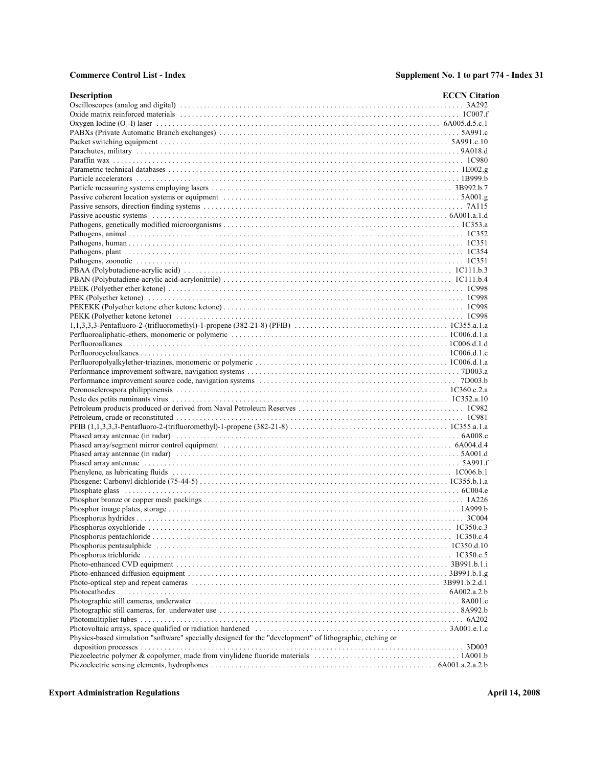| Description | ECCN Citation |
| --- | --- |
| Oscilloscopes (analog and digital) | 3A292 |
| Oxide matrix reinforced materials | 1C007.f |
| Oxygen Iodine ($O_2$-I) laser | 6A005.d.5.c.1 |
| PABXs (Private Automatic Branch exchanges) | 5A991.c |
| Packet switching equipment | 5A991.c.10 |
| Parachutes, military | 9A018.d |
| Paraffin wax | 1C980 |
| Parametric technical databases | 1E002.g |
| Particle accelerators | 1B999.b |
| Particle measuring systems employing lasers | 3B992.b.7 |
| Passive coherent location systems or equipment | 5A001.g |
| Passive sensors, direction finding systems | 7A115 |
| Passive acoustic systems | 6A001.a.1.d |
| Pathogens, genetically modified microorganisms | 1C353.a |
| Pathogens, animal | 1C352 |
| Pathogens, human | 1C351 |
| Pathogens, plant | 1C354 |
| Pathogens, zoonotic | 1C351 |
| PBAA (Polybutadiene-acrylic acid) | 1C111.b.3 |
| PBAN (Polybutadiene-acrylic acid-acrylonitrile) | 1C111.b.4 |
| PEEK (Polyether ether ketone) | 1C998 |
| PEK (Polyether ketone) | 1C998 |
| PEKEKK (Polyether ketone ether ketone ketone) | 1C998 |
| PEKK (Polyether ketone ketone) | 1C998 |
| 1,1,3,3,3-Pentafluoro-2-(trifluoromethyl)-1-propene (382-21-8) (PFIB) | 1C355.a.1.a |
| Perfluoroaliphatic-ethers, monomeric or polymeric | 1C006.d.1.a |
| Perfluoroalkanes | 1C006.d.1.d |
| Perfluorocycloalkanes | 1C006.d.1.c |
| Perfluoropolyalkylether-triazines, monomeric or polymeric | 1C006.d.1.a |
| Performance improvement software, navigation systems | 7D003.a |
| Performance improvement source code, navigation systems | 7D003.b |
| Peronosclerospora philippinensis | 1C360.c.2.a |
| Peste des petits ruminants virus | 1C352.a.10 |
| Petroleum products produced or derived from Naval Petroleum Reserves | 1C982 |
| Petroleum, crude or reconstituted | 1C981 |
| PFIB (1,1,3,3,3-Pentafluoro-2-(trifluoromethyl)-1-propene (382-21-8) | 1C355.a.1.a |
| Phased array antennae (in radar) | 6A008.e |
| Phased array/segment mirror control equipment | 6A004.d.4 |
| Phased array antennae (in radar) | 5A001.d |
| Phased array antennae | 5A991.f |
| Phenylene, as lubricating fluids | 1C006.b.1 |
| Phosgene: Carbonyl dichloride (75-44-5) | 1C355.b.1.a |
| Phosphate glass | 6C004.e |
| Phosphor bronze or copper mesh packings | 1A226 |
| Phosphor image plates, storage | 1A999.b |
| Phosphorus hydrides | 3C004 |
| Phosphorus oxychloride | 1C350.c.3 |
| Phosphorus pentachloride | 1C350.c.4 |
| Phosphorus pentasulphide | 1C350.d.10 |
| Phosphorus trichloride | 1C350.c.5 |
| Photo-enhanced CVD equipment | 3B991.b.1.i |
| Photo-enhanced diffusion equipment | 3B991.b.1.g |
| Photo-optical step and repeat cameras | 3B991.b.2.d.1 |
| Photocathodes | 6A002.a.2.b |
| Photographic still cameras, underwater | 8A001.e |
| Photographic still cameras, for underwater use | 8A992.b |
| Photomultiplier tubes | 6A202 |
| Photovoltaic arrays, space qualified or radiation hardened | 3A001.e.1.c |
| Physics-based simulation "software" specially designed for the "development" of lithographic, etching or deposition processes | 3D003 |
| Piezoelectric polymer & copolymer, made from vinylidene fluoride materials | 1A001.b |
| Piezoelectric sensing elements, hydrophones | 6A001.a.2.a.2.b |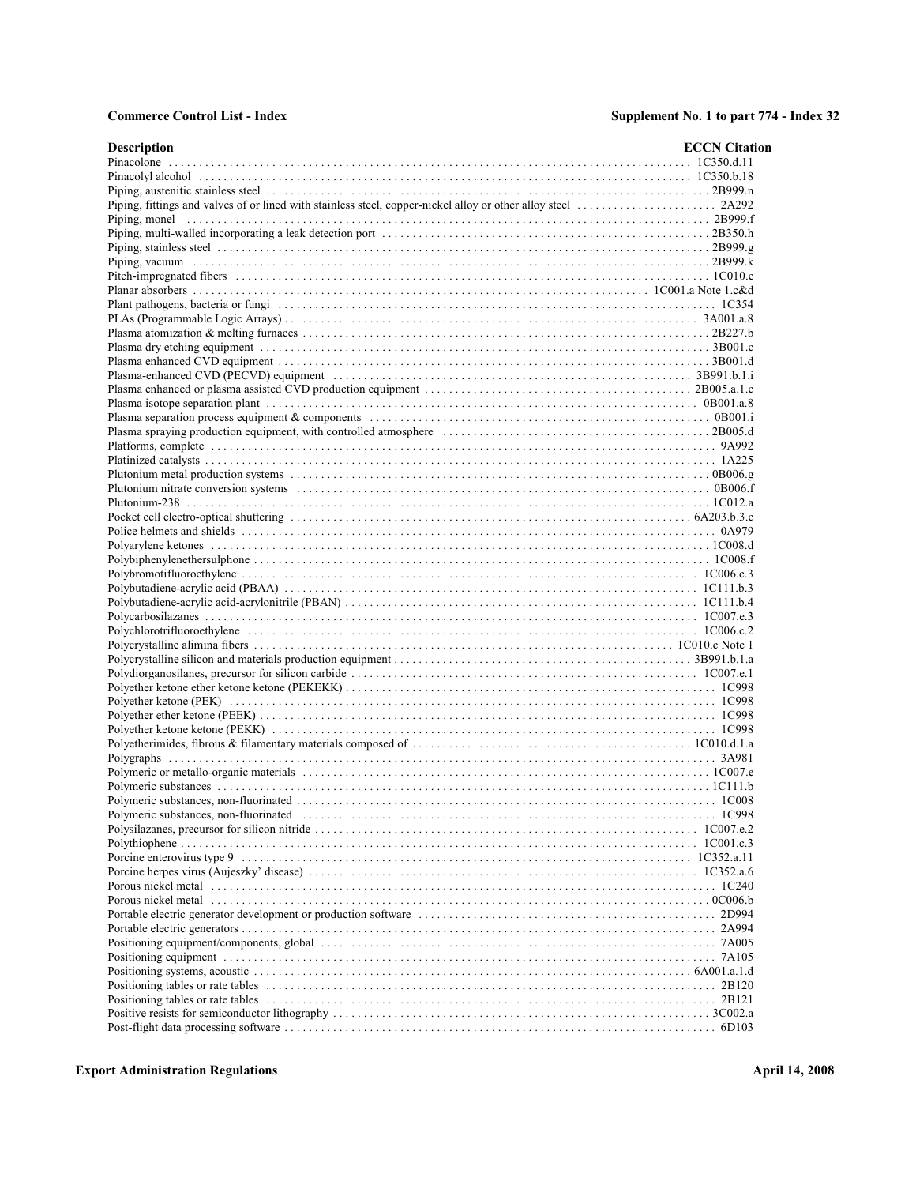| Description | ECCN Citation |
|---|---|
| Pinacolone | 1C350.d.11 |
| Pinacolyl alcohol | 1C350.b.18 |
| Piping, austenitic stainless steel | 2B999.n |
| Piping, fittings and valves of or lined with stainless steel, copper-nickel alloy or other alloy steel | 2A292 |
| Piping, monel | 2B999.f |
| Piping, multi-walled incorporating a leak detection port | 2B350.h |
| Piping, stainless steel | 2B999.g |
| Piping, vacuum | 2B999.k |
| Pitch-impregnated fibers | 1C010.e |
| Planar absorbers | 1C001.a Note 1.c&d |
| Plant pathogens, bacteria or fungi | 1C354 |
| PLAs (Programmable Logic Arrays) | 3A001.a.8 |
| Plasma atomization & melting furnaces | 2B227.b |
| Plasma dry etching equipment | 3B001.c |
| Plasma enhanced CVD equipment | 3B001.d |
| Plasma-enhanced CVD (PECVD) equipment | 3B991.b.1.i |
| Plasma enhanced or plasma assisted CVD production equipment | 2B005.a.1.c |
| Plasma isotope separation plant | 0B001.a.8 |
| Plasma separation process equipment & components | 0B001.i |
| Plasma spraying production equipment, with controlled atmosphere | 2B005.d |
| Platforms, complete | 9A992 |
| Platinized catalysts | 1A225 |
| Plutonium metal production systems | 0B006.g |
| Plutonium nitrate conversion systems | 0B006.f |
| Plutonium-238 | 1C012.a |
| Pocket cell electro-optical shuttering | 6A203.b.3.c |
| Police helmets and shields | 0A979 |
| Polyarylene ketones | 1C008.d |
| Polybiphenylenethersulphone | 1C008.f |
| Polybromotifluoroethylene | 1C006.c.3 |
| Polybutadiene-acrylic acid (PBAA) | 1C111.b.3 |
| Polybutadiene-acrylic acid-acrylonitrile (PBAN) | 1C111.b.4 |
| Polycarbosilazanes | 1C007.e.3 |
| Polychlorotrifluoroethylene | 1C006.c.2 |
| Polycrystalline alimina fibers | 1C010.c Note 1 |
| Polycrystalline silicon and materials production equipment | 3B991.b.1.a |
| Polydiorganosilanes, precursor for silicon carbide | 1C007.e.1 |
| Polyether ketone ether ketone ketone (PEKEKK) | 1C998 |
| Polyether ketone (PEK) | 1C998 |
| Polyether ether ketone (PEEK) | 1C998 |
| Polyether ketone ketone (PEKK) | 1C998 |
| Polyetherimides, fibrous & filamentary materials composed of | 1C010.d.1.a |
| Polygraphs | 3A981 |
| Polymeric or metallo-organic materials | 1C007.e |
| Polymeric substances | 1C111.b |
| Polymeric substances, non-fluorinated | 1C008 |
| Polymeric substances, non-fluorinated | 1C998 |
| Polysilazanes, precursor for silicon nitride | 1C007.e.2 |
| Polythiophene | 1C001.c.3 |
| Porcine enterovirus type 9 | 1C352.a.11 |
| Porcine herpes virus (Aujeszky' disease) | 1C352.a.6 |
| Porous nickel metal | 1C240 |
| Porous nickel metal | 0C006.b |
| Portable electric generator development or production software | 2D994 |
| Portable electric generators | 2A994 |
| Positioning equipment/components, global | 7A005 |
| Positioning equipment | 7A105 |
| Positioning systems, acoustic | 6A001.a.1.d |
| Positioning tables or rate tables | 2B120 |
| Positioning tables or rate tables | 2B121 |
| Positive resists for semiconductor lithography | 3C002.a |
| Post-flight data processing software | 6D103 |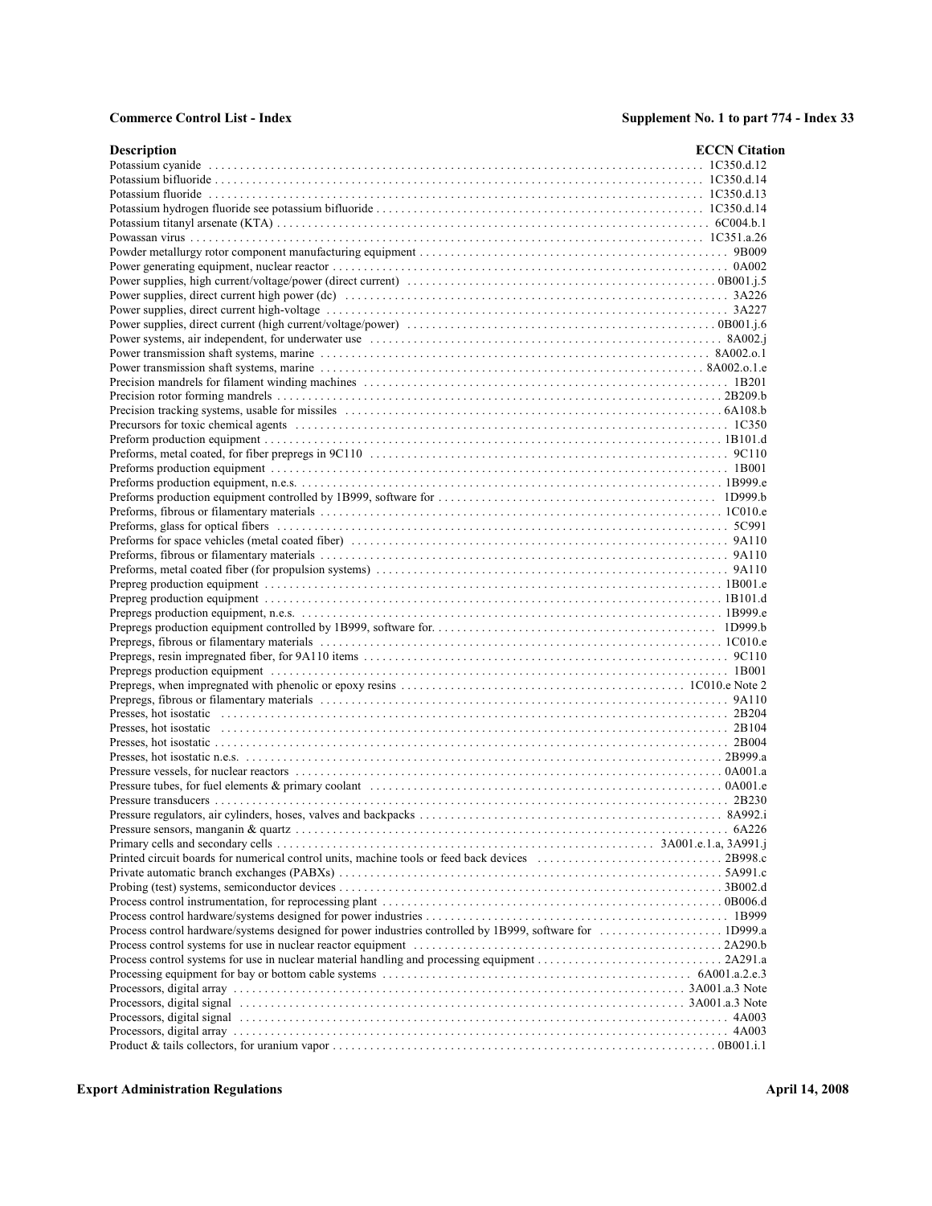| Description | ECCN Citation |
|---|---|
| Potassium cyanide | 1C350.d.12 |
| Potassium bifluoride | 1C350.d.14 |
| Potassium fluoride | 1C350.d.13 |
| Potassium hydrogen fluoride see potassium bifluoride | 1C350.d.14 |
| Potassium titanyl arsenate (KTA) | 6C004.b.1 |
| Powassan virus | 1C351.a.26 |
| Powder metallurgy rotor component manufacturing equipment | 9B009 |
| Power generating equipment, nuclear reactor | 0A002 |
| Power supplies, high current/voltage/power (direct current) | 0B001.j.5 |
| Power supplies, direct current high power (dc) | 3A226 |
| Power supplies, direct current high-voltage | 3A227 |
| Power supplies, direct current (high current/voltage/power) | 0B001.j.6 |
| Power systems, air independent, for underwater use | 8A002.j |
| Power transmission shaft systems, marine | 8A002.o.1 |
| Power transmission shaft systems, marine | 8A002.o.1.e |
| Precision mandrels for filament winding machines | 1B201 |
| Precision rotor forming mandrels | 2B209.b |
| Precision tracking systems, usable for missiles | 6A108.b |
| Precursors for toxic chemical agents | 1C350 |
| Preform production equipment | 1B101.d |
| Preforms, metal coated, for fiber prepregs in 9C110 | 9C110 |
| Preforms production equipment | 1B001 |
| Preforms production equipment, n.e.s. | 1B999.e |
| Preforms production equipment controlled by 1B999, software for | 1D999.b |
| Preforms, fibrous or filamentary materials | 1C010.e |
| Preforms, glass for optical fibers | 5C991 |
| Preforms for space vehicles (metal coated fiber) | 9A110 |
| Preforms, fibrous or filamentary materials | 9A110 |
| Preforms, metal coated fiber (for propulsion systems) | 9A110 |
| Prepreg production equipment | 1B001.e |
| Prepreg production equipment | 1B101.d |
| Prepregs production equipment, n.e.s. | 1B999.e |
| Prepregs production equipment controlled by 1B999, software for. | 1D999.b |
| Prepregs, fibrous or filamentary materials | 1C010.e |
| Prepregs, resin impregnated fiber, for 9A110 items | 9C110 |
| Prepregs production equipment | 1B001 |
| Prepregs, when impregnated with phenolic or epoxy resins | 1C010.e Note 2 |
| Prepregs, fibrous or filamentary materials | 9A110 |
| Presses, hot isostatic | 2B204 |
| Presses, hot isostatic | 2B104 |
| Presses, hot isostatic | 2B004 |
| Presses, hot isostatic n.e.s. | 2B999.a |
| Pressure vessels, for nuclear reactors | 0A001.a |
| Pressure tubes, for fuel elements & primary coolant | 0A001.e |
| Pressure transducers | 2B230 |
| Pressure regulators, air cylinders, hoses, valves and backpacks | 8A992.i |
| Pressure sensors, manganin & quartz | 6A226 |
| Primary cells and secondary cells | 3A001.e.1.a, 3A991.j |
| Printed circuit boards for numerical control units, machine tools or feed back devices | 2B998.c |
| Private automatic branch exchanges (PABXs) | 5A991.c |
| Probing (test) systems, semiconductor devices | 3B002.d |
| Process control instrumentation, for reprocessing plant | 0B006.d |
| Process control hardware/systems designed for power industries | 1B999 |
| Process control hardware/systems designed for power industries controlled by 1B999, software for | 1D999.a |
| Process control systems for use in nuclear reactor equipment | 2A290.b |
| Process control systems for use in nuclear material handling and processing equipment | 2A291.a |
| Processing equipment for bay or bottom cable systems | 6A001.a.2.e.3 |
| Processors, digital array | 3A001.a.3 Note |
| Processors, digital signal | 3A001.a.3 Note |
| Processors, digital signal | 4A003 |
| Processors, digital array | 4A003 |
| Product & tails collectors, for uranium vapor | 0B001.i.1 |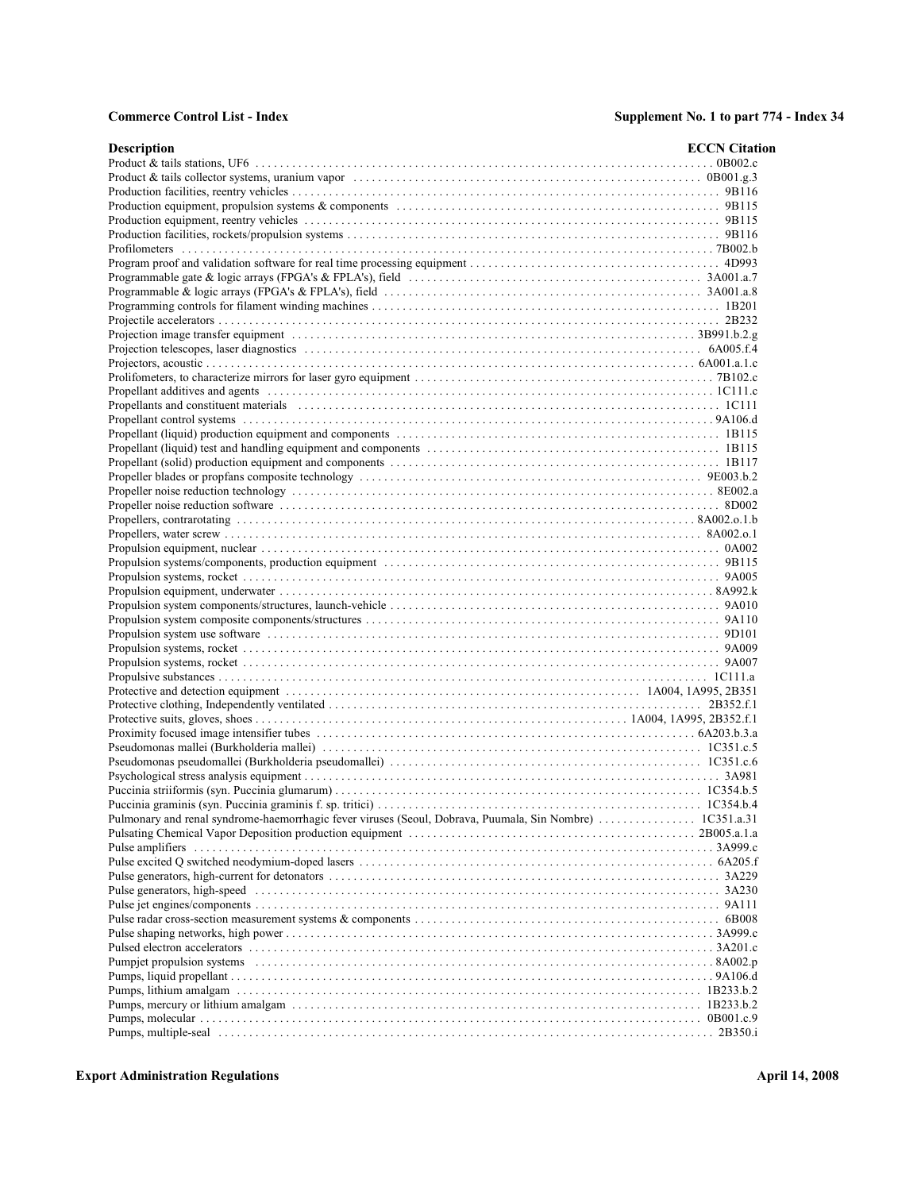| Description | ECCN Citation |
|---|---|
| Product & tails stations, UF6 | 0B002.c |
| Product & tails collector systems, uranium vapor | 0B001.g.3 |
| Production facilities, reentry vehicles | 9B116 |
| Production equipment, propulsion systems & components | 9B115 |
| Production equipment, reentry vehicles | 9B115 |
| Production facilities, rockets/propulsion systems | 9B116 |
| Profilometers | 7B002.b |
| Program proof and validation software for real time processing equipment | 4D993 |
| Programmable gate & logic arrays (FPGA's & FPLA's), field | 3A001.a.7 |
| Programmable & logic arrays (FPGA's & FPLA's), field | 3A001.a.8 |
| Programming controls for filament winding machines | 1B201 |
| Projectile accelerators | 2B232 |
| Projection image transfer equipment | 3B991.b.2.g |
| Projection telescopes, laser diagnostics | 6A005.f.4 |
| Projectors, acoustic | 6A001.a.1.c |
| Prolifometers, to characterize mirrors for laser gyro equipment | 7B102.c |
| Propellant additives and agents | 1C111.c |
| Propellants and constituent materials | 1C111 |
| Propellant control systems | 9A106.d |
| Propellant (liquid) production equipment and components | 1B115 |
| Propellant (liquid) test and handling equipment and components | 1B115 |
| Propellant (solid) production equipment and components | 1B117 |
| Propeller blades or propfans composite technology | 9E003.b.2 |
| Propeller noise reduction technology | 8E002.a |
| Propeller noise reduction software | 8D002 |
| Propellers, contrarotating | 8A002.o.1.b |
| Propellers, water screw | 8A002.o.1 |
| Propulsion equipment, nuclear | 0A002 |
| Propulsion systems/components, production equipment | 9B115 |
| Propulsion systems, rocket | 9A005 |
| Propulsion equipment, underwater | 8A992.k |
| Propulsion system components/structures, launch-vehicle | 9A010 |
| Propulsion system composite components/structures | 9A110 |
| Propulsion system use software | 9D101 |
| Propulsion systems, rocket | 9A009 |
| Propulsion systems, rocket | 9A007 |
| Propulsive substances | 1C111.a |
| Protective and detection equipment | 1A004, 1A995, 2B351 |
| Protective clothing, Independently ventilated | 2B352.f.1 |
| Protective suits, gloves, shoes | 1A004, 1A995, 2B352.f.1 |
| Proximity focused image intensifier tubes | 6A203.b.3.a |
| Pseudomonas mallei (Burkholderia mallei) | 1C351.c.5 |
| Pseudomonas pseudomallei (Burkholderia pseudomallei) | 1C351.c.6 |
| Psychological stress analysis equipment | 3A981 |
| Puccinia striiformis (syn. Puccinia glumarum) | 1C354.b.5 |
| Puccinia graminis (syn. Puccinia graminis f. sp. tritici) | 1C354.b.4 |
| Pulmonary and renal syndrome-haemorrhagic fever viruses (Seoul, Dobrava, Puumala, Sin Nombre) | 1C351.a.31 |
| Pulsating Chemical Vapor Deposition production equipment | 2B005.a.1.a |
| Pulse amplifiers | 3A999.c |
| Pulse excited Q switched neodymium-doped lasers | 6A205.f |
| Pulse generators, high-current for detonators | 3A229 |
| Pulse generators, high-speed | 3A230 |
| Pulse jet engines/components | 9A111 |
| Pulse radar cross-section measurement systems & components | 6B008 |
| Pulse shaping networks, high power | 3A999.c |
| Pulsed electron accelerators | 3A201.c |
| Pumpjet propulsion systems | 8A002.p |
| Pumps, liquid propellant | 9A106.d |
| Pumps, lithium amalgam | 1B233.b.2 |
| Pumps, mercury or lithium amalgam | 1B233.b.2 |
| Pumps, molecular | 0B001.c.9 |
| Pumps, multiple-seal | 2B350.i |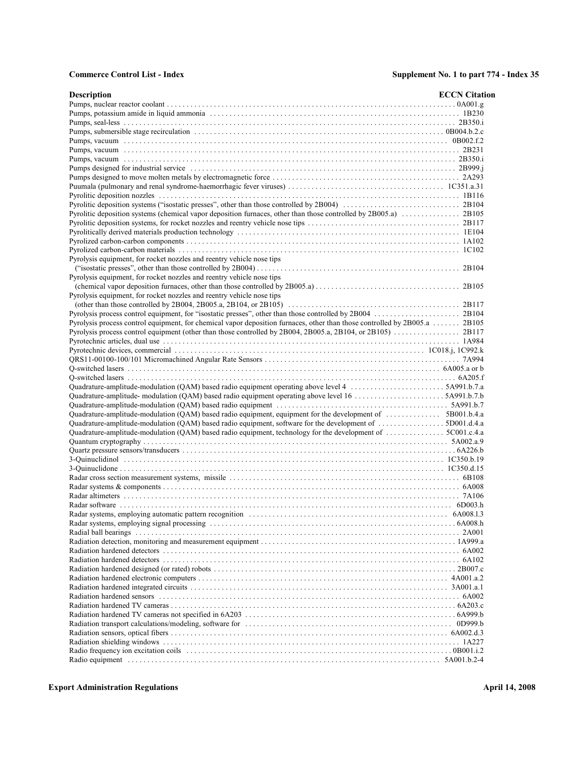| Description | ECCN Citation |
| --- | --- |
| Pumps, nuclear reactor coolant | 0A001.g |
| Pumps, potassium amide in liquid ammonia | 1B230 |
| Pumps, seal-less | 2B350.i |
| Pumps, submersible stage recirculation | 0B004.b.2.c |
| Pumps, vacuum | 0B002.f.2 |
| Pumps, vacuum | 2B231 |
| Pumps, vacuum | 2B350.i |
| Pumps designed for industrial service | 2B999.j |
| Pumps designed to move molten metals by electromagnetic force | 2A293 |
| Puumala (pulmonary and renal syndrome-haemorrhagic fever viruses) | 1C351.a.31 |
| Pyrolitic deposition nozzles | 1B116 |
| Pyrolitic deposition systems ("isostatic presses", other than those controlled by 2B004) | 2B104 |
| Pyrolitic deposition systems (chemical vapor deposition furnaces, other than those controlled by 2B005.a) | 2B105 |
| Pyrolitic deposition systems, for rocket nozzles and reentry vehicle nose tips | 2B117 |
| Pyrolitically derived materials production technology | 1E104 |
| Pyrolized carbon-carbon components | 1A102 |
| Pyrolized carbon-carbon materials | 1C102 |
| Pyrolysis equipment, for rocket nozzles and reentry vehicle nose tips ("isostatic presses", other than those controlled by 2B004) | 2B104 |
| Pyrolysis equipment, for rocket nozzles and reentry vehicle nose tips (chemical vapor deposition furnaces, other than those controlled by 2B005.a) | 2B105 |
| Pyrolysis equipment, for rocket nozzles and reentry vehicle nose tips (other than those controlled by 2B004, 2B005.a, 2B104, or 2B105) | 2B117 |
| Pyrolysis process control equipment, for "isostatic presses", other than those controlled by 2B004 | 2B104 |
| Pyrolysis process control equipment, for chemical vapor deposition furnaces, other than those controlled by 2B005.a | 2B105 |
| Pyrolysis process control equipment (other than those controlled by 2B004, 2B005.a, 2B104, or 2B105) | 2B117 |
| Pyrotechnic articles, dual use | 1A984 |
| Pyrotechnic devices, commercial | 1C018.j, 1C992.k |
| QRS11-00100-100/101 Micromachined Angular Rate Sensors | 7A994 |
| Q-switched lasers | 6A005.a or b |
| Q-switched lasers | 6A205.f |
| Quadrature-amplitude-modulation (QAM) based radio equipment operating above level 4 | 5A991.b.7.a |
| Quadrature-amplitude- modulation (QAM) based radio equipment operating above level 16 | 5A991.b.7.b |
| Quadrature-amplitude-modulation (QAM) based radio equipment | 5A991.b.7 |
| Quadrature-amplitude-modulation (QAM) based radio equipment, equipment for the development of | 5B001.b.4.a |
| Quadrature-amplitude-modulation (QAM) based radio equipment, software for the development of | 5D001.d.4.a |
| Quadrature-amplitude-modulation (QAM) based radio equipment, technology for the development of | 5C001.c.4.a |
| Quantum cryptography | 5A002.a.9 |
| Quartz pressure sensors/transducers | 6A226.b |
| 3-Quinuclidinol | 1C350.b.19 |
| 3-Quinuclidone | 1C350.d.15 |
| Radar cross section measurement systems, missile | 6B108 |
| Radar systems & components | 6A008 |
| Radar altimeters | 7A106 |
| Radar software | 6D003.h |
| Radar systems, employing automatic pattern recognition | 6A008.l.3 |
| Radar systems, employing signal processing | 6A008.h |
| Radial ball bearings | 2A001 |
| Radiation detection, monitoring and measurement equipment | 1A999.a |
| Radiation hardened detectors | 6A002 |
| Radiation hardened detectors | 6A102 |
| Radiation hardened designed (or rated) robots | 2B007.c |
| Radiation hardened electronic computers | 4A001.a.2 |
| Radiation hardened integrated circuits | 3A001.a.1 |
| Radiation hardened sensors | 6A002 |
| Radiation hardened TV cameras | 6A203.c |
| Radiation hardened TV cameras not specified in 6A203 | 6A999.b |
| Radiation transport calculations/modeling, software for | 0D999.b |
| Radiation sensors, optical fibers | 6A002.d.3 |
| Radiation shielding windows | 1A227 |
| Radio frequency ion excitation coils | 0B001.i.2 |
| Radio equipment | 5A001.b.2-4 |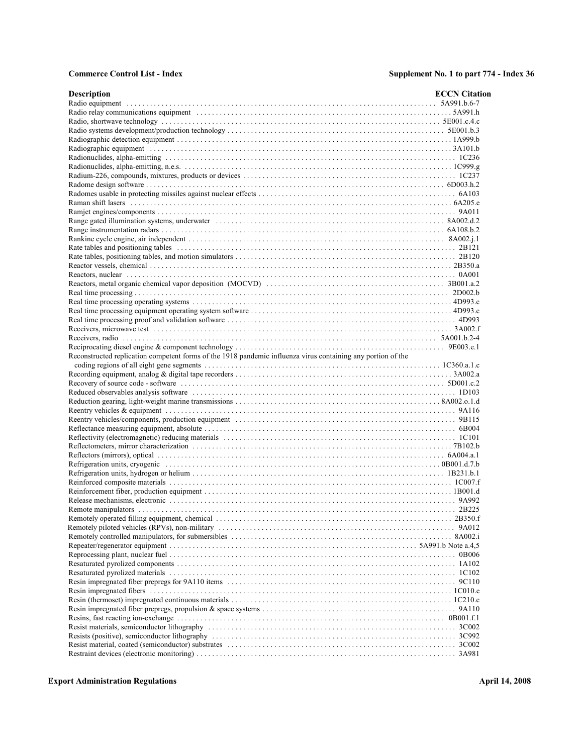| Description | ECCN Citation |
|---|---|
| Radio equipment | 5A991.b.6-7 |
| Radio relay communications equipment | 5A991.h |
| Radio, shortwave technology | 5E001.c.4.c |
| Radio systems development/production technology | 5E001.b.3 |
| Radiographic detection equipment | 1A999.b |
| Radiographic equipment | 3A101.b |
| Radionuclides, alpha-emitting | 1C236 |
| Radionuclides, alpha-emitting, n.e.s. | 1C999.g |
| Radium-226, compounds, mixtures, products or devices | 1C237 |
| Radome design software | 6D003.h.2 |
| Radomes usable in protecting missiles against nuclear effects | 6A103 |
| Raman shift lasers | 6A205.e |
| Ramjet engines/components | 9A011 |
| Range gated illumination systems, underwater | 8A002.d.2 |
| Range instrumentation radars | 6A108.b.2 |
| Rankine cycle engine, air independent | 8A002.j.1 |
| Rate tables and positioning tables | 2B121 |
| Rate tables, positioning tables, and motion simulators | 2B120 |
| Reactor vessels, chemical | 2B350.a |
| Reactors, nuclear | 0A001 |
| Reactors, metal organic chemical vapor deposition (MOCVD) | 3B001.a.2 |
| Real time processing | 2D002.b |
| Real time processing operating systems | 4D993.c |
| Real time processing equipment operating system software | 4D993.c |
| Real time processing proof and validation software | 4D993 |
| Receivers, microwave test | 3A002.f |
| Receivers, radio | 5A001.b.2-4 |
| Reciprocating diesel engine & component technology | 9E003.e.1 |
| Reconstructed replication competent forms of the 1918 pandemic influenza virus containing any portion of the coding regions of all eight gene segments | 1C360.a.1.c |
| Recording equipment, analog & digital tape recorders | 3A002.a |
| Recovery of source code - software | 5D001.c.2 |
| Reduced observables analysis software | 1D103 |
| Reduction gearing, light-weight marine transmissions | 8A002.o.1.d |
| Reentry vehicles & equipment | 9A116 |
| Reentry vehicles/components, production equipment | 9B115 |
| Reflectance measuring equipment, absolute | 6B004 |
| Reflectivity (electromagnetic) reducing materials | 1C101 |
| Reflectometers, mirror characterization | 7B102.b |
| Reflectors (mirrors), optical | 6A004.a.1 |
| Refrigeration units, cryogenic | 0B001.d.7.b |
| Refrigeration units, hydrogen or helium | 1B231.b.1 |
| Reinforced composite materials | 1C007.f |
| Reinforcement fiber, production equipment | 1B001.d |
| Release mechanisms, electronic | 9A992 |
| Remote manipulators | 2B225 |
| Remotely operated filling equipment, chemical | 2B350.f |
| Remotely piloted vehicles (RPVs), non-military | 9A012 |
| Remotely controlled manipulators, for submersibles | 8A002.i |
| Repeater/regenerator equipment | 5A991.b Note a.4,5 |
| Reprocessing plant, nuclear fuel | 0B006 |
| Resaturated pyrolized components | 1A102 |
| Resaturated pyrolized materials | 1C102 |
| Resin impregnated fiber prepregs for 9A110 items | 9C110 |
| Resin impregnated fibers | 1C010.e |
| Resin (thermoset) impregnated continuous materials | 1C210.c |
| Resin impregnated fiber prepregs, propulsion & space systems | 9A110 |
| Resins, fast reacting ion-exchange | 0B001.f.1 |
| Resist materials, semiconductor lithography | 3C002 |
| Resists (positive), semiconductor lithography | 3C992 |
| Resist material, coated (semiconductor) substrates | 3C002 |
| Restraint devices (electronic monitoring) | 3A981 |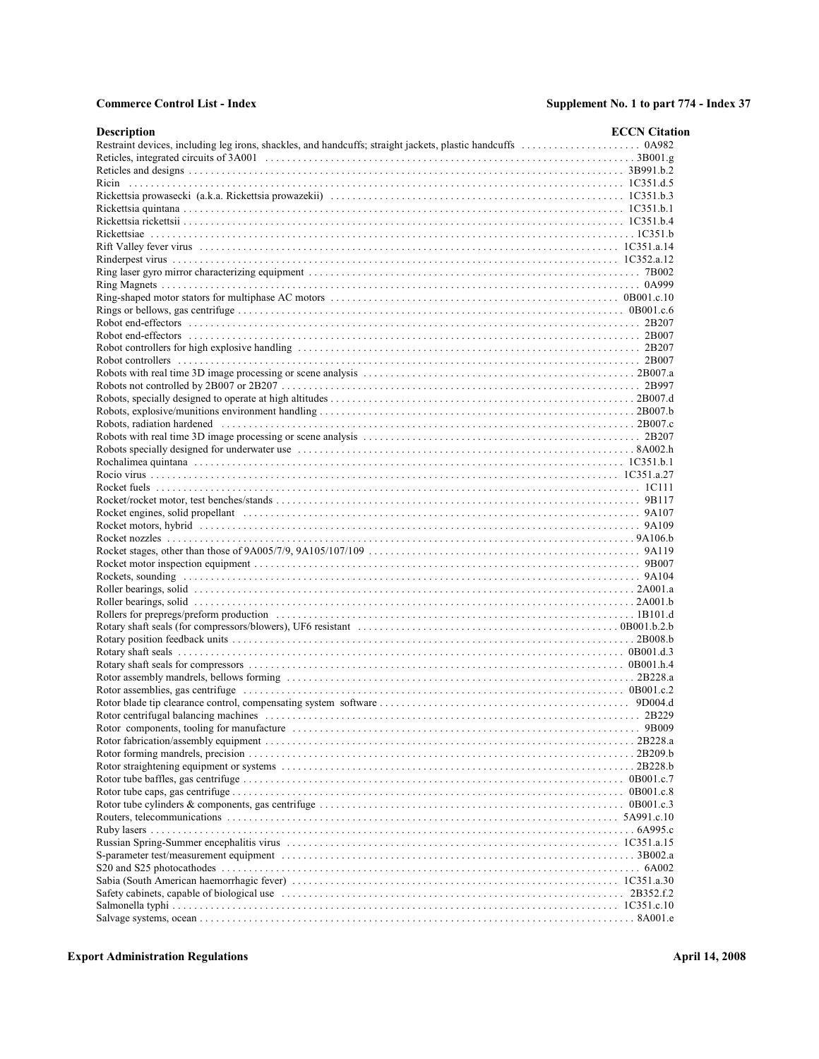| Description | ECCN Citation |
|---|---|
| Restraint devices, including leg irons, shackles, and handcuffs; straight jackets, plastic handcuffs | 0A982 |
| Reticles, integrated circuits of 3A001 | 3B001.g |
| Reticles and designs | 3B991.b.2 |
| Ricin | 1C351.d.5 |
| Rickettsia prowasecki (a.k.a. Rickettsia prowazekii) | 1C351.b.3 |
| Rickettsia quintana | 1C351.b.1 |
| Rickettsia rickettsii | 1C351.b.4 |
| Rickettsiae | 1C351.b |
| Rift Valley fever virus | 1C351.a.14 |
| Rinderpest virus | 1C352.a.12 |
| Ring laser gyro mirror characterizing equipment | 7B002 |
| Ring Magnets | 0A999 |
| Ring-shaped motor stators for multiphase AC motors | 0B001.c.10 |
| Rings or bellows, gas centrifuge | 0B001.c.6 |
| Robot end-effectors | 2B207 |
| Robot end-effectors | 2B007 |
| Robot controllers for high explosive handling | 2B207 |
| Robot controllers | 2B007 |
| Robots with real time 3D image processing or scene analysis | 2B007.a |
| Robots not controlled by 2B007 or 2B207 | 2B997 |
| Robots, specially designed to operate at high altitudes | 2B007.d |
| Robots, explosive/munitions environment handling | 2B007.b |
| Robots, radiation hardened | 2B007.c |
| Robots with real time 3D image processing or scene analysis | 2B207 |
| Robots specially designed for underwater use | 8A002.h |
| Rochalimea quintana | 1C351.b.1 |
| Rocio virus | 1C351.a.27 |
| Rocket fuels | 1C111 |
| Rocket/rocket motor, test benches/stands | 9B117 |
| Rocket engines, solid propellant | 9A107 |
| Rocket motors, hybrid | 9A109 |
| Rocket nozzles | 9A106.b |
| Rocket stages, other than those of 9A005/7/9, 9A105/107/109 | 9A119 |
| Rocket motor inspection equipment | 9B007 |
| Rockets, sounding | 9A104 |
| Roller bearings, solid | 2A001.a |
| Roller bearings, solid | 2A001.b |
| Rollers for prepregs/preform production | 1B101.d |
| Rotary shaft seals (for compressors/blowers), UF6 resistant | 0B001.b.2.b |
| Rotary position feedback units | 2B008.b |
| Rotary shaft seals | 0B001.d.3 |
| Rotary shaft seals for compressors | 0B001.h.4 |
| Rotor assembly mandrels, bellows forming | 2B228.a |
| Rotor assemblies, gas centrifuge | 0B001.c.2 |
| Rotor blade tip clearance control, compensating system software | 9D004.d |
| Rotor centrifugal balancing machines | 2B229 |
| Rotor components, tooling for manufacture | 9B009 |
| Rotor fabrication/assembly equipment | 2B228.a |
| Rotor forming mandrels, precision | 2B209.b |
| Rotor straightening equipment or systems | 2B228.b |
| Rotor tube baffles, gas centrifuge | 0B001.c.7 |
| Rotor tube caps, gas centrifuge | 0B001.c.8 |
| Rotor tube cylinders & components, gas centrifuge | 0B001.c.3 |
| Routers, telecommunications | 5A991.c.10 |
| Ruby lasers | 6A995.c |
| Russian Spring-Summer encephalitis virus | 1C351.a.15 |
| S-parameter test/measurement equipment | 3B002.a |
| S20 and S25 photocathodes | 6A002 |
| Sabia (South American haemorrhagic fever) | 1C351.a.30 |
| Safety cabinets, capable of biological use | 2B352.f.2 |
| Salmonella typhi | 1C351.c.10 |
| Salvage systems, ocean | 8A001.e |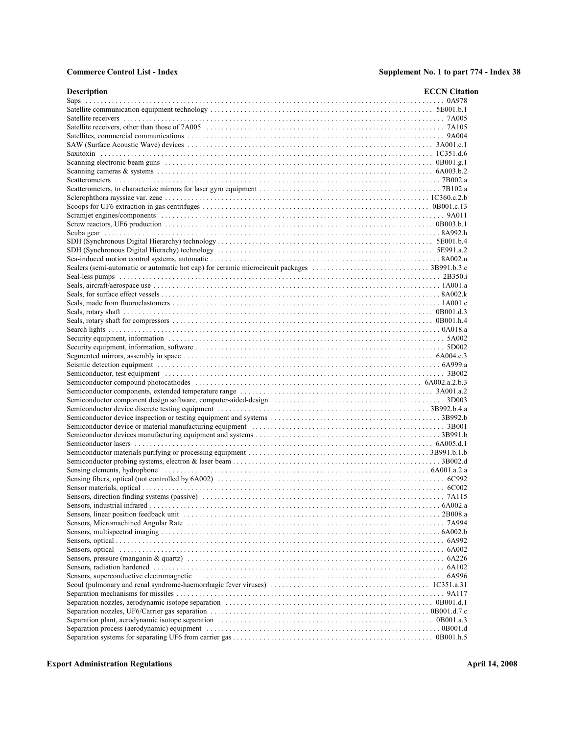| Description | ECCN Citation |
|---|---|
| Saps | 0A978 |
| Satellite communication equipment technology | 5E001.b.1 |
| Satellite receivers | 7A005 |
| Satellite receivers, other than those of 7A005 | 7A105 |
| Satellites, commercial communications | 9A004 |
| SAW (Surface Acoustic Wave) devices | 3A001.c.1 |
| Saxitoxin | 1C351.d.6 |
| Scanning electronic beam guns | 0B001.g.1 |
| Scanning cameras & systems | 6A003.b.2 |
| Scatterometers | 7B002.a |
| Scatterometers, to characterize mirrors for laser gyro equipment | 7B102.a |
| Sclerophthora rayssiae var. zeae | 1C360.c.2.b |
| Scoops for UF6 extraction in gas centrifuges | 0B001.c.13 |
| Scramjet engines/components | 9A011 |
| Screw reactors, UF6 production | 0B003.b.1 |
| Scuba gear | 8A992.h |
| SDH (Synchronous Digital Hierarchy) technology | 5E001.b.4 |
| SDH (Synchronous Digital Hierachy) technology | 5E991.a.2 |
| Sea-induced motion control systems, automatic | 8A002.n |
| Sealers (semi-automatic or automatic hot cap) for ceramic microcircuit packages | 3B991.b.3.c |
| Seal-less pumps | 2B350.i |
| Seals, aircraft/aerospace use | 1A001.a |
| Seals, for surface effect vessels | 8A002.k |
| Seals, made from fluoroelastomers | 1A001.c |
| Seals, rotary shaft | 0B001.d.3 |
| Seals, rotary shaft for compressors | 0B001.h.4 |
| Search lights | 0A018.a |
| Security equipment, information | 5A002 |
| Security equipment, information, software | 5D002 |
| Segmented mirrors, assembly in space | 6A004.c.3 |
| Seismic detection equipment | 6A999.a |
| Semiconductor, test equipment | 3B002 |
| Semiconductor compound photocathodes | 6A002.a.2.b.3 |
| Semiconductor components, extended temperature range | 3A001.a.2 |
| Semiconductor component design software, computer-aided-design | 3D003 |
| Semiconductor device discrete testing equipment | 3B992.b.4.a |
| Semiconductor device inspection or testing equipment and systems | 3B992.b |
| Semiconductor device or material manufacturing equipment | 3B001 |
| Semiconductor devices manufacturing equipment and systems | 3B991.b |
| Semiconductor lasers | 6A005.d.1 |
| Semiconductor materials purifying or processing equipment | 3B991.b.1.b |
| Semiconductor probing systems, electron & laser beam | 3B002.d |
| Sensing elements, hydrophone | 6A001.a.2.a |
| Sensing fibers, optical (not controlled by 6A002) | 6C992 |
| Sensor materials, optical | 6C002 |
| Sensors, direction finding systems (passive) | 7A115 |
| Sensors, industrial infrared | 6A002.a |
| Sensors, linear position feedback unit | 2B008.a |
| Sensors, Micromachined Angular Rate | 7A994 |
| Sensors, multispectral imaging | 6A002.b |
| Sensors, optical | 6A992 |
| Sensors, optical | 6A002 |
| Sensors, pressure (manganin & quartz) | 6A226 |
| Sensors, radiation hardened | 6A102 |
| Sensors, superconductive electromagnetic | 6A996 |
| Seoul (pulmonary and renal syndrome-haemorrhagic fever viruses) | 1C351.a.31 |
| Separation mechanisms for missiles | 9A117 |
| Separation nozzles, aerodynamic isotope separation | 0B001.d.1 |
| Separation nozzles, UF6/Carrier gas separation | 0B001.d.7.c |
| Separation plant, aerodynamic isotope separation | 0B001.a.3 |
| Separation process (aerodynamic) equipment | 0B001.d |
| Separation systems for separating UF6 from carrier gas | 0B001.h.5 |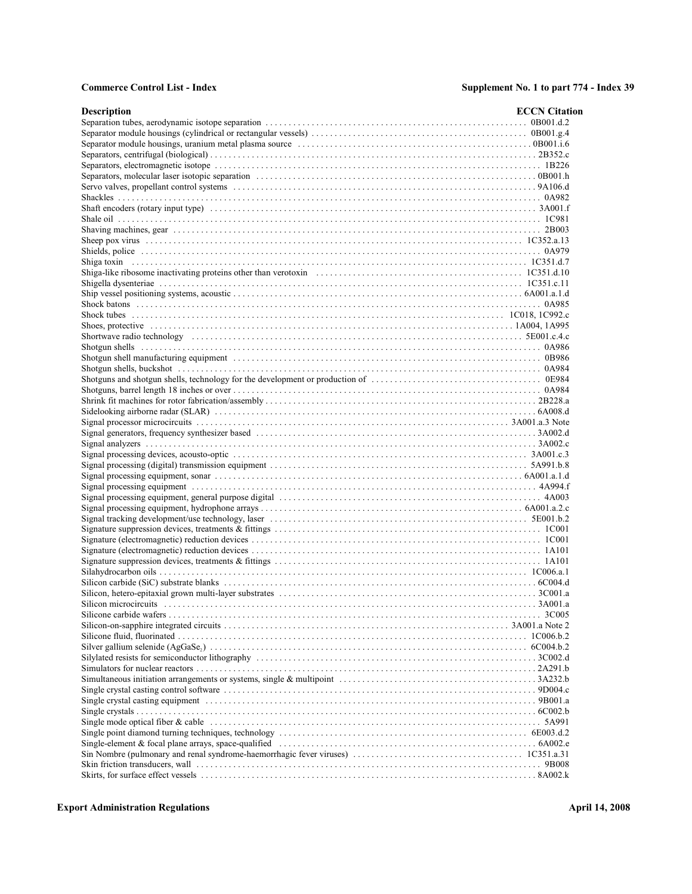| Description | ECCN Citation |
|---|---|
| Separation tubes, aerodynamic isotope separation | 0B001.d.2 |
| Separator module housings (cylindrical or rectangular vessels) | 0B001.g.4 |
| Separator module housings, uranium metal plasma source | 0B001.i.6 |
| Separators, centrifugal (biological) | 2B352.c |
| Separators, electromagnetic isotope | 1B226 |
| Separators, molecular laser isotopic separation | 0B001.h |
| Servo valves, propellant control systems | 9A106.d |
| Shackles | 0A982 |
| Shaft encoders (rotary input type) | 3A001.f |
| Shale oil | 1C981 |
| Shaving machines, gear | 2B003 |
| Sheep pox virus | 1C352.a.13 |
| Shields, police | 0A979 |
| Shiga toxin | 1C351.d.7 |
| Shiga-like ribosome inactivating proteins other than verotoxin | 1C351.d.10 |
| Shigella dysenteriae | 1C351.c.11 |
| Ship vessel positioning systems, acoustic | 6A001.a.1.d |
| Shock batons | 0A985 |
| Shock tubes | 1C018, 1C992.c |
| Shoes, protective | 1A004, 1A995 |
| Shortwave radio technology | 5E001.c.4.c |
| Shotgun shells | 0A986 |
| Shotgun shell manufacturing equipment | 0B986 |
| Shotgun shells, buckshot | 0A984 |
| Shotguns and shotgun shells, technology for the development or production of | 0E984 |
| Shotguns, barrel length 18 inches or over | 0A984 |
| Shrink fit machines for rotor fabrication/assembly | 2B228.a |
| Sidelooking airborne radar (SLAR) | 6A008.d |
| Signal processor microcircuits | 3A001.a.3 Note |
| Signal generators, frequency synthesizer based | 3A002.d |
| Signal analyzers | 3A002.c |
| Signal processing devices, acousto-optic | 3A001.c.3 |
| Signal processing (digital) transmission equipment | 5A991.b.8 |
| Signal processing equipment, sonar | 6A001.a.1.d |
| Signal processing equipment | 4A994.f |
| Signal processing equipment, general purpose digital | 4A003 |
| Signal processing equipment, hydrophone arrays | 6A001.a.2.c |
| Signal tracking development/use technology, laser | 5E001.b.2 |
| Signature suppression devices, treatments & fittings | 1C001 |
| Signature (electromagnetic) reduction devices | 1C001 |
| Signature (electromagnetic) reduction devices | 1A101 |
| Signature suppression devices, treatments & fittings | 1A101 |
| Silahydrocarbon oils | 1C006.a.1 |
| Silicon carbide (SiC) substrate blanks | 6C004.d |
| Silicon, hetero-epitaxial grown multi-layer substrates | 3C001.a |
| Silicon microcircuits | 3A001.a |
| Silicone carbide wafers | 3C005 |
| Silicon-on-sapphire integrated circuits | 3A001.a Note 2 |
| Silicone fluid, fluorinated | 1C006.b.2 |
| Silver gallium selenide ($AgGaSe_2$) | 6C004.b.2 |
| Silylated resists for semiconductor lithography | 3C002.d |
| Simulators for nuclear reactors | 2A291.b |
| Simultaneous initiation arrangements or systems, single & multipoint | 3A232.b |
| Single crystal casting control software | 9D004.c |
| Single crystal casting equipment | 9B001.a |
| Single crystals | 6C002.b |
| Single mode optical fiber & cable | 5A991 |
| Single point diamond turning techniques, technology | 6E003.d.2 |
| Single-element & focal plane arrays, space-qualified | 6A002.e |
| Sin Nombre (pulmonary and renal syndrome-haemorrhagic fever viruses) | 1C351.a.31 |
| Skin friction transducers, wall | 9B008 |
| Skirts, for surface effect vessels | 8A002.k |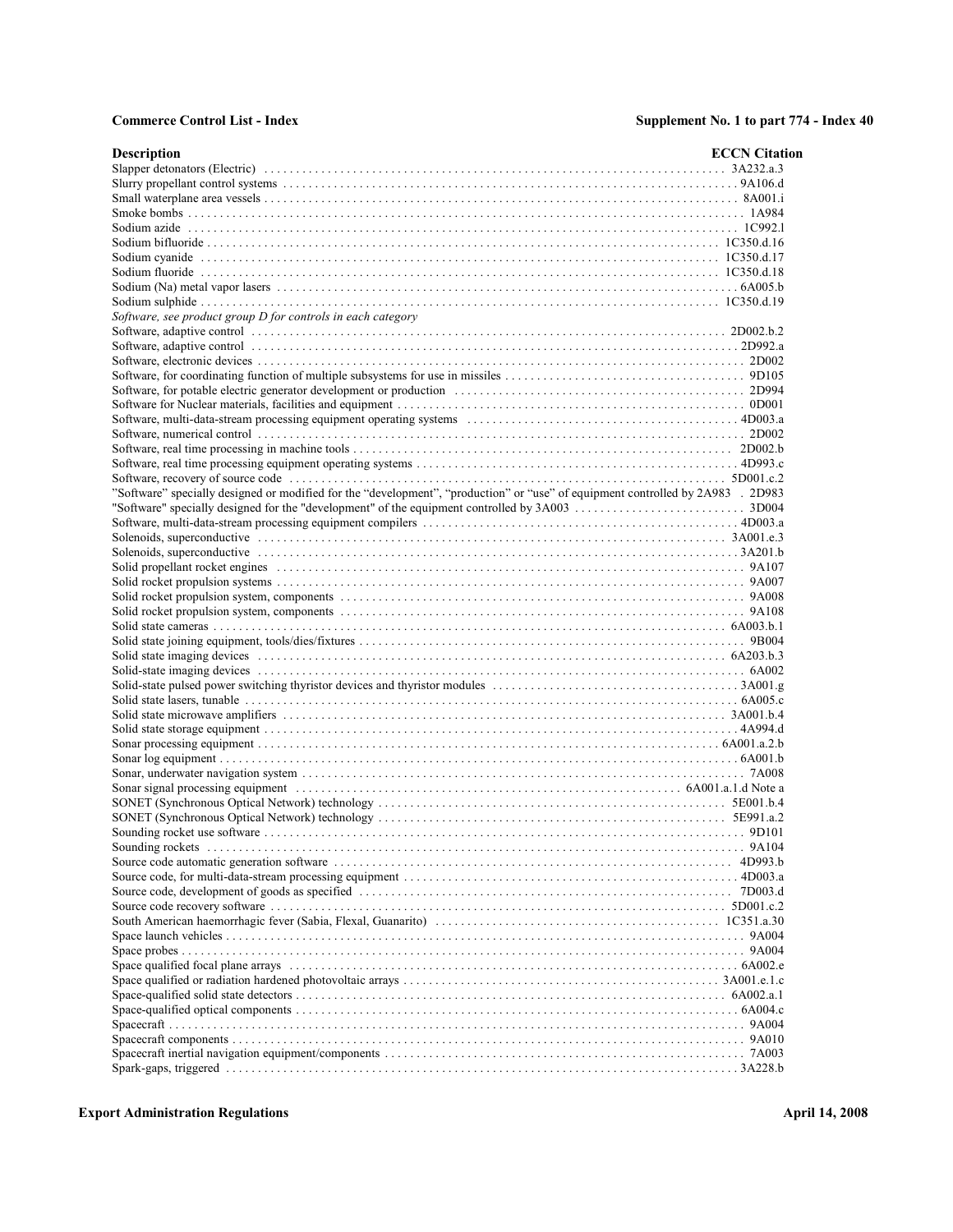| Description | ECCN Citation |
|---|---|
| Slapper detonators (Electric) | 3A232.a.3 |
| Slurry propellant control systems | 9A106.d |
| Small waterplane area vessels | 8A001.i |
| Smoke bombs | 1A984 |
| Sodium azide | 1C992.l |
| Sodium bifluoride | 1C350.d.16 |
| Sodium cyanide | 1C350.d.17 |
| Sodium fluoride | 1C350.d.18 |
| Sodium (Na) metal vapor lasers | 6A005.b |
| Sodium sulphide | 1C350.d.19 |
| *Software, see product group D for controls in each category* | |
| Software, adaptive control | 2D002.b.2 |
| Software, adaptive control | 2D992.a |
| Software, electronic devices | 2D002 |
| Software, for coordinating function of multiple subsystems for use in missiles | 9D105 |
| Software, for potable electric generator development or production | 2D994 |
| Software for Nuclear materials, facilities and equipment | 0D001 |
| Software, multi-data-stream processing equipment operating systems | 4D003.a |
| Software, numerical control | 2D002 |
| Software, real time processing in machine tools | 2D002.b |
| Software, real time processing equipment operating systems | 4D993.c |
| Software, recovery of source code | 5D001.c.2 |
| "Software" specially designed or modified for the "development", "production" or "use" of equipment controlled by 2A983 | 2D983 |
| "Software" specially designed for the "development" of the equipment controlled by 3A003 | 3D004 |
| Software, multi-data-stream processing equipment compilers | 4D003.a |
| Solenoids, superconductive | 3A001.e.3 |
| Solenoids, superconductive | 3A201.b |
| Solid propellant rocket engines | 9A107 |
| Solid rocket propulsion systems | 9A007 |
| Solid rocket propulsion system, components | 9A008 |
| Solid rocket propulsion system, components | 9A108 |
| Solid state cameras | 6A003.b.1 |
| Solid state joining equipment, tools/dies/fixtures | 9B004 |
| Solid state imaging devices | 6A203.b.3 |
| Solid-state imaging devices | 6A002 |
| Solid-state pulsed power switching thyristor devices and thyristor modules | 3A001.g |
| Solid state lasers, tunable | 6A005.c |
| Solid state microwave amplifiers | 3A001.b.4 |
| Solid state storage equipment | 4A994.d |
| Sonar processing equipment | 6A001.a.2.b |
| Sonar log equipment | 6A001.b |
| Sonar, underwater navigation system | 7A008 |
| Sonar signal processing equipment | 6A001.a.1.d Note a |
| SONET (Synchronous Optical Network) technology | 5E001.b.4 |
| SONET (Synchronous Optical Network) technology | 5E991.a.2 |
| Sounding rocket use software | 9D101 |
| Sounding rockets | 9A104 |
| Source code automatic generation software | 4D993.b |
| Source code, for multi-data-stream processing equipment | 4D003.a |
| Source code, development of goods as specified | 7D003.d |
| Source code recovery software | 5D001.c.2 |
| South American haemorrhagic fever (Sabia, Flexal, Guanarito) | 1C351.a.30 |
| Space launch vehicles | 9A004 |
| Space probes | 9A004 |
| Space qualified focal plane arrays | 6A002.e |
| Space qualified or radiation hardened photovoltaic arrays | 3A001.e.1.c |
| Space-qualified solid state detectors | 6A002.a.1 |
| Space-qualified optical components | 6A004.c |
| Spacecraft | 9A004 |
| Spacecraft components | 9A010 |
| Spacecraft inertial navigation equipment/components | 7A003 |
| Spark-gaps, triggered | 3A228.b |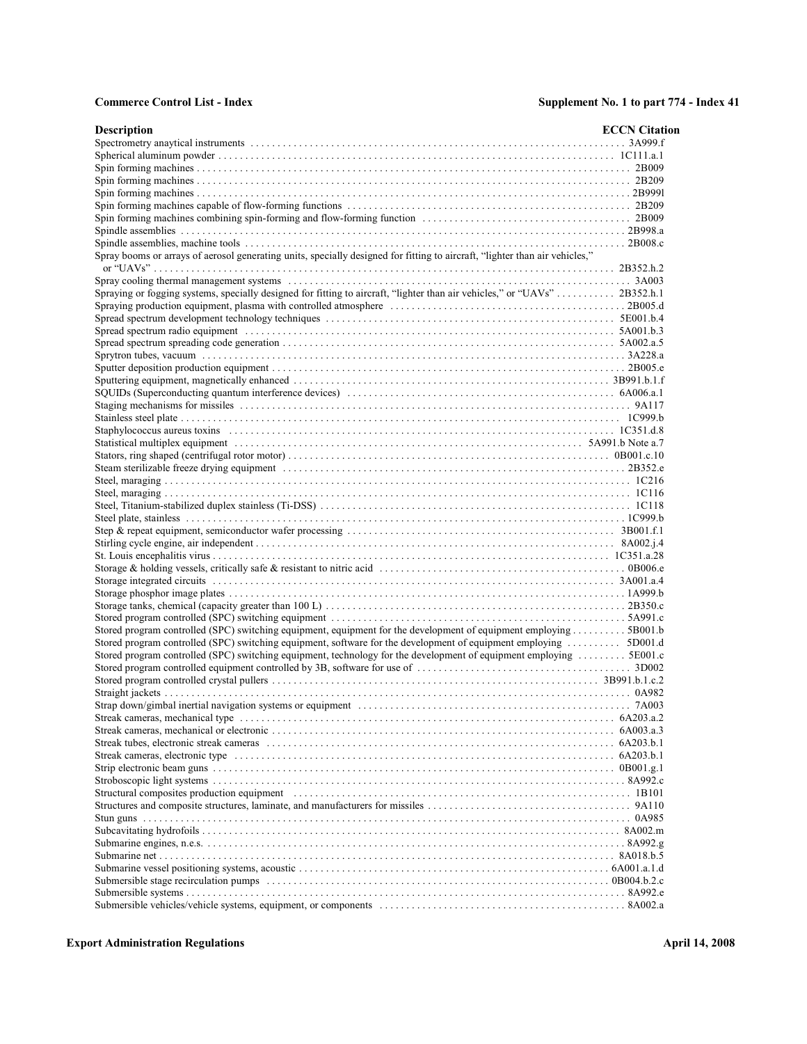| Description | ECCN Citation |
|---|---|
| Spectrometry anaytical instruments | 3A999.f |
| Spherical aluminum powder | 1C111.a.1 |
| Spin forming machines | 2B009 |
| Spin forming machines | 2B209 |
| Spin forming machines | 2B999l |
| Spin forming machines capable of flow-forming functions | 2B209 |
| Spin forming machines combining spin-forming and flow-forming function | 2B009 |
| Spindle assemblies | 2B998.a |
| Spindle assemblies, machine tools | 2B008.c |
| Spray booms or arrays of aerosol generating units, specially designed for fitting to aircraft, "lighter than air vehicles," or "UAVs" | 2B352.h.2 |
| Spray cooling thermal management systems | 3A003 |
| Spraying or fogging systems, specially designed for fitting to aircraft, "lighter than air vehicles," or "UAVs" | 2B352.h.1 |
| Spraying production equipment, plasma with controlled atmosphere | 2B005.d |
| Spread spectrum development technology techniques | 5E001.b.4 |
| Spread spectrum radio equipment | 5A001.b.3 |
| Spread spectrum spreading code generation | 5A002.a.5 |
| Sprytron tubes, vacuum | 3A228.a |
| Sputter deposition production equipment | 2B005.e |
| Sputtering equipment, magnetically enhanced | 3B991.b.1.f |
| SQUIDs (Superconducting quantum interference devices) | 6A006.a.1 |
| Staging mechanisms for missiles | 9A117 |
| Stainless steel plate | 1C999.b |
| Staphylococcus aureus toxins | 1C351.d.8 |
| Statistical multiplex equipment | 5A991.b Note a.7 |
| Stators, ring shaped (centrifugal rotor motor) | 0B001.c.10 |
| Steam sterilizable freeze drying equipment | 2B352.e |
| Steel, maraging | 1C216 |
| Steel, maraging | 1C116 |
| Steel, Titanium-stabilized duplex stainless (Ti-DSS) | 1C118 |
| Steel plate, stainless | 1C999.b |
| Step & repeat equipment, semiconductor wafer processing | 3B001.f.1 |
| Stirling cycle engine, air independent | 8A002.j.4 |
| St. Louis encephalitis virus | 1C351.a.28 |
| Storage & holding vessels, critically safe & resistant to nitric acid | 0B006.e |
| Storage integrated circuits | 3A001.a.4 |
| Storage phosphor image plates | 1A999.b |
| Storage tanks, chemical (capacity greater than 100 L) | 2B350.c |
| Stored program controlled (SPC) switching equipment | 5A991.c |
| Stored program controlled (SPC) switching equipment, equipment for the development of equipment employing | 5B001.b |
| Stored program controlled (SPC) switching equipment, software for the development of equipment employing | 5D001.d |
| Stored program controlled (SPC) switching equipment, technology for the development of equipment employing | 5E001.c |
| Stored program controlled equipment controlled by 3B, software for use of | 3D002 |
| Stored program controlled crystal pullers | 3B991.b.1.c.2 |
| Straight jackets | 0A982 |
| Strap down/gimbal inertial navigation systems or equipment | 7A003 |
| Streak cameras, mechanical type | 6A203.a.2 |
| Streak cameras, mechanical or electronic | 6A003.a.3 |
| Streak tubes, electronic streak cameras | 6A203.b.1 |
| Streak cameras, electronic type | 6A203.b.1 |
| Strip electronic beam guns | 0B001.g.1 |
| Stroboscopic light systems | 8A992.c |
| Structural composites production equipment | 1B101 |
| Structures and composite structures, laminate, and manufacturers for missiles | 9A110 |
| Stun guns | 0A985 |
| Subcavitating hydrofoils | 8A002.m |
| Submarine engines, n.e.s. | 8A992.g |
| Submarine net | 8A018.b.5 |
| Submarine vessel positioning systems, acoustic | 6A001.a.1.d |
| Submersible stage recirculation pumps | 0B004.b.2.c |
| Submersible systems | 8A992.e |
| Submersible vehicles/vehicle systems, equipment, or components | 8A002.a |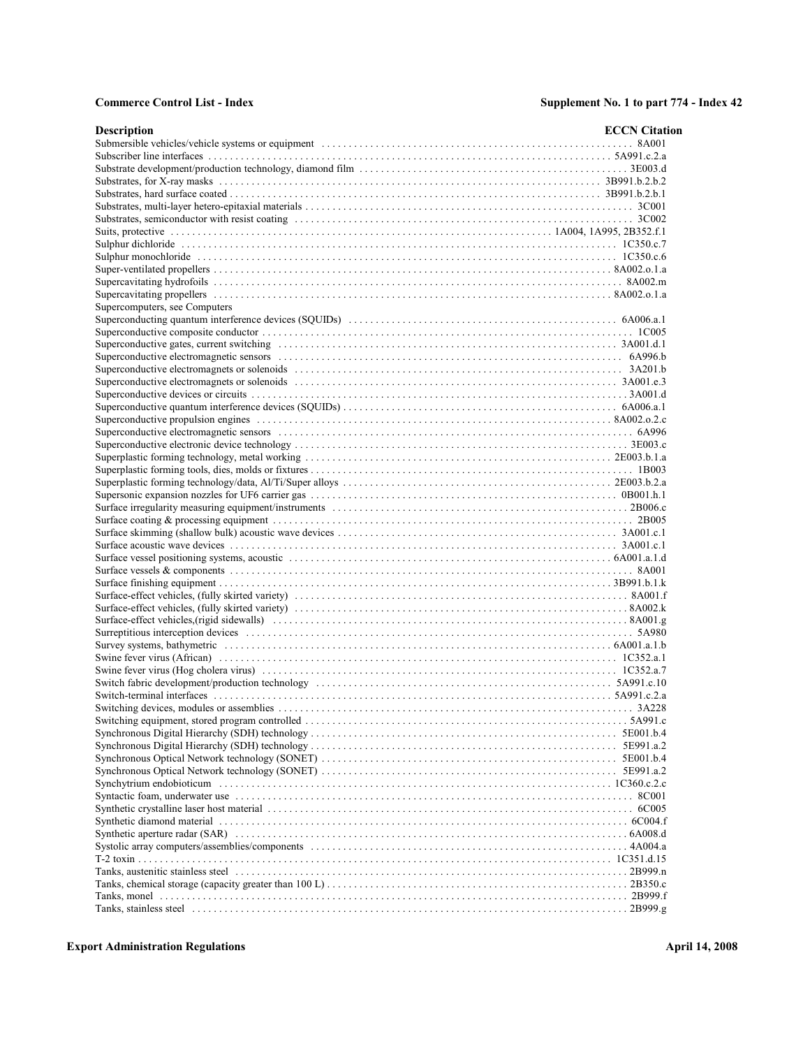| Description | ECCN Citation |
|---|---|
| Submersible vehicles/vehicle systems or equipment | 8A001 |
| Subscriber line interfaces | 5A991.c.2.a |
| Substrate development/production technology, diamond film | 3E003.d |
| Substrates, for X-ray masks | 3B991.b.2.b.2 |
| Substrates, hard surface coated | 3B991.b.2.b.1 |
| Substrates, multi-layer hetero-epitaxial materials | 3C001 |
| Substrates, semiconductor with resist coating | 3C002 |
| Suits, protective | 1A004, 1A995, 2B352.f.1 |
| Sulphur dichloride | 1C350.c.7 |
| Sulphur monochloride | 1C350.c.6 |
| Super-ventilated propellers | 8A002.o.1.a |
| Supercavitating hydrofoils | 8A002.m |
| Supercavitating propellers | 8A002.o.1.a |
| Supercomputers, see Computers | |
| Superconducting quantum interference devices (SQUIDs) | 6A006.a.1 |
| Superconductive composite conductor | 1C005 |
| Superconductive gates, current switching | 3A001.d.1 |
| Superconductive electromagnetic sensors | 6A996.b |
| Superconductive electromagnets or solenoids | 3A201.b |
| Superconductive electromagnets or solenoids | 3A001.e.3 |
| Superconductive devices or circuits | 3A001.d |
| Superconductive quantum interference devices (SQUIDs) | 6A006.a.1 |
| Superconductive propulsion engines | 8A002.o.2.c |
| Superconductive electromagnetic sensors | 6A996 |
| Superconductive electronic device technology | 3E003.c |
| Superplastic forming technology, metal working | 2E003.b.1.a |
| Superplastic forming tools, dies, molds or fixtures | 1B003 |
| Superplastic forming technology/data, Al/Ti/Super alloys | 2E003.b.2.a |
| Supersonic expansion nozzles for UF6 carrier gas | 0B001.h.1 |
| Surface irregularity measuring equipment/instruments | 2B006.c |
| Surface coating & processing equipment | 2B005 |
| Surface skimming (shallow bulk) acoustic wave devices | 3A001.c.1 |
| Surface acoustic wave devices | 3A001.c.1 |
| Surface vessel positioning systems, acoustic | 6A001.a.1.d |
| Surface vessels & components | 8A001 |
| Surface finishing equipment | 3B991.b.1.k |
| Surface-effect vehicles, (fully skirted variety) | 8A001.f |
| Surface-effect vehicles, (fully skirted variety) | 8A002.k |
| Surface-effect vehicles,(rigid sidewalls) | 8A001.g |
| Surreptitious interception devices | 5A980 |
| Survey systems, bathymetric | 6A001.a.1.b |
| Swine fever virus (African) | 1C352.a.1 |
| Swine fever virus (Hog cholera virus) | 1C352.a.7 |
| Switch fabric development/production technology | 5A991.c.10 |
| Switch-terminal interfaces | 5A991.c.2.a |
| Switching devices, modules or assemblies | 3A228 |
| Switching equipment, stored program controlled | 5A991.c |
| Synchronous Digital Hierarchy (SDH) technology | 5E001.b.4 |
| Synchronous Digital Hierarchy (SDH) technology | 5E991.a.2 |
| Synchronous Optical Network technology (SONET) | 5E001.b.4 |
| Synchronous Optical Network technology (SONET) | 5E991.a.2 |
| Synchytrium endobioticum | 1C360.c.2.c |
| Syntactic foam, underwater use | 8C001 |
| Synthetic crystalline laser host material | 6C005 |
| Synthetic diamond material | 6C004.f |
| Synthetic aperture radar (SAR) | 6A008.d |
| Systolic array computers/assemblies/components | 4A004.a |
| T-2 toxin | 1C351.d.15 |
| Tanks, austenitic stainless steel | 2B999.n |
| Tanks, chemical storage (capacity greater than 100 L) | 2B350.c |
| Tanks, monel | 2B999.f |
| Tanks, stainless steel | 2B999.g |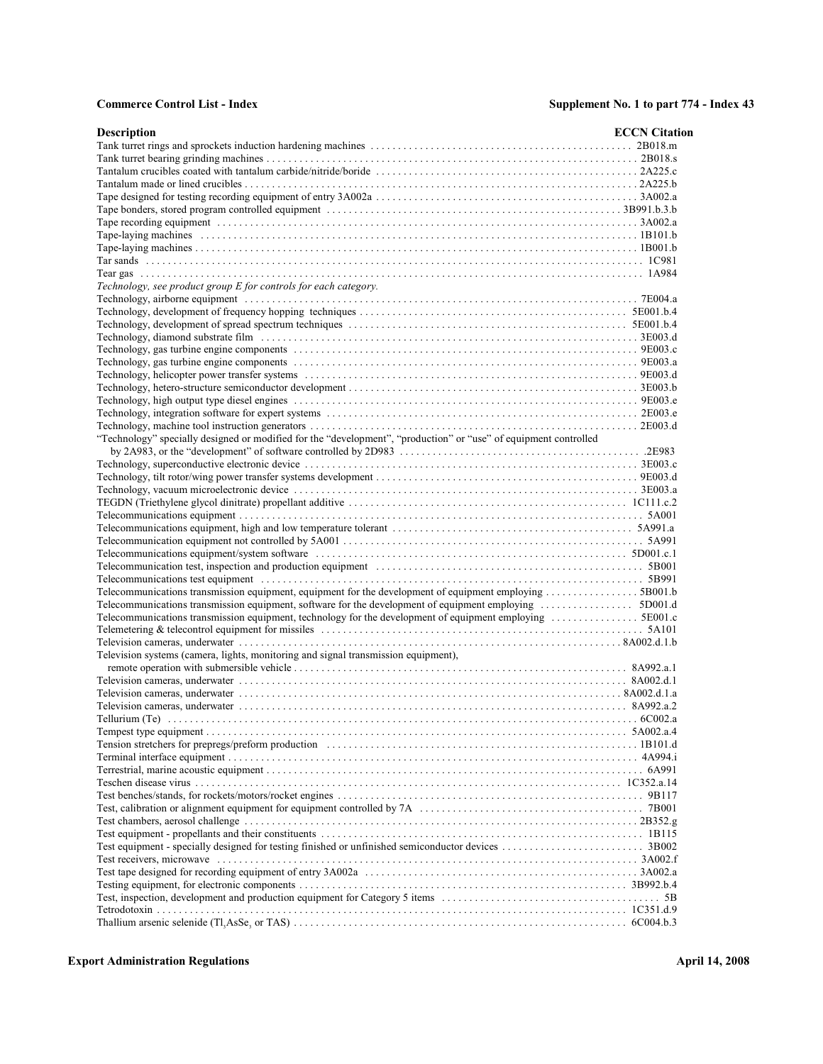| Description | ECCN Citation |
|---|---|
| Tank turret rings and sprockets induction hardening machines | 2B018.m |
| Tank turret bearing grinding machines | 2B018.s |
| Tantalum crucibles coated with tantalum carbide/nitride/boride | 2A225.c |
| Tantalum made or lined crucibles | 2A225.b |
| Tape designed for testing recording equipment of entry 3A002a | 3A002.a |
| Tape bonders, stored program controlled equipment | 3B991.b.3.b |
| Tape recording equipment | 3A002.a |
| Tape-laying machines | 1B101.b |
| Tape-laying machines | 1B001.b |
| Tar sands | 1C981 |
| Tear gas | 1A984 |
| *Technology, see product group E for controls for each category.* | |
| Technology, airborne equipment | 7E004.a |
| Technology, development of frequency hopping techniques | 5E001.b.4 |
| Technology, development of spread spectrum techniques | 5E001.b.4 |
| Technology, diamond substrate film | 3E003.d |
| Technology, gas turbine engine components | 9E003.c |
| Technology, gas turbine engine components | 9E003.a |
| Technology, helicopter power transfer systems | 9E003.d |
| Technology, hetero-structure semiconductor development | 3E003.b |
| Technology, high output type diesel engines | 9E003.e |
| Technology, integration software for expert systems | 2E003.e |
| Technology, machine tool instruction generators | 2E003.d |
| "Technology" specially designed or modified for the "development", "production" or "use" of equipment controlled by 2A983, or the "development" of software controlled by 2D983 | .2E983 |
| Technology, superconductive electronic device | 3E003.c |
| Technology, tilt rotor/wing power transfer systems development | 9E003.d |
| Technology, vacuum microelectronic device | 3E003.a |
| TEGDN (Triethylene glycol dinitrate) propellant additive | 1C111.c.2 |
| Telecommunications equipment | 5A001 |
| Telecommunications equipment, high and low temperature tolerant | 5A991.a |
| Telecommunication equipment not controlled by 5A001 | 5A991 |
| Telecommunications equipment/system software | 5D001.c.1 |
| Telecommunication test, inspection and production equipment | 5B001 |
| Telecommunications test equipment | 5B991 |
| Telecommunications transmission equipment, equipment for the development of equipment employing | 5B001.b |
| Telecommunications transmission equipment, software for the development of equipment employing | 5D001.d |
| Telecommunications transmission equipment, technology for the development of equipment employing | 5E001.c |
| Telemetering & telecontrol equipment for missiles | 5A101 |
| Television cameras, underwater | 8A002.d.1.b |
| Television systems (camera, lights, monitoring and signal transmission equipment), remote operation with submersible vehicle | 8A992.a.1 |
| Television cameras, underwater | 8A002.d.1 |
| Television cameras, underwater | 8A002.d.1.a |
| Television cameras, underwater | 8A992.a.2 |
| Tellurium (Te) | 6C002.a |
| Tempest type equipment | 5A002.a.4 |
| Tension stretchers for prepregs/preform production | 1B101.d |
| Terminal interface equipment | 4A994.i |
| Terrestrial, marine acoustic equipment | 6A991 |
| Teschen disease virus | 1C352.a.14 |
| Test benches/stands, for rockets/motors/rocket engines | 9B117 |
| Test, calibration or alignment equipment for equipment controlled by 7A | 7B001 |
| Test chambers, aerosol challenge | 2B352.g |
| Test equipment - propellants and their constituents | 1B115 |
| Test equipment - specially designed for testing finished or unfinished semiconductor devices | 3B002 |
| Test receivers, microwave | 3A002.f |
| Test tape designed for recording equipment of entry 3A002a | 3A002.a |
| Testing equipment, for electronic components | 3B992.b.4 |
| Test, inspection, development and production equipment for Category 5 items | 5B |
| Tetrodotoxin | 1C351.d.9 |
| Thallium arsenic selenide ($Tl_3AsSe_3$ or TAS) | 6C004.b.3 |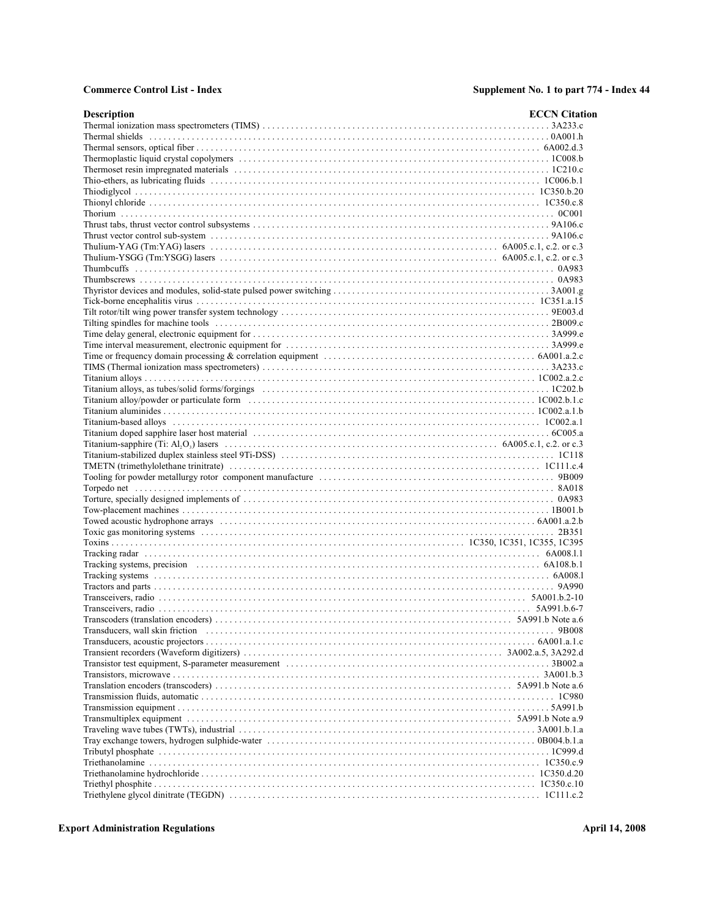| Description | ECCN Citation |
|---|---|
| Thermal ionization mass spectrometers (TIMS) | 3A233.c |
| Thermal shields | 0A001.h |
| Thermal sensors, optical fiber | 6A002.d.3 |
| Thermoplastic liquid crystal copolymers | 1C008.b |
| Thermoset resin impregnated materials | 1C210.c |
| Thio-ethers, as lubricating fluids | 1C006.b.1 |
| Thiodiglycol | 1C350.b.20 |
| Thionyl chloride | 1C350.c.8 |
| Thorium | 0C001 |
| Thrust tabs, thrust vector control subsystems | 9A106.c |
| Thrust vector control sub-system | 9A106.c |
| Thulium-YAG (Tm:YAG) lasers | 6A005.c.1, c.2. or c.3 |
| Thulium-YSGG (Tm:YSGG) lasers | 6A005.c.1, c.2. or c.3 |
| Thumbcuffs | 0A983 |
| Thumbscrews | 0A983 |
| Thyristor devices and modules, solid-state pulsed power switching | 3A001.g |
| Tick-borne encephalitis virus | 1C351.a.15 |
| Tilt rotor/tilt wing power transfer system technology | 9E003.d |
| Tilting spindles for machine tools | 2B009.c |
| Time delay general, electronic equipment for | 3A999.e |
| Time interval measurement, electronic equipment for | 3A999.e |
| Time or frequency domain processing & correlation equipment | 6A001.a.2.c |
| TIMS (Thermal ionization mass spectrometers) | 3A233.c |
| Titanium alloys | 1C002.a.2.c |
| Titanium alloys, as tubes/solid forms/forgings | 1C202.b |
| Titanium alloy/powder or particulate form | 1C002.b.1.c |
| Titanium aluminides | 1C002.a.1.b |
| Titanium-based alloys | 1C002.a.1 |
| Titanium doped sapphire laser host material | 6C005.a |
| Titanium-sapphire (Ti: $Al_2O_3$) lasers | 6A005.c.1, c.2. or c.3 |
| Titanium-stabilized duplex stainless steel 9Ti-DSS) | 1C118 |
| TMETN (trimethylolethane trinitrate) | 1C111.c.4 |
| Tooling for powder metallurgy rotor component manufacture | 9B009 |
| Torpedo net | 8A018 |
| Torture, specially designed implements of | 0A983 |
| Tow-placement machines | 1B001.b |
| Towed acoustic hydrophone arrays | 6A001.a.2.b |
| Toxic gas monitoring systems | 2B351 |
| Toxins | 1C350, 1C351, 1C355, 1C395 |
| Tracking radar | 6A008.l.1 |
| Tracking systems, precision | 6A108.b.1 |
| Tracking systems | 6A008.l |
| Tractors and parts | 9A990 |
| Transceivers, radio | 5A001.b.2-10 |
| Transceivers, radio | 5A991.b.6-7 |
| Transcoders (translation encoders) | 5A991.b Note a.6 |
| Transducers, wall skin friction | 9B008 |
| Transducers, acoustic projectors | 6A001.a.1.c |
| Transient recorders (Waveform digitizers) | 3A002.a.5, 3A292.d |
| Transistor test equipment, S-parameter measurement | 3B002.a |
| Transistors, microwave | 3A001.b.3 |
| Translation encoders (transcoders) | 5A991.b Note a.6 |
| Transmission fluids, automatic | 1C980 |
| Transmission equipment | 5A991.b |
| Transmultiplex equipment | 5A991.b Note a.9 |
| Traveling wave tubes (TWTs), industrial | 3A001.b.1.a |
| Tray exchange towers, hydrogen sulphide-water | 0B004.b.1.a |
| Tributyl phosphate | 1C999.d |
| Triethanolamine | 1C350.c.9 |
| Triethanolamine hydrochloride | 1C350.d.20 |
| Triethyl phosphite | 1C350.c.10 |
| Triethylene glycol dinitrate (TEGDN) | 1C111.c.2 |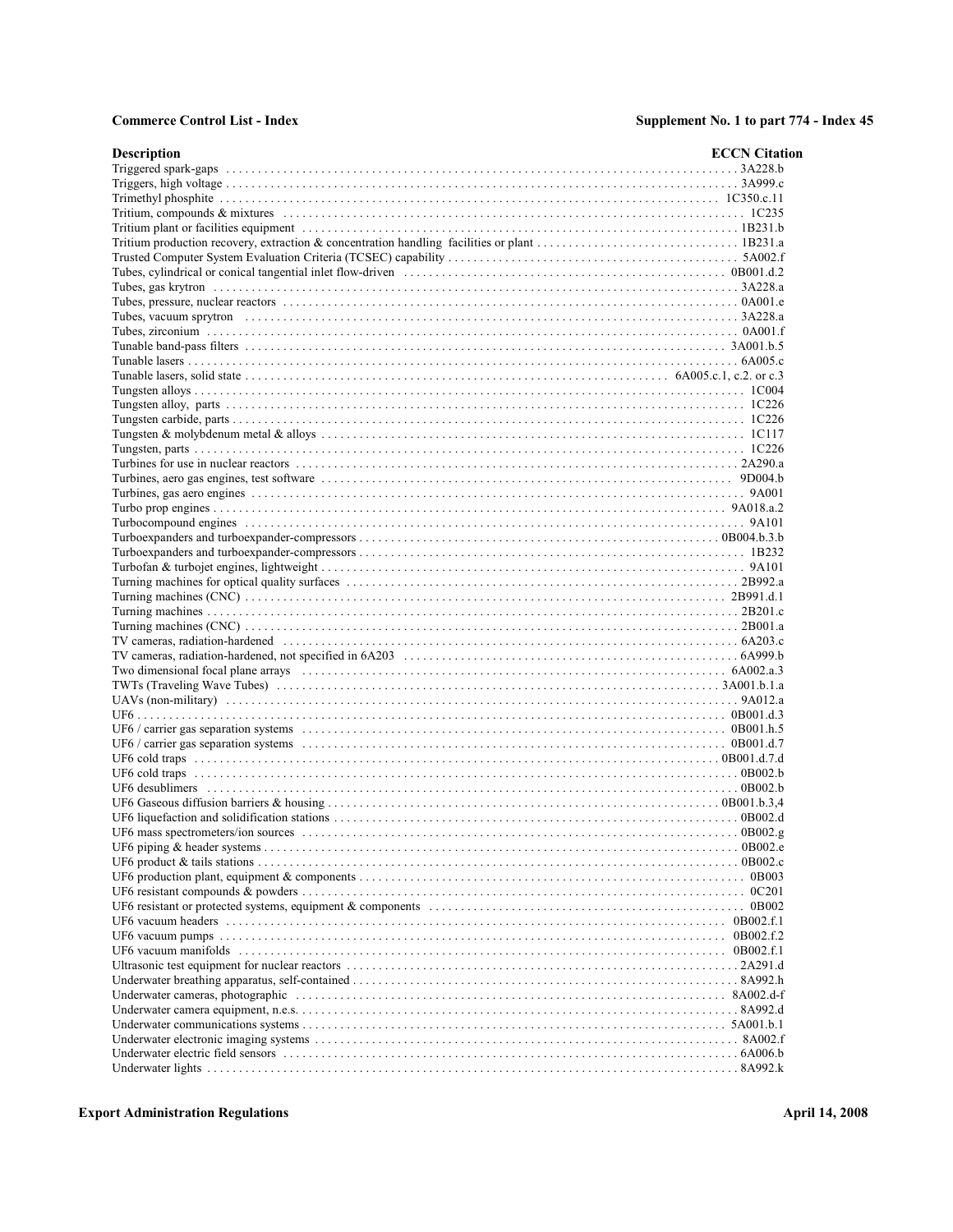| Description | ECCN Citation |
|---|---|
| Triggered spark-gaps | 3A228.b |
| Triggers, high voltage | 3A999.c |
| Trimethyl phosphite | 1C350.c.11 |
| Tritium, compounds & mixtures | 1C235 |
| Tritium plant or facilities equipment | 1B231.b |
| Tritium production recovery, extraction & concentration handling facilities or plant | 1B231.a |
| Trusted Computer System Evaluation Criteria (TCSEC) capability | 5A002.f |
| Tubes, cylindrical or conical tangential inlet flow-driven | 0B001.d.2 |
| Tubes, gas krytron | 3A228.a |
| Tubes, pressure, nuclear reactors | 0A001.e |
| Tubes, vacuum sprytron | 3A228.a |
| Tubes, zirconium | 0A001.f |
| Tunable band-pass filters | 3A001.b.5 |
| Tunable lasers | 6A005.c |
| Tunable lasers, solid state | 6A005.c.1, c.2. or c.3 |
| Tungsten alloys | 1C004 |
| Tungsten alloy, parts | 1C226 |
| Tungsten carbide, parts | 1C226 |
| Tungsten & molybdenum metal & alloys | 1C117 |
| Tungsten, parts | 1C226 |
| Turbines for use in nuclear reactors | 2A290.a |
| Turbines, aero gas engines, test software | 9D004.b |
| Turbines, gas aero engines | 9A001 |
| Turbo prop engines | 9A018.a.2 |
| Turbocompound engines | 9A101 |
| Turboexpanders and turboexpander-compressors | 0B004.b.3.b |
| Turboexpanders and turboexpander-compressors | 1B232 |
| Turbofan & turbojet engines, lightweight | 9A101 |
| Turning machines for optical quality surfaces | 2B992.a |
| Turning machines (CNC) | 2B991.d.1 |
| Turning machines | 2B201.c |
| Turning machines (CNC) | 2B001.a |
| TV cameras, radiation-hardened | 6A203.c |
| TV cameras, radiation-hardened, not specified in 6A203 | 6A999.b |
| Two dimensional focal plane arrays | 6A002.a.3 |
| TWTs (Traveling Wave Tubes) | 3A001.b.1.a |
| UAVs (non-military) | 9A012.a |
| UF6 | 0B001.d.3 |
| UF6 / carrier gas separation systems | 0B001.h.5 |
| UF6 / carrier gas separation systems | 0B001.d.7 |
| UF6 cold traps | 0B001.d.7.d |
| UF6 cold traps | 0B002.b |
| UF6 desublimers | 0B002.b |
| UF6 Gaseous diffusion barriers & housing | 0B001.b.3,4 |
| UF6 liquefaction and solidification stations | 0B002.d |
| UF6 mass spectrometers/ion sources | 0B002.g |
| UF6 piping & header systems | 0B002.e |
| UF6 product & tails stations | 0B002.c |
| UF6 production plant, equipment & components | 0B003 |
| UF6 resistant compounds & powders | 0C201 |
| UF6 resistant or protected systems, equipment & components | 0B002 |
| UF6 vacuum headers | 0B002.f.1 |
| UF6 vacuum pumps | 0B002.f.2 |
| UF6 vacuum manifolds | 0B002.f.1 |
| Ultrasonic test equipment for nuclear reactors | 2A291.d |
| Underwater breathing apparatus, self-contained | 8A992.h |
| Underwater cameras, photographic | 8A002.d-f |
| Underwater camera equipment, n.e.s. | 8A992.d |
| Underwater communications systems | 5A001.b.1 |
| Underwater electronic imaging systems | 8A002.f |
| Underwater electric field sensors | 6A006.b |
| Underwater lights | 8A992.k |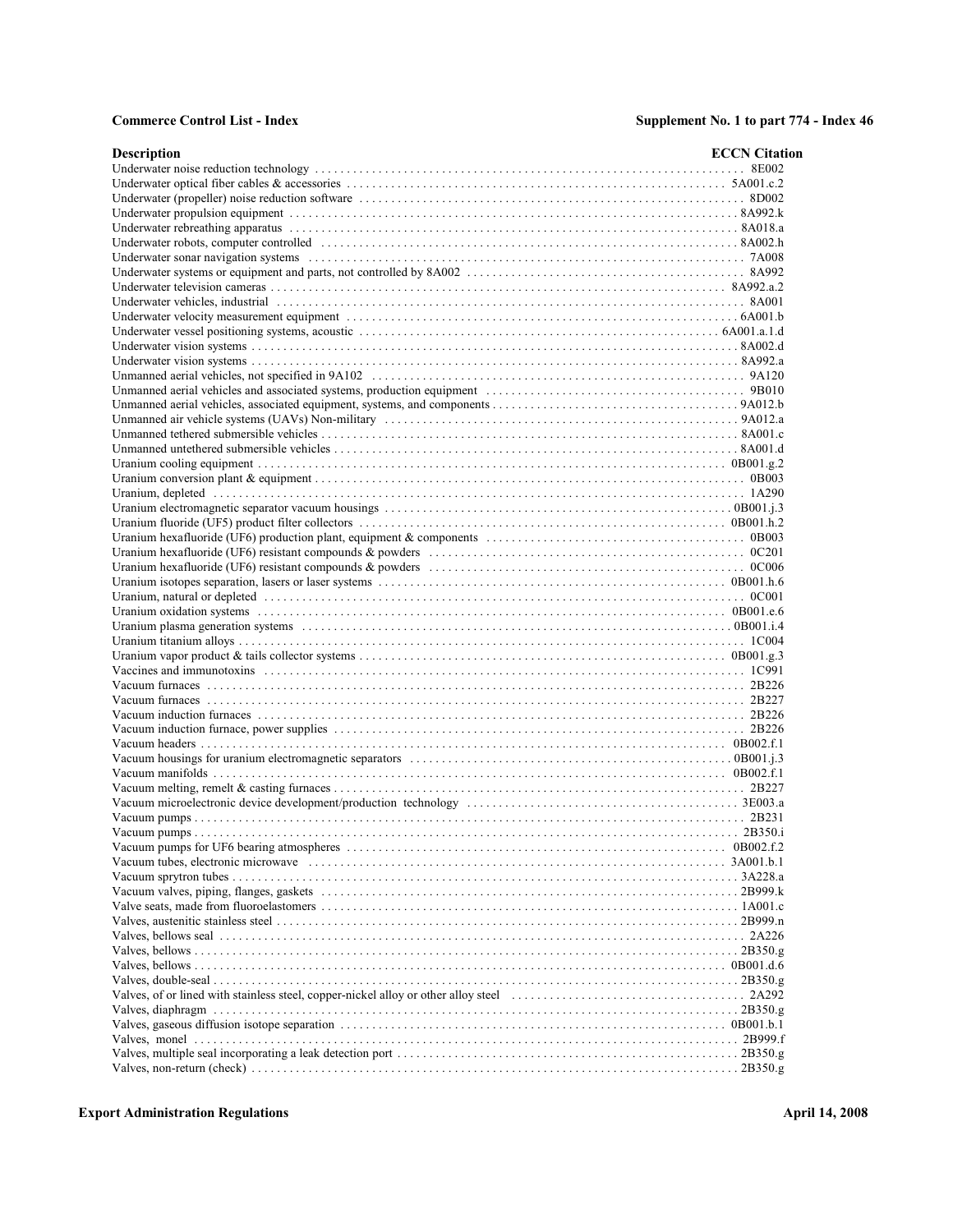| Description | ECCN Citation |
|---|---|
| Underwater noise reduction technology | 8E002 |
| Underwater optical fiber cables & accessories | 5A001.c.2 |
| Underwater (propeller) noise reduction software | 8D002 |
| Underwater propulsion equipment | 8A992.k |
| Underwater rebreathing apparatus | 8A018.a |
| Underwater robots, computer controlled | 8A002.h |
| Underwater sonar navigation systems | 7A008 |
| Underwater systems or equipment and parts, not controlled by 8A002 | 8A992 |
| Underwater television cameras | 8A992.a.2 |
| Underwater vehicles, industrial | 8A001 |
| Underwater velocity measurement equipment | 6A001.b |
| Underwater vessel positioning systems, acoustic | 6A001.a.1.d |
| Underwater vision systems | 8A002.d |
| Underwater vision systems | 8A992.a |
| Unmanned aerial vehicles, not specified in 9A102 | 9A120 |
| Unmanned aerial vehicles and associated systems, production equipment | 9B010 |
| Unmanned aerial vehicles, associated equipment, systems, and components | 9A012.b |
| Unmanned air vehicle systems (UAVs) Non-military | 9A012.a |
| Unmanned tethered submersible vehicles | 8A001.c |
| Unmanned untethered submersible vehicles | 8A001.d |
| Uranium cooling equipment | 0B001.g.2 |
| Uranium conversion plant & equipment | 0B003 |
| Uranium, depleted | 1A290 |
| Uranium electromagnetic separator vacuum housings | 0B001.j.3 |
| Uranium fluoride (UF5) product filter collectors | 0B001.h.2 |
| Uranium hexafluoride (UF6) production plant, equipment & components | 0B003 |
| Uranium hexafluoride (UF6) resistant compounds & powders | 0C201 |
| Uranium hexafluoride (UF6) resistant compounds & powders | 0C006 |
| Uranium isotopes separation, lasers or laser systems | 0B001.h.6 |
| Uranium, natural or depleted | 0C001 |
| Uranium oxidation systems | 0B001.e.6 |
| Uranium plasma generation systems | 0B001.i.4 |
| Uranium titanium alloys | 1C004 |
| Uranium vapor product & tails collector systems | 0B001.g.3 |
| Vaccines and immunotoxins | 1C991 |
| Vacuum furnaces | 2B226 |
| Vacuum furnaces | 2B227 |
| Vacuum induction furnaces | 2B226 |
| Vacuum induction furnace, power supplies | 2B226 |
| Vacuum headers | 0B002.f.1 |
| Vacuum housings for uranium electromagnetic separators | 0B001.j.3 |
| Vacuum manifolds | 0B002.f.1 |
| Vacuum melting, remelt & casting furnaces | 2B227 |
| Vacuum microelectronic device development/production technology | 3E003.a |
| Vacuum pumps | 2B231 |
| Vacuum pumps | 2B350.i |
| Vacuum pumps for UF6 bearing atmospheres | 0B002.f.2 |
| Vacuum tubes, electronic microwave | 3A001.b.1 |
| Vacuum sprytron tubes | 3A228.a |
| Vacuum valves, piping, flanges, gaskets | 2B999.k |
| Valve seats, made from fluoroelastomers | 1A001.c |
| Valves, austenitic stainless steel | 2B999.n |
| Valves, bellows seal | 2A226 |
| Valves, bellows | 2B350.g |
| Valves, bellows | 0B001.d.6 |
| Valves, double-seal | 2B350.g |
| Valves, of or lined with stainless steel, copper-nickel alloy or other alloy steel | 2A292 |
| Valves, diaphragm | 2B350.g |
| Valves, gaseous diffusion isotope separation | 0B001.b.1 |
| Valves, monel | 2B999.f |
| Valves, multiple seal incorporating a leak detection port | 2B350.g |
| Valves, non-return (check) | 2B350.g |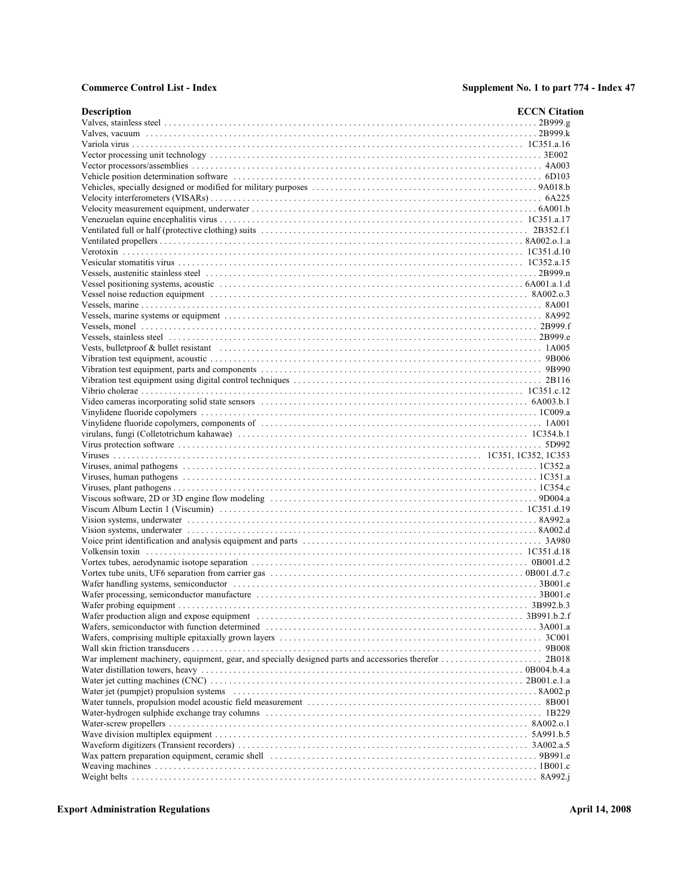| Description | ECCN Citation |
| --- | --- |
| Valves, stainless steel | 2B999.g |
| Valves, vacuum | 2B999.k |
| Variola virus | 1C351.a.16 |
| Vector processing unit technology | 3E002 |
| Vector processors/assemblies | 4A003 |
| Vehicle position determination software | 6D103 |
| Vehicles, specially designed or modified for military purposes | 9A018.b |
| Velocity interferometers (VISARs) | 6A225 |
| Velocity measurement equipment, underwater | 6A001.b |
| Venezuelan equine encephalitis virus | 1C351.a.17 |
| Ventilated full or half (protective clothing) suits | 2B352.f.1 |
| Ventilated propellers | 8A002.o.1.a |
| Verotoxin | 1C351.d.10 |
| Vesicular stomatitis virus | 1C352.a.15 |
| Vessels, austenitic stainless steel | 2B999.n |
| Vessel positioning systems, acoustic | 6A001.a.1.d |
| Vessel noise reduction equipment | 8A002.o.3 |
| Vessels, marine | 8A001 |
| Vessels, marine systems or equipment | 8A992 |
| Vessels, monel | 2B999.f |
| Vessels, stainless steel | 2B999.e |
| Vests, bulletproof & bullet resistant | 1A005 |
| Vibration test equipment, acoustic | 9B006 |
| Vibration test equipment, parts and components | 9B990 |
| Vibration test equipment using digital control techniques | 2B116 |
| Vibrio cholerae | 1C351.c.12 |
| Video cameras incorporating solid state sensors | 6A003.b.1 |
| Vinylidene fluoride copolymers | 1C009.a |
| Vinylidene fluoride copolymers, components of | 1A001 |
| virulans, fungi (Colletotrichum kahawae) | 1C354.b.1 |
| Virus protection software | 5D992 |
| Viruses | 1C351, 1C352, 1C353 |
| Viruses, animal pathogens | 1C352.a |
| Viruses, human pathogens | 1C351.a |
| Viruses, plant pathogens | 1C354.c |
| Viscous software, 2D or 3D engine flow modeling | 9D004.a |
| Viscum Album Lectin 1 (Viscumin) | 1C351.d.19 |
| Vision systems, underwater | 8A992.a |
| Vision systems, underwater | 8A002.d |
| Voice print identification and analysis equipment and parts | 3A980 |
| Volkensin toxin | 1C351.d.18 |
| Vortex tubes, aerodynamic isotope separation | 0B001.d.2 |
| Vortex tube units, UF6 separation from carrier gas | 0B001.d.7.c |
| Wafer handling systems, semiconductor | 3B001.e |
| Wafer processing, semiconductor manufacture | 3B001.e |
| Wafer probing equipment | 3B992.b.3 |
| Wafer production align and expose equipment | 3B991.b.2.f |
| Wafers, semiconductor with function determined | 3A001.a |
| Wafers, comprising multiple epitaxially grown layers | 3C001 |
| Wall skin friction transducers | 9B008 |
| War implement machinery, equipment, gear, and specially designed parts and accessories therefor | 2B018 |
| Water distillation towers, heavy | 0B004.b.4.a |
| Water jet cutting machines (CNC) | 2B001.e.1.a |
| Water jet (pumpjet) propulsion systems | 8A002.p |
| Water tunnels, propulsion model acoustic field measurement | 8B001 |
| Water-hydrogen sulphide exchange tray columns | 1B229 |
| Water-screw propellers | 8A002.o.1 |
| Wave division multiplex equipment | 5A991.b.5 |
| Waveform digitizers (Transient recorders) | 3A002.a.5 |
| Wax pattern preparation equipment, ceramic shell | 9B991.e |
| Weaving machines | 1B001.c |
| Weight belts | 8A992.j |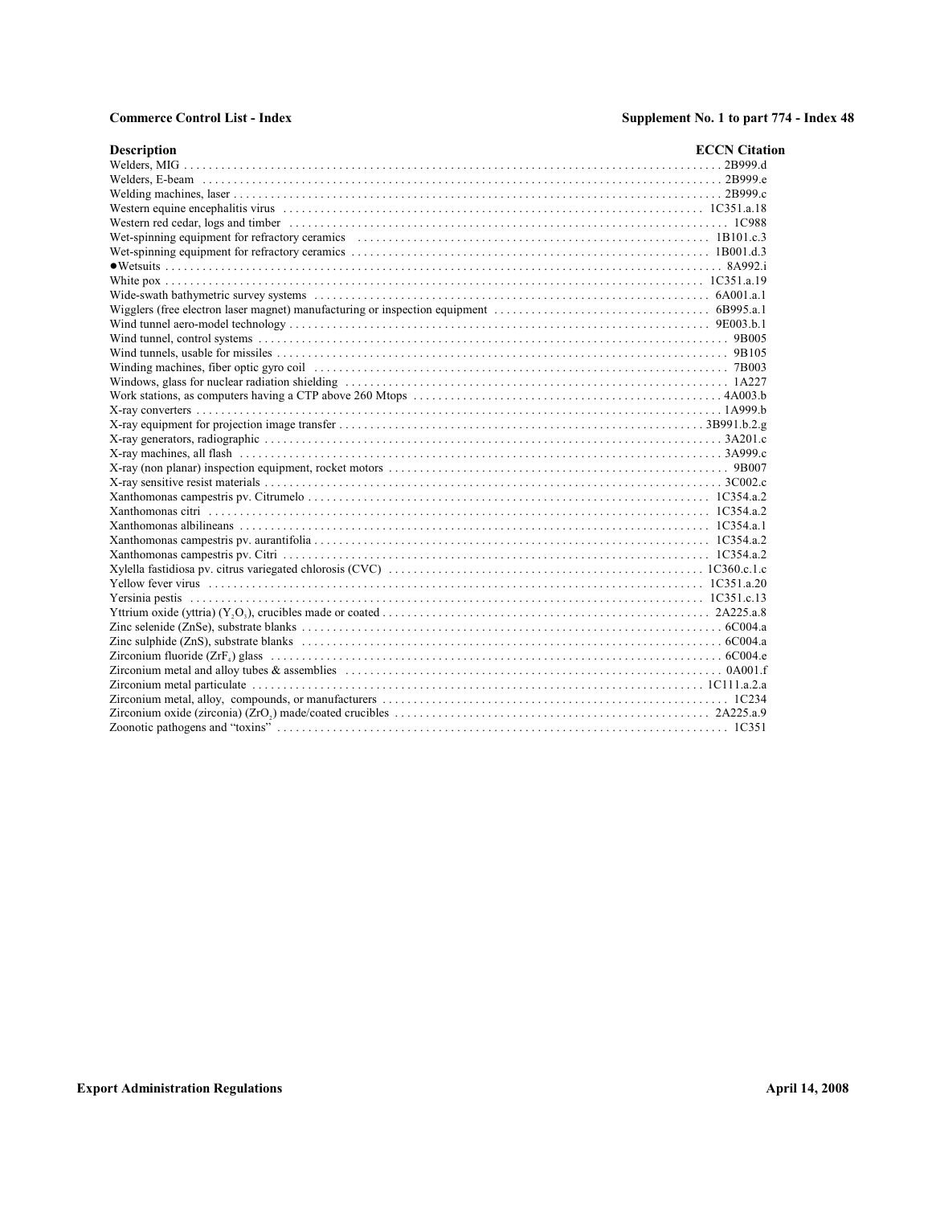| Description | ECCN Citation |
| --- | --- |
| Welders, MIG | 2B999.d |
| Welders, E-beam | 2B999.e |
| Welding machines, laser | 2B999.c |
| Western equine encephalitis virus | 1C351.a.18 |
| Western red cedar, logs and timber | 1C988 |
| Wet-spinning equipment for refractory ceramics | 1B101.c.3 |
| Wet-spinning equipment for refractory ceramics | 1B001.d.3 |
| ●Wetsuits | 8A992.i |
| White pox | 1C351.a.19 |
| Wide-swath bathymetric survey systems | 6A001.a.1 |
| Wigglers (free electron laser magnet) manufacturing or inspection equipment | 6B995.a.1 |
| Wind tunnel aero-model technology | 9E003.b.1 |
| Wind tunnel, control systems | 9B005 |
| Wind tunnels, usable for missiles | 9B105 |
| Winding machines, fiber optic gyro coil | 7B003 |
| Windows, glass for nuclear radiation shielding | 1A227 |
| Work stations, as computers having a CTP above 260 Mtops | 4A003.b |
| X-ray converters | 1A999.b |
| X-ray equipment for projection image transfer | 3B991.b.2.g |
| X-ray generators, radiographic | 3A201.c |
| X-ray machines, all flash | 3A999.c |
| X-ray (non planar) inspection equipment, rocket motors | 9B007 |
| X-ray sensitive resist materials | 3C002.c |
| Xanthomonas campestris pv. Citrumelo | 1C354.a.2 |
| Xanthomonas citri | 1C354.a.2 |
| Xanthomonas albilineans | 1C354.a.1 |
| Xanthomonas campestris pv. aurantifolia | 1C354.a.2 |
| Xanthomonas campestris pv. Citri | 1C354.a.2 |
| Xylella fastidiosa pv. citrus variegated chlorosis (CVC) | 1C360.c.1.c |
| Yellow fever virus | 1C351.a.20 |
| Yersinia pestis | 1C351.c.13 |
| Yttrium oxide (yttria) ($Y_2O_3$), crucibles made or coated | 2A225.a.8 |
| Zinc selenide (ZnSe), substrate blanks | 6C004.a |
| Zinc sulphide (ZnS), substrate blanks | 6C004.a |
| Zirconium fluoride ($ZrF_4$) glass | 6C004.e |
| Zirconium metal and alloy tubes & assemblies | 0A001.f |
| Zirconium metal particulate | 1C111.a.2.a |
| Zirconium metal, alloy, compounds, or manufacturers | 1C234 |
| Zirconium oxide (zirconia) ($ZrO_2$) made/coated crucibles | 2A225.a.9 |
| Zoonotic pathogens and "toxins" | 1C351 |